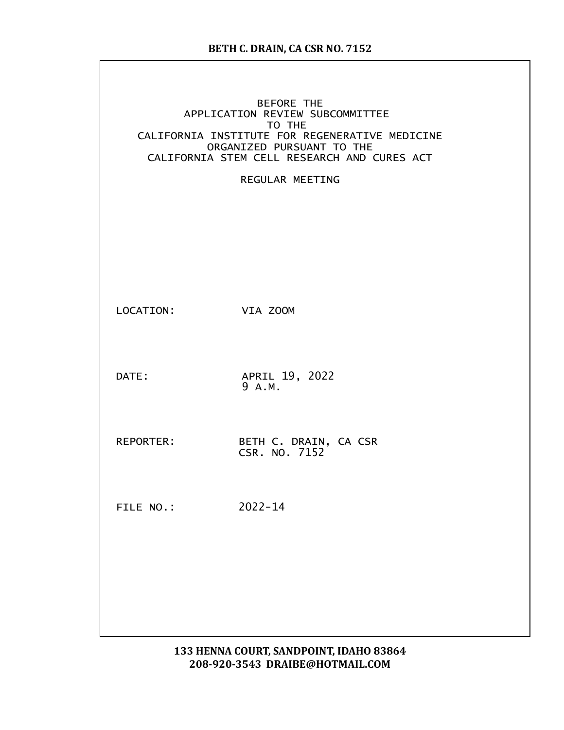BEFORE THE
APPLICATION REVIEW SUBCOMMITTEE
TO THE
CALIFORNIA INSTITUTE FOR REGENERATIVE MEDICINE
ORGANIZED PURSUANT TO THE
CALIFORNIA STEM CELL RESEARCH AND CURES ACT

REGULAR MEETING

LOCATION: VIA ZOOM

DATE: APRIL 19, 2022
9 A.M.

REPORTER: BETH C. DRAIN, CA CSR
CSR. NO. 7152

FILE NO.: 2022-14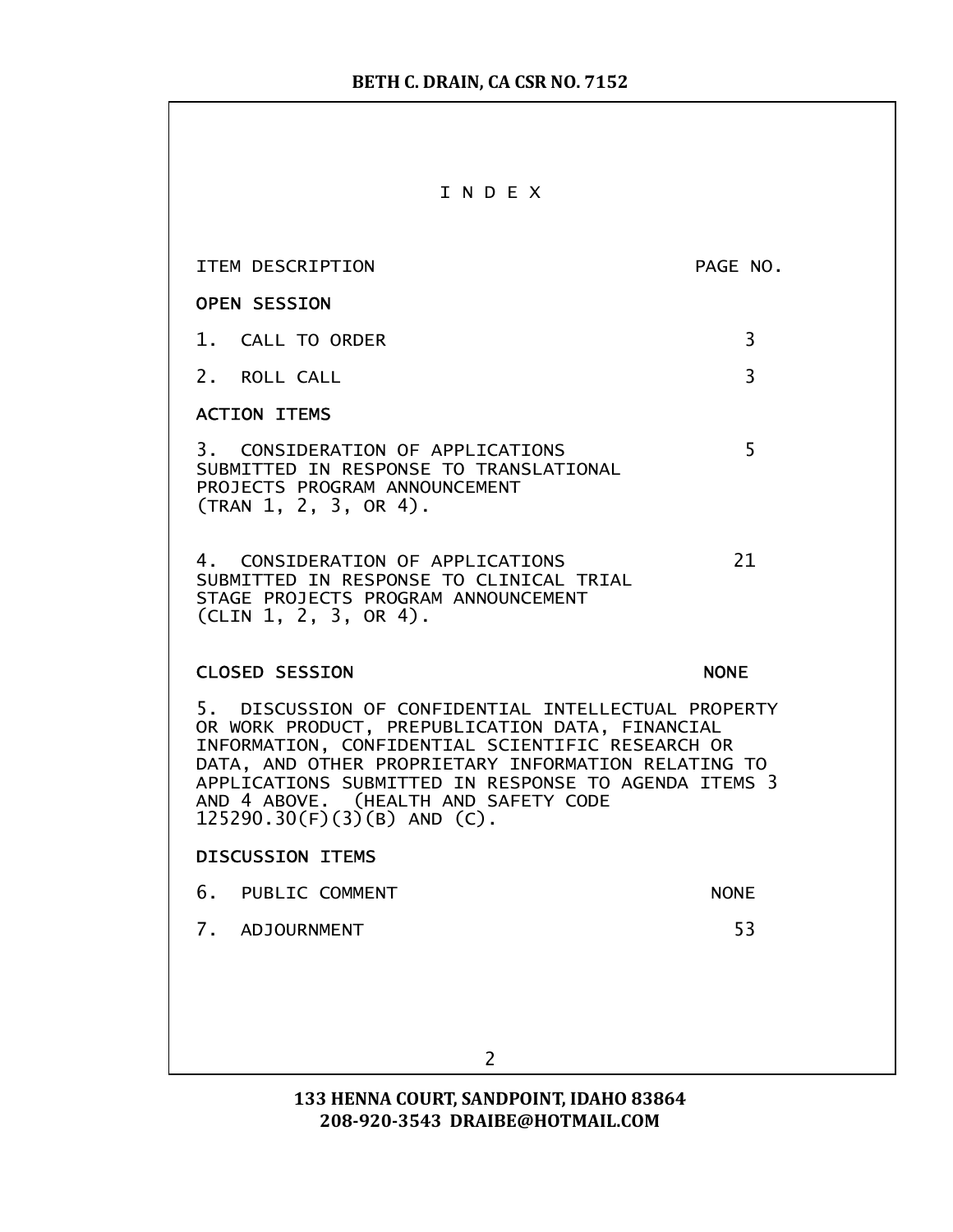# I N D E X

| ITEM DESCRIPTION | PAGE NO. |
|---|---|
| **OPEN SESSION** | |
| 1. CALL TO ORDER | 3 |
| 2. ROLL CALL | 3 |
| **ACTION ITEMS** | |
| 3. CONSIDERATION OF APPLICATIONS SUBMITTED IN RESPONSE TO TRANSLATIONAL PROJECTS PROGRAM ANNOUNCEMENT (TRAN 1, 2, 3, OR 4). | 5 |
| 4. CONSIDERATION OF APPLICATIONS SUBMITTED IN RESPONSE TO CLINICAL TRIAL STAGE PROJECTS PROGRAM ANNOUNCEMENT (CLIN 1, 2, 3, OR 4). | 21 |
| **CLOSED SESSION** | NONE |
| 5. DISCUSSION OF CONFIDENTIAL INTELLECTUAL PROPERTY OR WORK PRODUCT, PREPUBLICATION DATA, FINANCIAL INFORMATION, CONFIDENTIAL SCIENTIFIC RESEARCH OR DATA, AND OTHER PROPRIETARY INFORMATION RELATING TO APPLICATIONS SUBMITTED IN RESPONSE TO AGENDA ITEMS 3 AND 4 ABOVE. (HEALTH AND SAFETY CODE 125290.30(F)(3)(B) AND (C). | |
| **DISCUSSION ITEMS** | |
| 6. PUBLIC COMMENT | NONE |
| 7. ADJOURNMENT | 53 |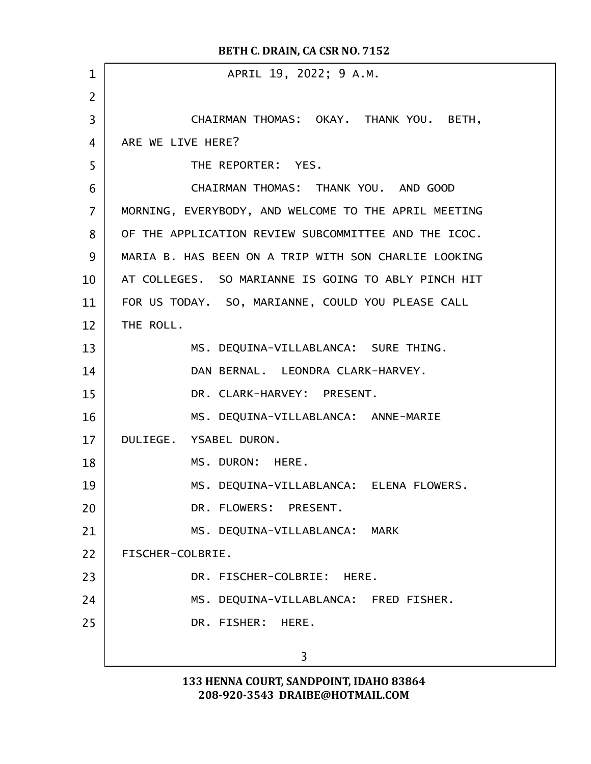APRIL 19, 2022; 9 A.M.

CHAIRMAN THOMAS: OKAY. THANK YOU. BETH, ARE WE LIVE HERE?

THE REPORTER: YES.

CHAIRMAN THOMAS: THANK YOU. AND GOOD MORNING, EVERYBODY, AND WELCOME TO THE APRIL MEETING OF THE APPLICATION REVIEW SUBCOMMITTEE AND THE ICOC. MARIA B. HAS BEEN ON A TRIP WITH SON CHARLIE LOOKING AT COLLEGES. SO MARIANNE IS GOING TO ABLY PINCH HIT FOR US TODAY. SO, MARIANNE, COULD YOU PLEASE CALL THE ROLL.

MS. DEQUINA-VILLABLANCA: SURE THING.

DAN BERNAL. LEONDRA CLARK-HARVEY.

DR. CLARK-HARVEY: PRESENT.

MS. DEQUINA-VILLABLANCA: ANNE-MARIE DULIEGE. YSABEL DURON.

MS. DURON: HERE.

MS. DEQUINA-VILLABLANCA: ELENA FLOWERS.

DR. FLOWERS: PRESENT.

MS. DEQUINA-VILLABLANCA: MARK FISCHER-COLBRIE.

DR. FISCHER-COLBRIE: HERE.

MS. DEQUINA-VILLABLANCA: FRED FISHER.

DR. FISHER: HERE.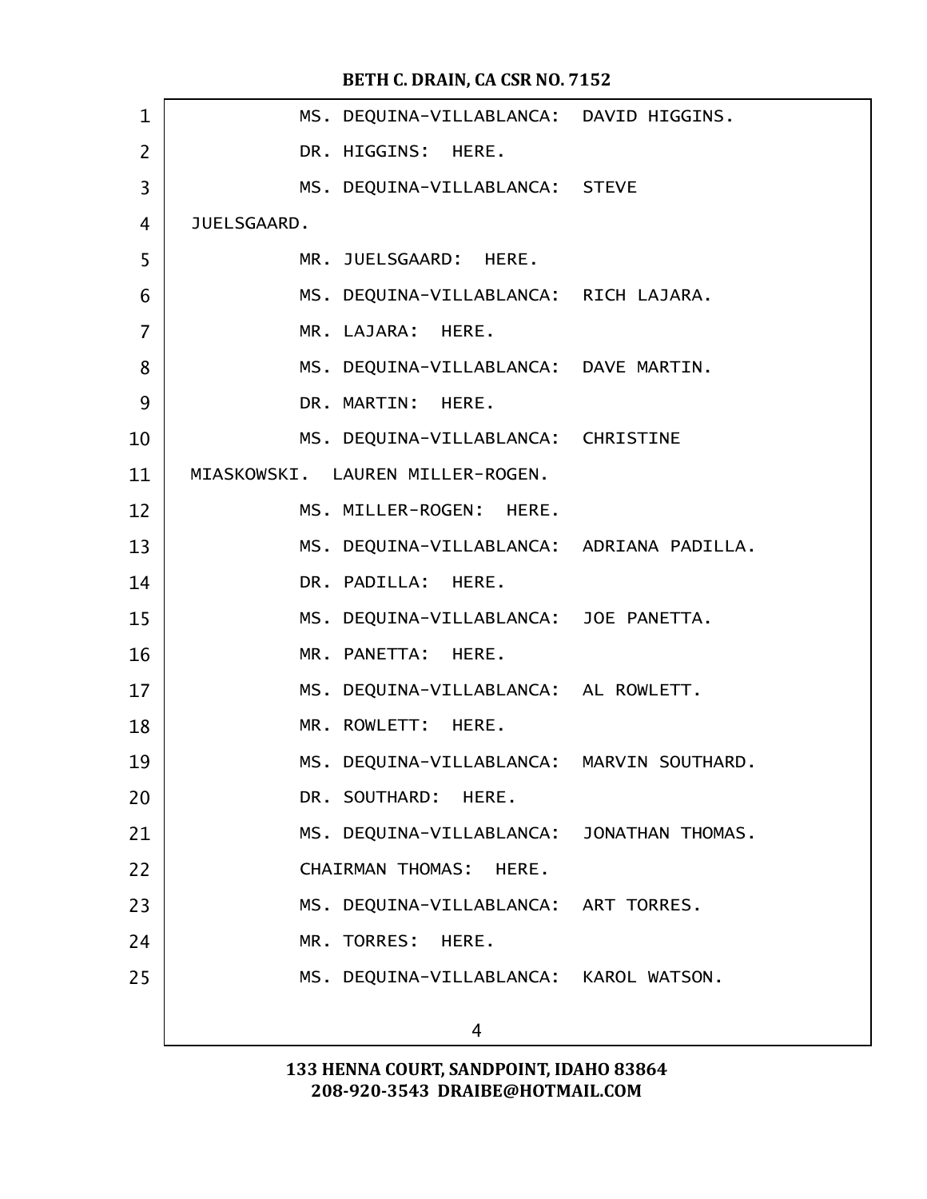MS. DEQUINA-VILLABLANCA: DAVID HIGGINS.

DR. HIGGINS: HERE.

MS. DEQUINA-VILLABLANCA: STEVE JUELSGAARD.

MR. JUELSGAARD: HERE.

MS. DEQUINA-VILLABLANCA: RICH LAJARA.

MR. LAJARA: HERE.

MS. DEQUINA-VILLABLANCA: DAVE MARTIN.

DR. MARTIN: HERE.

MS. DEQUINA-VILLABLANCA: CHRISTINE MIASKOWSKI. LAUREN MILLER-ROGEN.

MS. MILLER-ROGEN: HERE.

MS. DEQUINA-VILLABLANCA: ADRIANA PADILLA.

DR. PADILLA: HERE.

MS. DEQUINA-VILLABLANCA: JOE PANETTA.

MR. PANETTA: HERE.

MS. DEQUINA-VILLABLANCA: AL ROWLETT.

MR. ROWLETT: HERE.

MS. DEQUINA-VILLABLANCA: MARVIN SOUTHARD.

DR. SOUTHARD: HERE.

MS. DEQUINA-VILLABLANCA: JONATHAN THOMAS.

CHAIRMAN THOMAS: HERE.

MS. DEQUINA-VILLABLANCA: ART TORRES.

MR. TORRES: HERE.

MS. DEQUINA-VILLABLANCA: KAROL WATSON.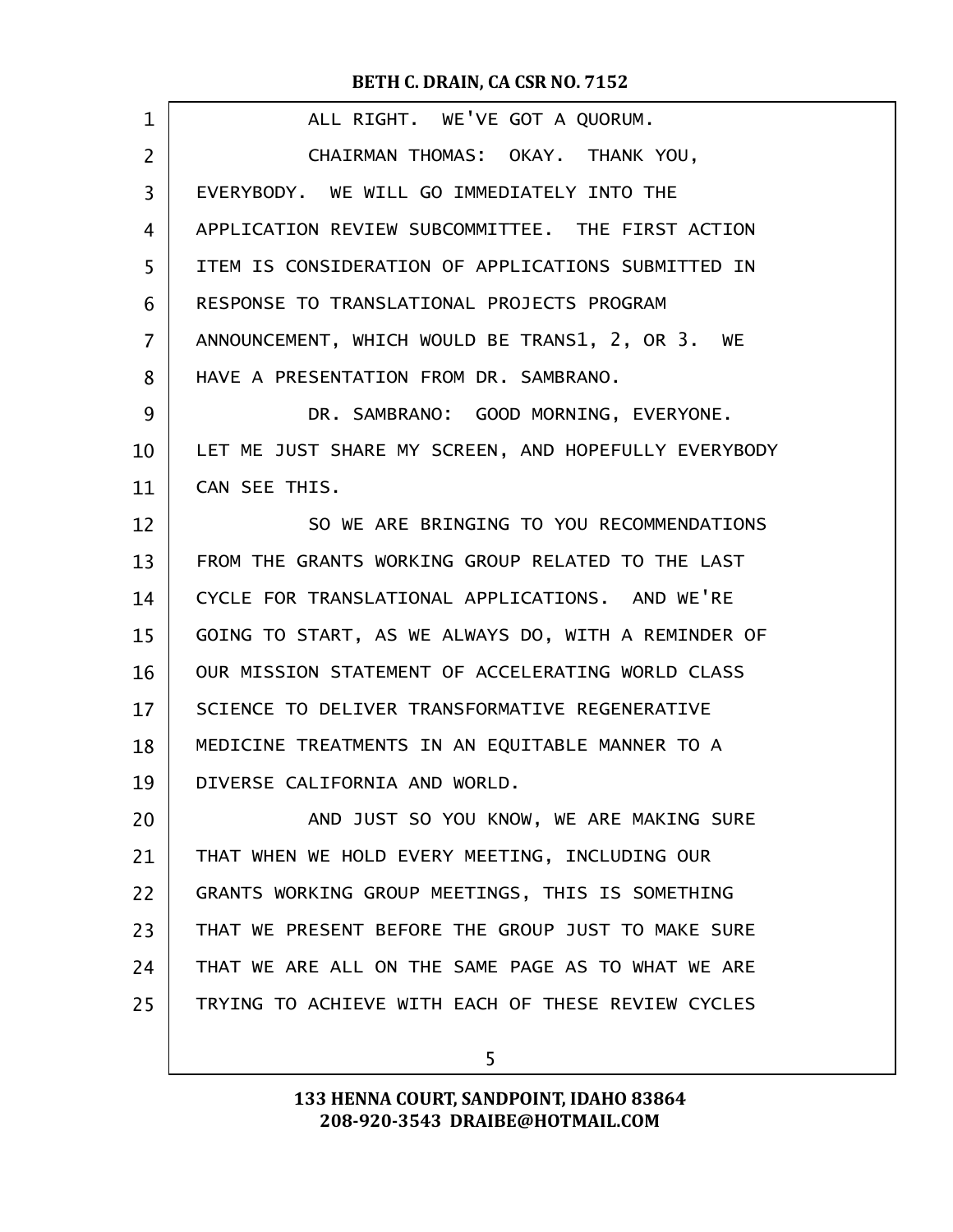ALL RIGHT. WE'VE GOT A QUORUM.

CHAIRMAN THOMAS: OKAY. THANK YOU, EVERYBODY. WE WILL GO IMMEDIATELY INTO THE APPLICATION REVIEW SUBCOMMITTEE. THE FIRST ACTION ITEM IS CONSIDERATION OF APPLICATIONS SUBMITTED IN RESPONSE TO TRANSLATIONAL PROJECTS PROGRAM ANNOUNCEMENT, WHICH WOULD BE TRANS1, 2, OR 3. WE HAVE A PRESENTATION FROM DR. SAMBRANO.

DR. SAMBRANO: GOOD MORNING, EVERYONE. LET ME JUST SHARE MY SCREEN, AND HOPEFULLY EVERYBODY CAN SEE THIS.

SO WE ARE BRINGING TO YOU RECOMMENDATIONS FROM THE GRANTS WORKING GROUP RELATED TO THE LAST CYCLE FOR TRANSLATIONAL APPLICATIONS. AND WE'RE GOING TO START, AS WE ALWAYS DO, WITH A REMINDER OF OUR MISSION STATEMENT OF ACCELERATING WORLD CLASS SCIENCE TO DELIVER TRANSFORMATIVE REGENERATIVE MEDICINE TREATMENTS IN AN EQUITABLE MANNER TO A DIVERSE CALIFORNIA AND WORLD.

AND JUST SO YOU KNOW, WE ARE MAKING SURE THAT WHEN WE HOLD EVERY MEETING, INCLUDING OUR GRANTS WORKING GROUP MEETINGS, THIS IS SOMETHING THAT WE PRESENT BEFORE THE GROUP JUST TO MAKE SURE THAT WE ARE ALL ON THE SAME PAGE AS TO WHAT WE ARE TRYING TO ACHIEVE WITH EACH OF THESE REVIEW CYCLES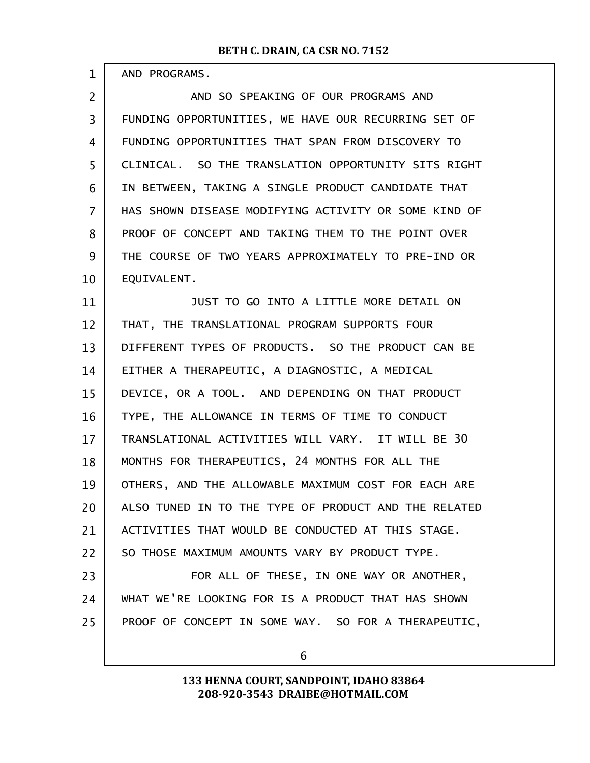AND PROGRAMS.

AND SO SPEAKING OF OUR PROGRAMS AND FUNDING OPPORTUNITIES, WE HAVE OUR RECURRING SET OF FUNDING OPPORTUNITIES THAT SPAN FROM DISCOVERY TO CLINICAL. SO THE TRANSLATION OPPORTUNITY SITS RIGHT IN BETWEEN, TAKING A SINGLE PRODUCT CANDIDATE THAT HAS SHOWN DISEASE MODIFYING ACTIVITY OR SOME KIND OF PROOF OF CONCEPT AND TAKING THEM TO THE POINT OVER THE COURSE OF TWO YEARS APPROXIMATELY TO PRE-IND OR EQUIVALENT.

JUST TO GO INTO A LITTLE MORE DETAIL ON THAT, THE TRANSLATIONAL PROGRAM SUPPORTS FOUR DIFFERENT TYPES OF PRODUCTS. SO THE PRODUCT CAN BE EITHER A THERAPEUTIC, A DIAGNOSTIC, A MEDICAL DEVICE, OR A TOOL. AND DEPENDING ON THAT PRODUCT TYPE, THE ALLOWANCE IN TERMS OF TIME TO CONDUCT TRANSLATIONAL ACTIVITIES WILL VARY. IT WILL BE 30 MONTHS FOR THERAPEUTICS, 24 MONTHS FOR ALL THE OTHERS, AND THE ALLOWABLE MAXIMUM COST FOR EACH ARE ALSO TUNED IN TO THE TYPE OF PRODUCT AND THE RELATED ACTIVITIES THAT WOULD BE CONDUCTED AT THIS STAGE. SO THOSE MAXIMUM AMOUNTS VARY BY PRODUCT TYPE.

FOR ALL OF THESE, IN ONE WAY OR ANOTHER, WHAT WE'RE LOOKING FOR IS A PRODUCT THAT HAS SHOWN PROOF OF CONCEPT IN SOME WAY. SO FOR A THERAPEUTIC,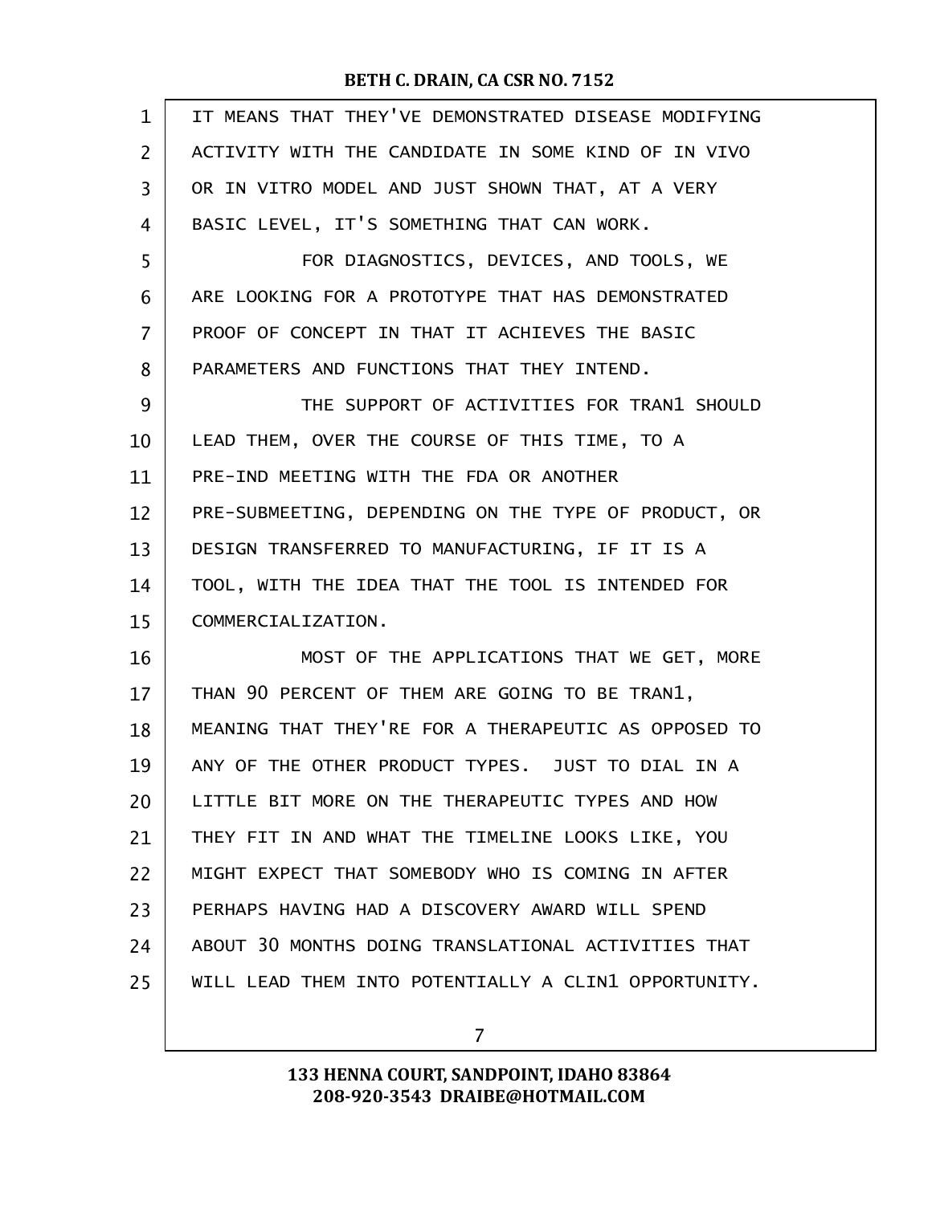IT MEANS THAT THEY'VE DEMONSTRATED DISEASE MODIFYING ACTIVITY WITH THE CANDIDATE IN SOME KIND OF IN VIVO OR IN VITRO MODEL AND JUST SHOWN THAT, AT A VERY BASIC LEVEL, IT'S SOMETHING THAT CAN WORK.

FOR DIAGNOSTICS, DEVICES, AND TOOLS, WE ARE LOOKING FOR A PROTOTYPE THAT HAS DEMONSTRATED PROOF OF CONCEPT IN THAT IT ACHIEVES THE BASIC PARAMETERS AND FUNCTIONS THAT THEY INTEND.

THE SUPPORT OF ACTIVITIES FOR TRAN1 SHOULD LEAD THEM, OVER THE COURSE OF THIS TIME, TO A PRE-IND MEETING WITH THE FDA OR ANOTHER PRE-SUBMEETING, DEPENDING ON THE TYPE OF PRODUCT, OR DESIGN TRANSFERRED TO MANUFACTURING, IF IT IS A TOOL, WITH THE IDEA THAT THE TOOL IS INTENDED FOR COMMERCIALIZATION.

MOST OF THE APPLICATIONS THAT WE GET, MORE THAN 90 PERCENT OF THEM ARE GOING TO BE TRAN1, MEANING THAT THEY'RE FOR A THERAPEUTIC AS OPPOSED TO ANY OF THE OTHER PRODUCT TYPES. JUST TO DIAL IN A LITTLE BIT MORE ON THE THERAPEUTIC TYPES AND HOW THEY FIT IN AND WHAT THE TIMELINE LOOKS LIKE, YOU MIGHT EXPECT THAT SOMEBODY WHO IS COMING IN AFTER PERHAPS HAVING HAD A DISCOVERY AWARD WILL SPEND ABOUT 30 MONTHS DOING TRANSLATIONAL ACTIVITIES THAT WILL LEAD THEM INTO POTENTIALLY A CLIN1 OPPORTUNITY.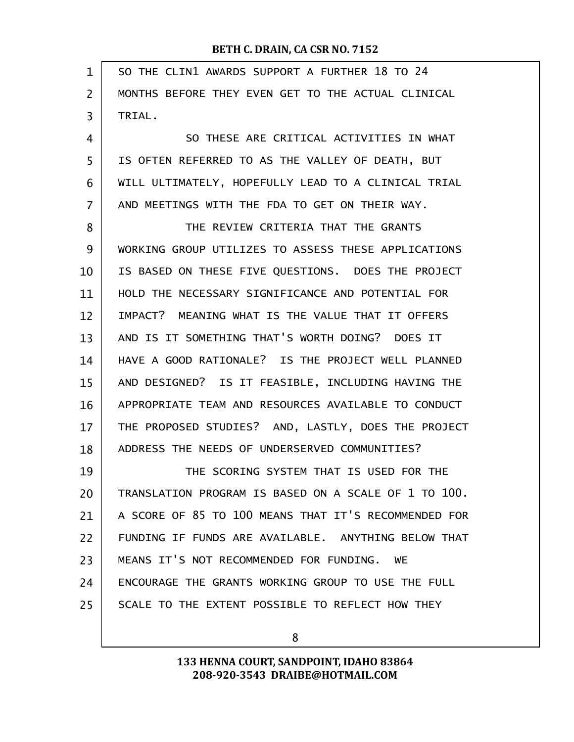SO THE CLIN1 AWARDS SUPPORT A FURTHER 18 TO 24 MONTHS BEFORE THEY EVEN GET TO THE ACTUAL CLINICAL TRIAL.

SO THESE ARE CRITICAL ACTIVITIES IN WHAT IS OFTEN REFERRED TO AS THE VALLEY OF DEATH, BUT WILL ULTIMATELY, HOPEFULLY LEAD TO A CLINICAL TRIAL AND MEETINGS WITH THE FDA TO GET ON THEIR WAY.

THE REVIEW CRITERIA THAT THE GRANTS WORKING GROUP UTILIZES TO ASSESS THESE APPLICATIONS IS BASED ON THESE FIVE QUESTIONS. DOES THE PROJECT HOLD THE NECESSARY SIGNIFICANCE AND POTENTIAL FOR IMPACT? MEANING WHAT IS THE VALUE THAT IT OFFERS AND IS IT SOMETHING THAT'S WORTH DOING? DOES IT HAVE A GOOD RATIONALE? IS THE PROJECT WELL PLANNED AND DESIGNED? IS IT FEASIBLE, INCLUDING HAVING THE APPROPRIATE TEAM AND RESOURCES AVAILABLE TO CONDUCT THE PROPOSED STUDIES? AND, LASTLY, DOES THE PROJECT ADDRESS THE NEEDS OF UNDERSERVED COMMUNITIES?

THE SCORING SYSTEM THAT IS USED FOR THE TRANSLATION PROGRAM IS BASED ON A SCALE OF 1 TO 100. A SCORE OF 85 TO 100 MEANS THAT IT'S RECOMMENDED FOR FUNDING IF FUNDS ARE AVAILABLE. ANYTHING BELOW THAT MEANS IT'S NOT RECOMMENDED FOR FUNDING. WE ENCOURAGE THE GRANTS WORKING GROUP TO USE THE FULL SCALE TO THE EXTENT POSSIBLE TO REFLECT HOW THEY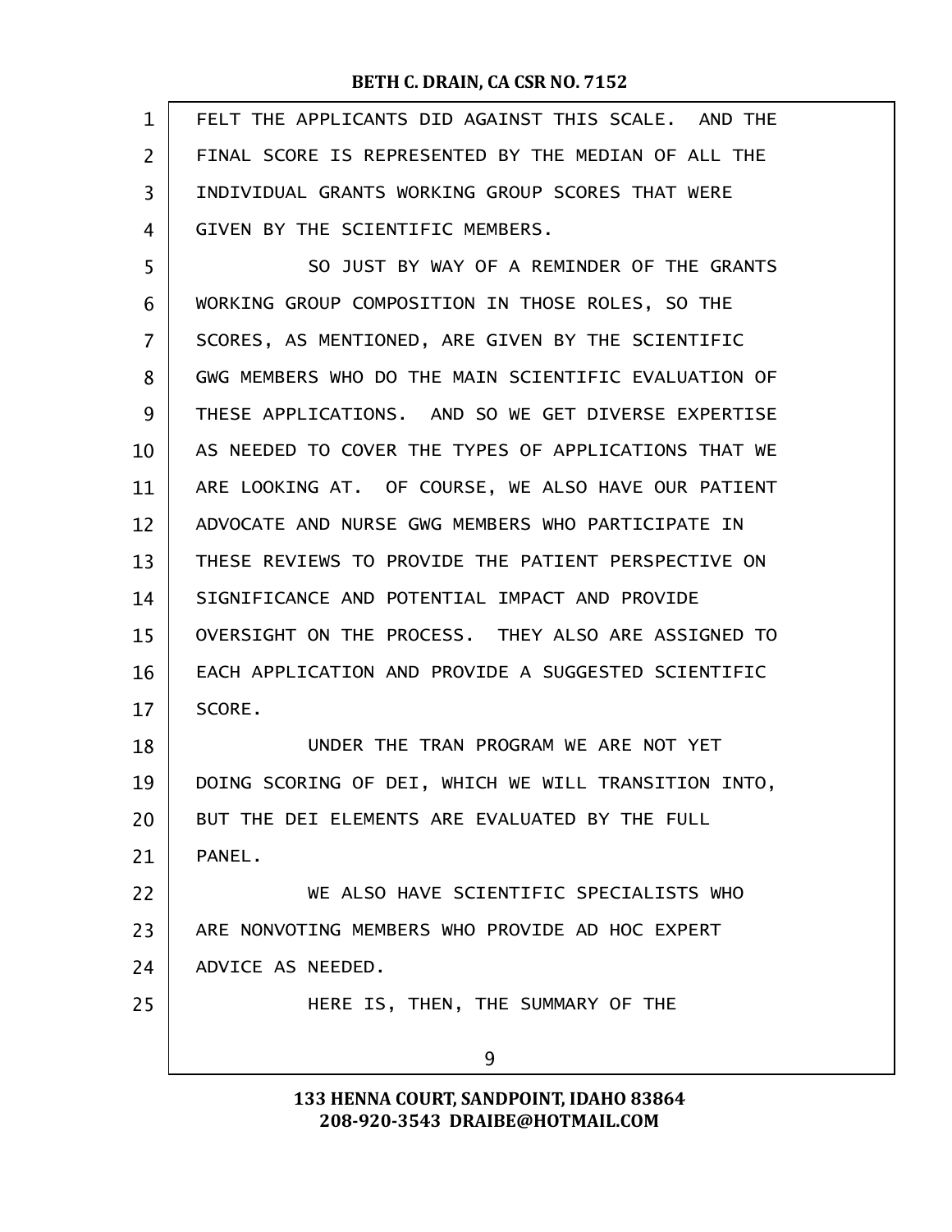FELT THE APPLICANTS DID AGAINST THIS SCALE. AND THE FINAL SCORE IS REPRESENTED BY THE MEDIAN OF ALL THE INDIVIDUAL GRANTS WORKING GROUP SCORES THAT WERE GIVEN BY THE SCIENTIFIC MEMBERS.

SO JUST BY WAY OF A REMINDER OF THE GRANTS WORKING GROUP COMPOSITION IN THOSE ROLES, SO THE SCORES, AS MENTIONED, ARE GIVEN BY THE SCIENTIFIC GWG MEMBERS WHO DO THE MAIN SCIENTIFIC EVALUATION OF THESE APPLICATIONS. AND SO WE GET DIVERSE EXPERTISE AS NEEDED TO COVER THE TYPES OF APPLICATIONS THAT WE ARE LOOKING AT. OF COURSE, WE ALSO HAVE OUR PATIENT ADVOCATE AND NURSE GWG MEMBERS WHO PARTICIPATE IN THESE REVIEWS TO PROVIDE THE PATIENT PERSPECTIVE ON SIGNIFICANCE AND POTENTIAL IMPACT AND PROVIDE OVERSIGHT ON THE PROCESS. THEY ALSO ARE ASSIGNED TO EACH APPLICATION AND PROVIDE A SUGGESTED SCIENTIFIC SCORE.

UNDER THE TRAN PROGRAM WE ARE NOT YET DOING SCORING OF DEI, WHICH WE WILL TRANSITION INTO, BUT THE DEI ELEMENTS ARE EVALUATED BY THE FULL PANEL.

WE ALSO HAVE SCIENTIFIC SPECIALISTS WHO ARE NONVOTING MEMBERS WHO PROVIDE AD HOC EXPERT ADVICE AS NEEDED.

HERE IS, THEN, THE SUMMARY OF THE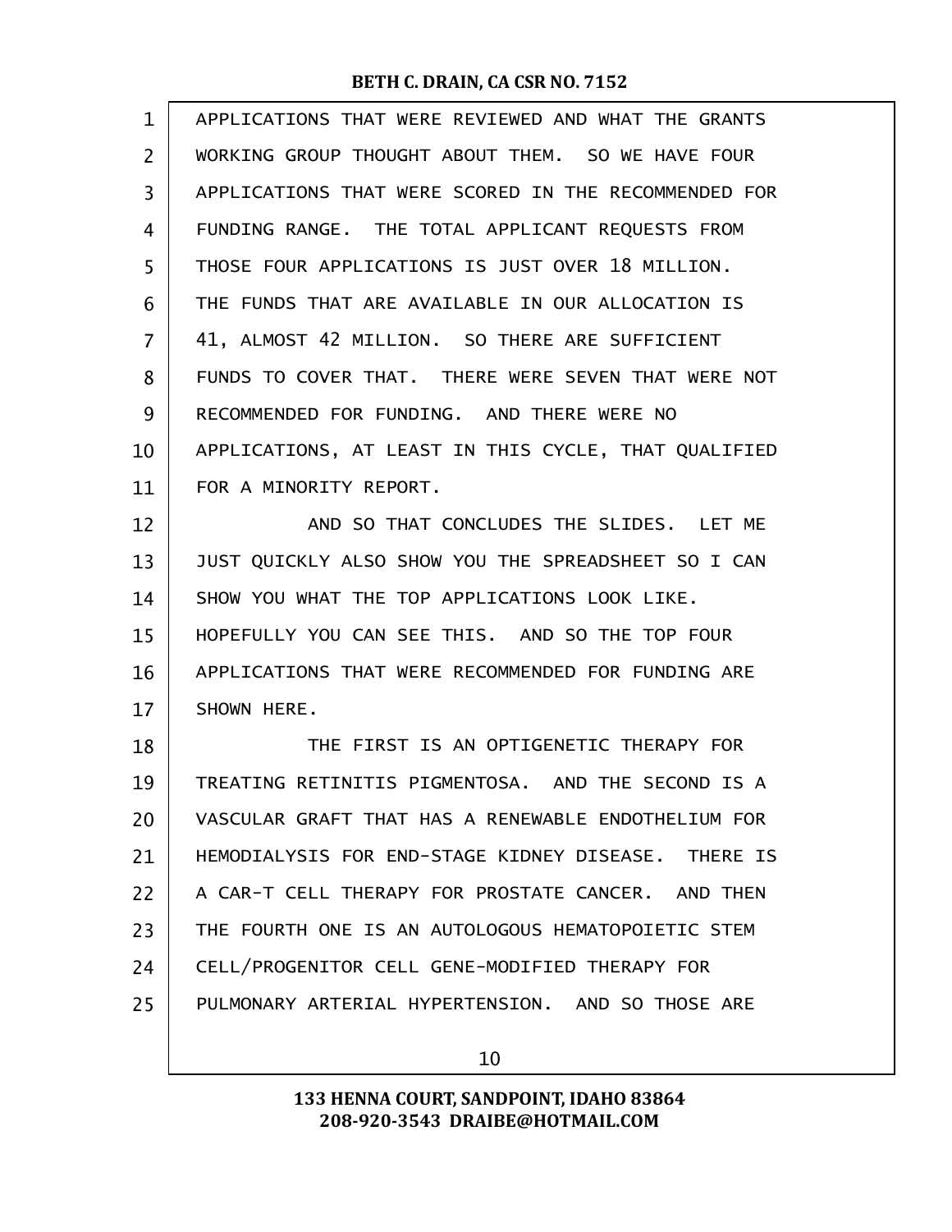APPLICATIONS THAT WERE REVIEWED AND WHAT THE GRANTS WORKING GROUP THOUGHT ABOUT THEM. SO WE HAVE FOUR APPLICATIONS THAT WERE SCORED IN THE RECOMMENDED FOR FUNDING RANGE. THE TOTAL APPLICANT REQUESTS FROM THOSE FOUR APPLICATIONS IS JUST OVER 18 MILLION. THE FUNDS THAT ARE AVAILABLE IN OUR ALLOCATION IS 41, ALMOST 42 MILLION. SO THERE ARE SUFFICIENT FUNDS TO COVER THAT. THERE WERE SEVEN THAT WERE NOT RECOMMENDED FOR FUNDING. AND THERE WERE NO APPLICATIONS, AT LEAST IN THIS CYCLE, THAT QUALIFIED FOR A MINORITY REPORT.

AND SO THAT CONCLUDES THE SLIDES. LET ME JUST QUICKLY ALSO SHOW YOU THE SPREADSHEET SO I CAN SHOW YOU WHAT THE TOP APPLICATIONS LOOK LIKE. HOPEFULLY YOU CAN SEE THIS. AND SO THE TOP FOUR APPLICATIONS THAT WERE RECOMMENDED FOR FUNDING ARE SHOWN HERE.

THE FIRST IS AN OPTIGENETIC THERAPY FOR TREATING RETINITIS PIGMENTOSA. AND THE SECOND IS A VASCULAR GRAFT THAT HAS A RENEWABLE ENDOTHELIUM FOR HEMODIALYSIS FOR END-STAGE KIDNEY DISEASE. THERE IS A CAR-T CELL THERAPY FOR PROSTATE CANCER. AND THEN THE FOURTH ONE IS AN AUTOLOGOUS HEMATOPOIETIC STEM CELL/PROGENITOR CELL GENE-MODIFIED THERAPY FOR PULMONARY ARTERIAL HYPERTENSION. AND SO THOSE ARE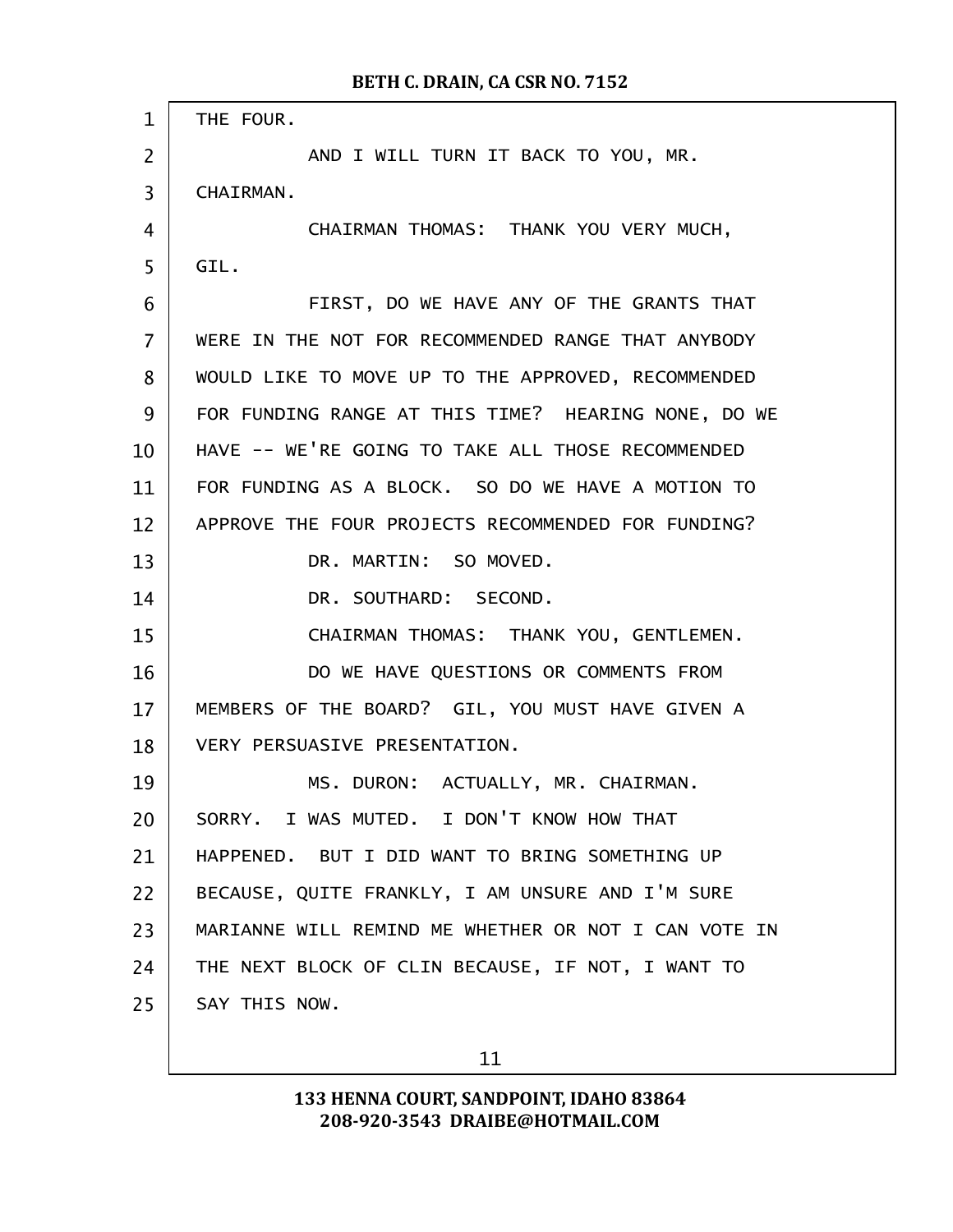THE FOUR.

AND I WILL TURN IT BACK TO YOU, MR. CHAIRMAN.

CHAIRMAN THOMAS: THANK YOU VERY MUCH, GIL.

FIRST, DO WE HAVE ANY OF THE GRANTS THAT WERE IN THE NOT FOR RECOMMENDED RANGE THAT ANYBODY WOULD LIKE TO MOVE UP TO THE APPROVED, RECOMMENDED FOR FUNDING RANGE AT THIS TIME? HEARING NONE, DO WE HAVE -- WE'RE GOING TO TAKE ALL THOSE RECOMMENDED FOR FUNDING AS A BLOCK. SO DO WE HAVE A MOTION TO APPROVE THE FOUR PROJECTS RECOMMENDED FOR FUNDING?

DR. MARTIN: SO MOVED.

DR. SOUTHARD: SECOND.

CHAIRMAN THOMAS: THANK YOU, GENTLEMEN.

DO WE HAVE QUESTIONS OR COMMENTS FROM MEMBERS OF THE BOARD? GIL, YOU MUST HAVE GIVEN A VERY PERSUASIVE PRESENTATION.

MS. DURON: ACTUALLY, MR. CHAIRMAN. SORRY. I WAS MUTED. I DON'T KNOW HOW THAT HAPPENED. BUT I DID WANT TO BRING SOMETHING UP BECAUSE, QUITE FRANKLY, I AM UNSURE AND I'M SURE MARIANNE WILL REMIND ME WHETHER OR NOT I CAN VOTE IN THE NEXT BLOCK OF CLIN BECAUSE, IF NOT, I WANT TO SAY THIS NOW.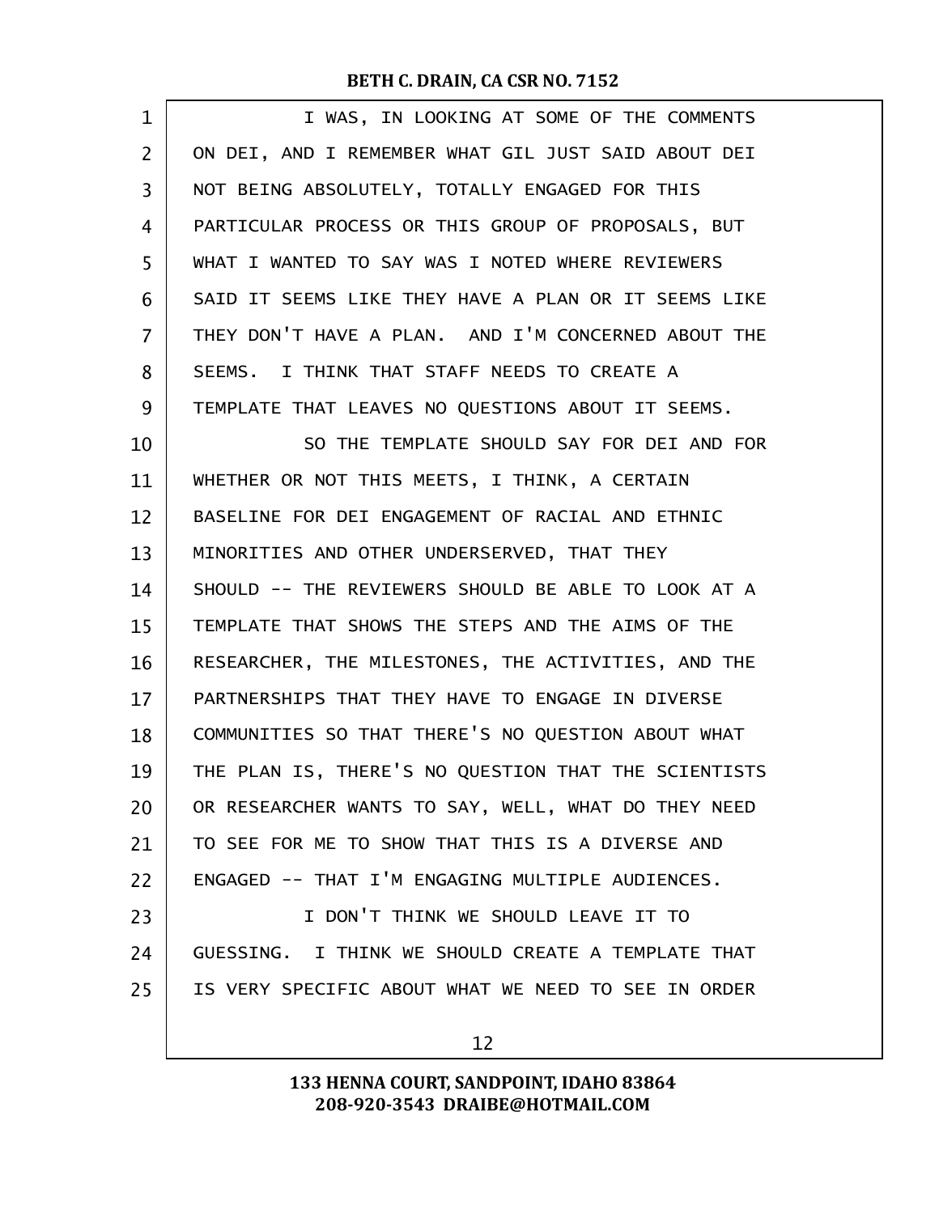I WAS, IN LOOKING AT SOME OF THE COMMENTS ON DEI, AND I REMEMBER WHAT GIL JUST SAID ABOUT DEI NOT BEING ABSOLUTELY, TOTALLY ENGAGED FOR THIS PARTICULAR PROCESS OR THIS GROUP OF PROPOSALS, BUT WHAT I WANTED TO SAY WAS I NOTED WHERE REVIEWERS SAID IT SEEMS LIKE THEY HAVE A PLAN OR IT SEEMS LIKE THEY DON'T HAVE A PLAN. AND I'M CONCERNED ABOUT THE SEEMS. I THINK THAT STAFF NEEDS TO CREATE A TEMPLATE THAT LEAVES NO QUESTIONS ABOUT IT SEEMS.

SO THE TEMPLATE SHOULD SAY FOR DEI AND FOR WHETHER OR NOT THIS MEETS, I THINK, A CERTAIN BASELINE FOR DEI ENGAGEMENT OF RACIAL AND ETHNIC MINORITIES AND OTHER UNDERSERVED, THAT THEY SHOULD -- THE REVIEWERS SHOULD BE ABLE TO LOOK AT A TEMPLATE THAT SHOWS THE STEPS AND THE AIMS OF THE RESEARCHER, THE MILESTONES, THE ACTIVITIES, AND THE PARTNERSHIPS THAT THEY HAVE TO ENGAGE IN DIVERSE COMMUNITIES SO THAT THERE'S NO QUESTION ABOUT WHAT THE PLAN IS, THERE'S NO QUESTION THAT THE SCIENTISTS OR RESEARCHER WANTS TO SAY, WELL, WHAT DO THEY NEED TO SEE FOR ME TO SHOW THAT THIS IS A DIVERSE AND ENGAGED -- THAT I'M ENGAGING MULTIPLE AUDIENCES.

I DON'T THINK WE SHOULD LEAVE IT TO GUESSING. I THINK WE SHOULD CREATE A TEMPLATE THAT IS VERY SPECIFIC ABOUT WHAT WE NEED TO SEE IN ORDER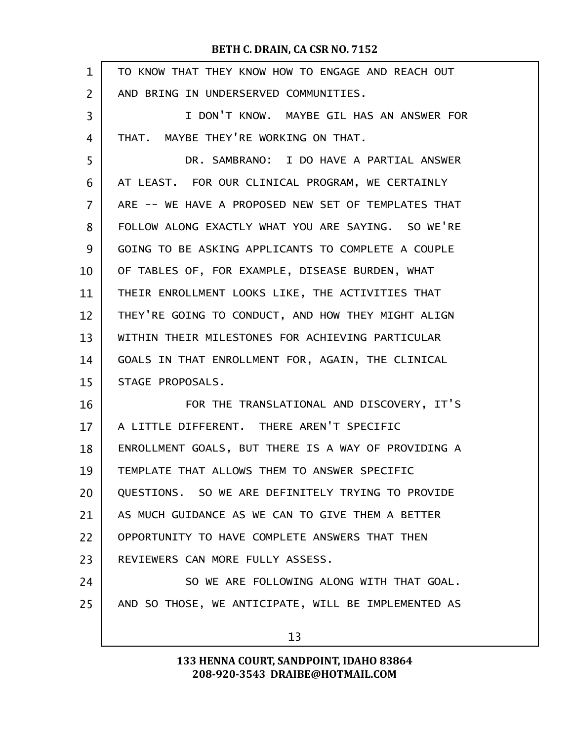TO KNOW THAT THEY KNOW HOW TO ENGAGE AND REACH OUT AND BRING IN UNDERSERVED COMMUNITIES.

I DON'T KNOW. MAYBE GIL HAS AN ANSWER FOR THAT. MAYBE THEY'RE WORKING ON THAT.

DR. SAMBRANO: I DO HAVE A PARTIAL ANSWER AT LEAST. FOR OUR CLINICAL PROGRAM, WE CERTAINLY ARE -- WE HAVE A PROPOSED NEW SET OF TEMPLATES THAT FOLLOW ALONG EXACTLY WHAT YOU ARE SAYING. SO WE'RE GOING TO BE ASKING APPLICANTS TO COMPLETE A COUPLE OF TABLES OF, FOR EXAMPLE, DISEASE BURDEN, WHAT THEIR ENROLLMENT LOOKS LIKE, THE ACTIVITIES THAT THEY'RE GOING TO CONDUCT, AND HOW THEY MIGHT ALIGN WITHIN THEIR MILESTONES FOR ACHIEVING PARTICULAR GOALS IN THAT ENROLLMENT FOR, AGAIN, THE CLINICAL STAGE PROPOSALS.

FOR THE TRANSLATIONAL AND DISCOVERY, IT'S A LITTLE DIFFERENT. THERE AREN'T SPECIFIC ENROLLMENT GOALS, BUT THERE IS A WAY OF PROVIDING A TEMPLATE THAT ALLOWS THEM TO ANSWER SPECIFIC QUESTIONS. SO WE ARE DEFINITELY TRYING TO PROVIDE AS MUCH GUIDANCE AS WE CAN TO GIVE THEM A BETTER OPPORTUNITY TO HAVE COMPLETE ANSWERS THAT THEN REVIEWERS CAN MORE FULLY ASSESS.

SO WE ARE FOLLOWING ALONG WITH THAT GOAL. AND SO THOSE, WE ANTICIPATE, WILL BE IMPLEMENTED AS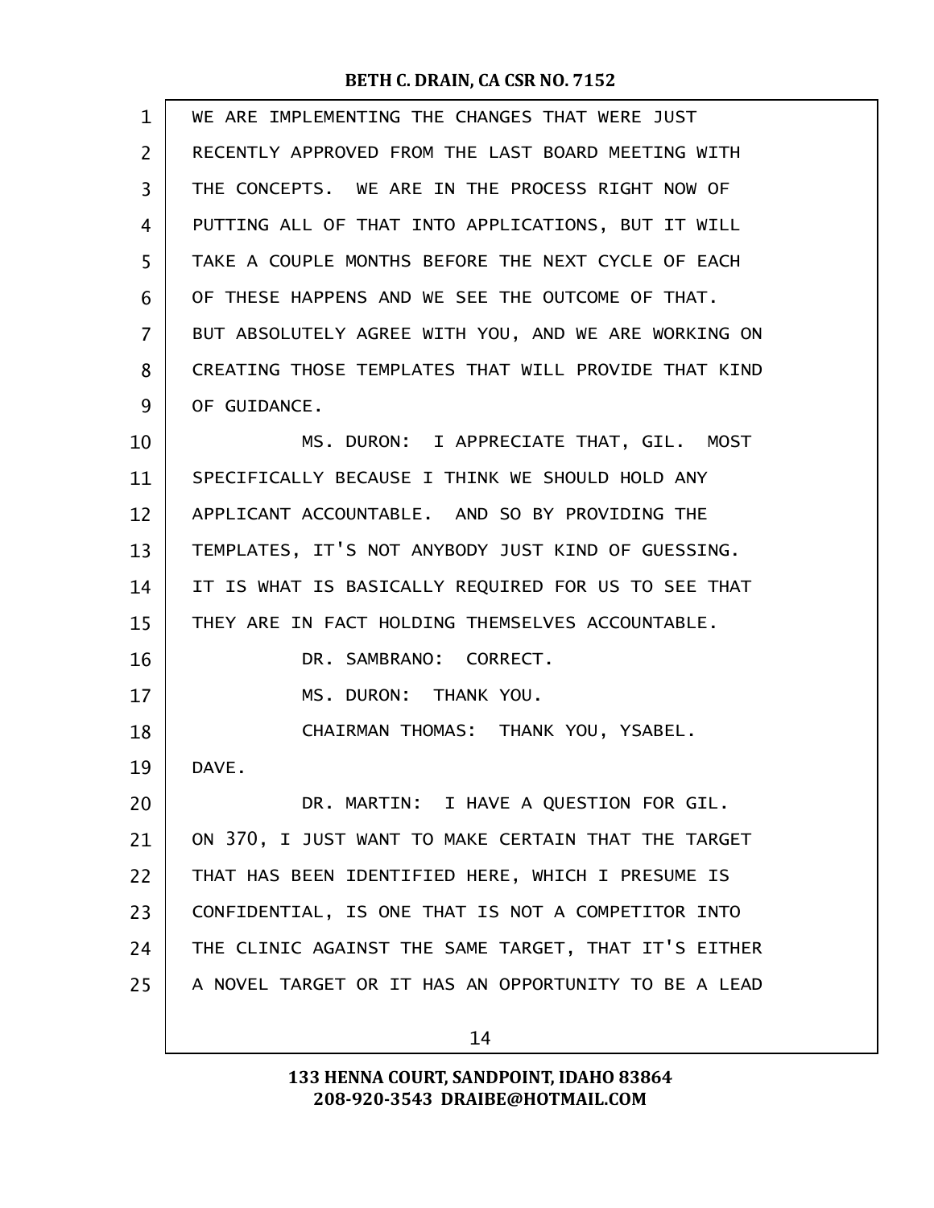WE ARE IMPLEMENTING THE CHANGES THAT WERE JUST RECENTLY APPROVED FROM THE LAST BOARD MEETING WITH THE CONCEPTS. WE ARE IN THE PROCESS RIGHT NOW OF PUTTING ALL OF THAT INTO APPLICATIONS, BUT IT WILL TAKE A COUPLE MONTHS BEFORE THE NEXT CYCLE OF EACH OF THESE HAPPENS AND WE SEE THE OUTCOME OF THAT. BUT ABSOLUTELY AGREE WITH YOU, AND WE ARE WORKING ON CREATING THOSE TEMPLATES THAT WILL PROVIDE THAT KIND OF GUIDANCE.

MS. DURON: I APPRECIATE THAT, GIL. MOST SPECIFICALLY BECAUSE I THINK WE SHOULD HOLD ANY APPLICANT ACCOUNTABLE. AND SO BY PROVIDING THE TEMPLATES, IT'S NOT ANYBODY JUST KIND OF GUESSING. IT IS WHAT IS BASICALLY REQUIRED FOR US TO SEE THAT THEY ARE IN FACT HOLDING THEMSELVES ACCOUNTABLE.

DR. SAMBRANO: CORRECT.

MS. DURON: THANK YOU.

CHAIRMAN THOMAS: THANK YOU, YSABEL. DAVE.

DR. MARTIN: I HAVE A QUESTION FOR GIL. ON 370, I JUST WANT TO MAKE CERTAIN THAT THE TARGET THAT HAS BEEN IDENTIFIED HERE, WHICH I PRESUME IS CONFIDENTIAL, IS ONE THAT IS NOT A COMPETITOR INTO THE CLINIC AGAINST THE SAME TARGET, THAT IT'S EITHER A NOVEL TARGET OR IT HAS AN OPPORTUNITY TO BE A LEAD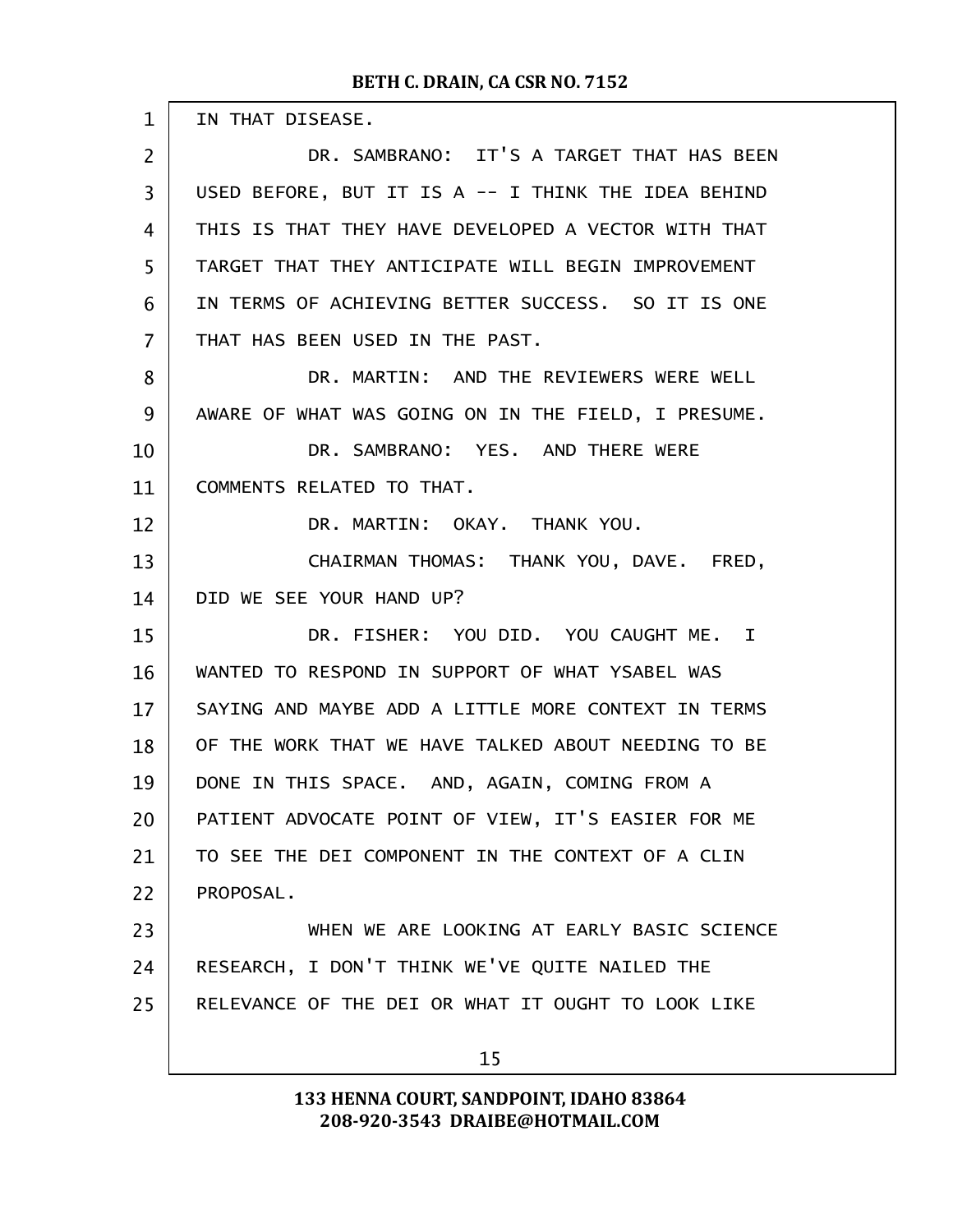IN THAT DISEASE.

DR. SAMBRANO: IT'S A TARGET THAT HAS BEEN USED BEFORE, BUT IT IS A -- I THINK THE IDEA BEHIND THIS IS THAT THEY HAVE DEVELOPED A VECTOR WITH THAT TARGET THAT THEY ANTICIPATE WILL BEGIN IMPROVEMENT IN TERMS OF ACHIEVING BETTER SUCCESS. SO IT IS ONE THAT HAS BEEN USED IN THE PAST.

DR. MARTIN: AND THE REVIEWERS WERE WELL AWARE OF WHAT WAS GOING ON IN THE FIELD, I PRESUME.

DR. SAMBRANO: YES. AND THERE WERE COMMENTS RELATED TO THAT.

DR. MARTIN: OKAY. THANK YOU.

CHAIRMAN THOMAS: THANK YOU, DAVE. FRED, DID WE SEE YOUR HAND UP?

DR. FISHER: YOU DID. YOU CAUGHT ME. I WANTED TO RESPOND IN SUPPORT OF WHAT YSABEL WAS SAYING AND MAYBE ADD A LITTLE MORE CONTEXT IN TERMS OF THE WORK THAT WE HAVE TALKED ABOUT NEEDING TO BE DONE IN THIS SPACE. AND, AGAIN, COMING FROM A PATIENT ADVOCATE POINT OF VIEW, IT'S EASIER FOR ME TO SEE THE DEI COMPONENT IN THE CONTEXT OF A CLIN PROPOSAL.

WHEN WE ARE LOOKING AT EARLY BASIC SCIENCE RESEARCH, I DON'T THINK WE'VE QUITE NAILED THE RELEVANCE OF THE DEI OR WHAT IT OUGHT TO LOOK LIKE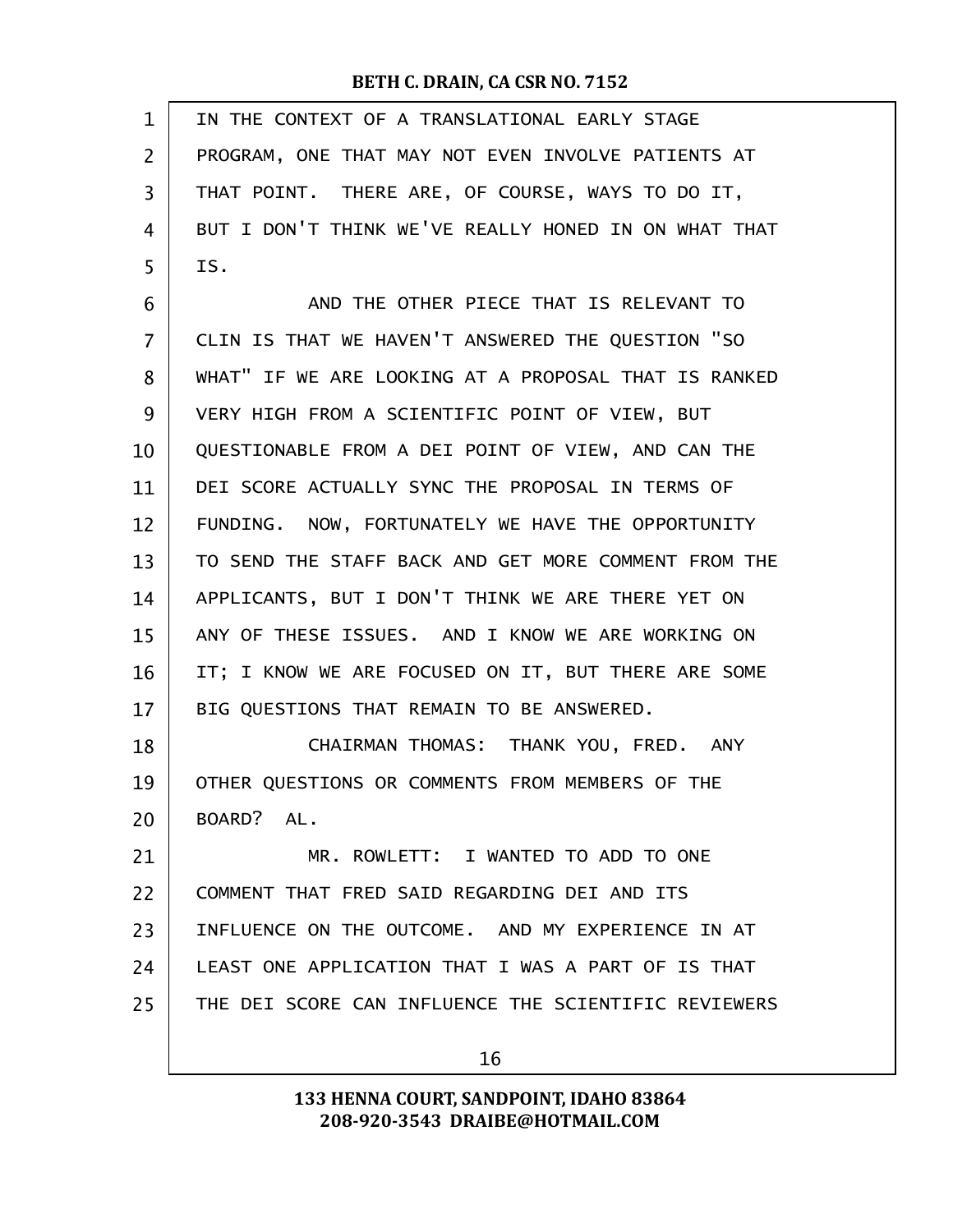IN THE CONTEXT OF A TRANSLATIONAL EARLY STAGE PROGRAM, ONE THAT MAY NOT EVEN INVOLVE PATIENTS AT THAT POINT. THERE ARE, OF COURSE, WAYS TO DO IT, BUT I DON'T THINK WE'VE REALLY HONED IN ON WHAT THAT IS.

AND THE OTHER PIECE THAT IS RELEVANT TO CLIN IS THAT WE HAVEN'T ANSWERED THE QUESTION "SO WHAT" IF WE ARE LOOKING AT A PROPOSAL THAT IS RANKED VERY HIGH FROM A SCIENTIFIC POINT OF VIEW, BUT QUESTIONABLE FROM A DEI POINT OF VIEW, AND CAN THE DEI SCORE ACTUALLY SYNC THE PROPOSAL IN TERMS OF FUNDING. NOW, FORTUNATELY WE HAVE THE OPPORTUNITY TO SEND THE STAFF BACK AND GET MORE COMMENT FROM THE APPLICANTS, BUT I DON'T THINK WE ARE THERE YET ON ANY OF THESE ISSUES. AND I KNOW WE ARE WORKING ON IT; I KNOW WE ARE FOCUSED ON IT, BUT THERE ARE SOME BIG QUESTIONS THAT REMAIN TO BE ANSWERED.

CHAIRMAN THOMAS: THANK YOU, FRED. ANY OTHER QUESTIONS OR COMMENTS FROM MEMBERS OF THE BOARD? AL.

MR. ROWLETT: I WANTED TO ADD TO ONE COMMENT THAT FRED SAID REGARDING DEI AND ITS INFLUENCE ON THE OUTCOME. AND MY EXPERIENCE IN AT LEAST ONE APPLICATION THAT I WAS A PART OF IS THAT THE DEI SCORE CAN INFLUENCE THE SCIENTIFIC REVIEWERS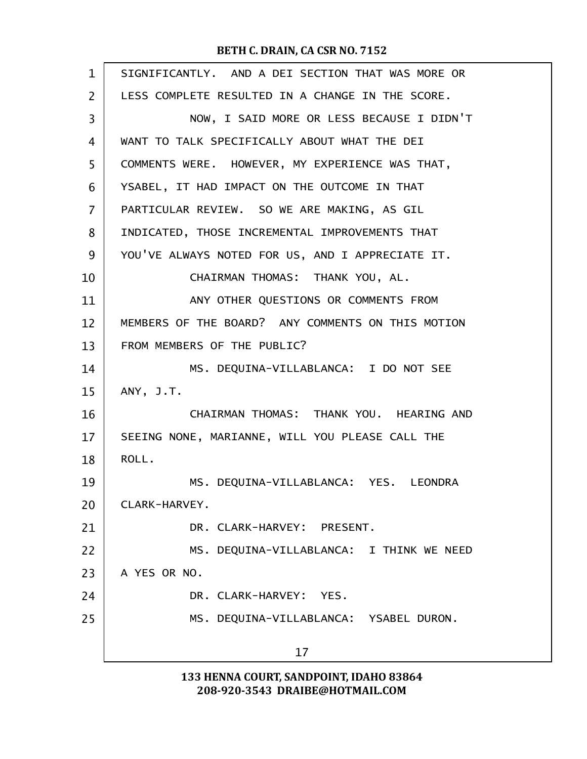SIGNIFICANTLY. AND A DEI SECTION THAT WAS MORE OR LESS COMPLETE RESULTED IN A CHANGE IN THE SCORE.

NOW, I SAID MORE OR LESS BECAUSE I DIDN'T WANT TO TALK SPECIFICALLY ABOUT WHAT THE DEI COMMENTS WERE. HOWEVER, MY EXPERIENCE WAS THAT, YSABEL, IT HAD IMPACT ON THE OUTCOME IN THAT PARTICULAR REVIEW. SO WE ARE MAKING, AS GIL INDICATED, THOSE INCREMENTAL IMPROVEMENTS THAT YOU'VE ALWAYS NOTED FOR US, AND I APPRECIATE IT.

CHAIRMAN THOMAS: THANK YOU, AL.

ANY OTHER QUESTIONS OR COMMENTS FROM MEMBERS OF THE BOARD? ANY COMMENTS ON THIS MOTION FROM MEMBERS OF THE PUBLIC?

MS. DEQUINA-VILLABLANCA: I DO NOT SEE ANY, J.T.

CHAIRMAN THOMAS: THANK YOU. HEARING AND SEEING NONE, MARIANNE, WILL YOU PLEASE CALL THE ROLL.

MS. DEQUINA-VILLABLANCA: YES. LEONDRA CLARK-HARVEY.

DR. CLARK-HARVEY: PRESENT.

MS. DEQUINA-VILLABLANCA: I THINK WE NEED A YES OR NO.

DR. CLARK-HARVEY: YES.

MS. DEQUINA-VILLABLANCA: YSABEL DURON.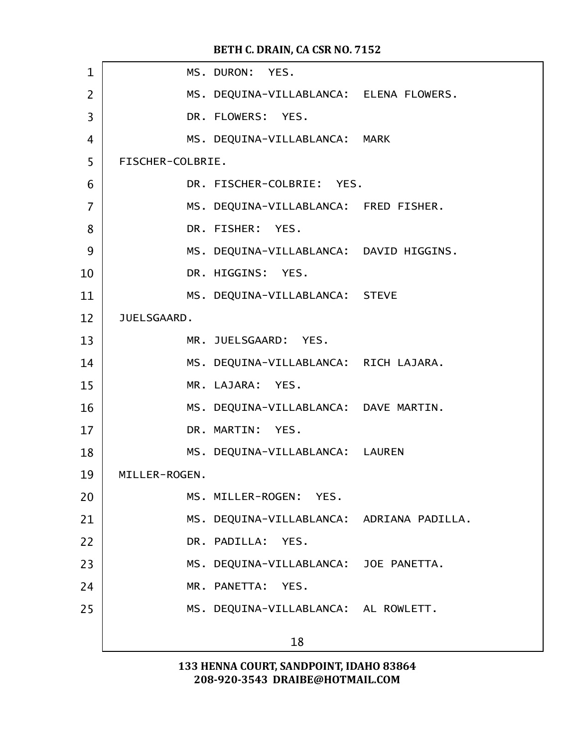MS. DURON: YES.

MS. DEQUINA-VILLABLANCA: ELENA FLOWERS.

DR. FLOWERS: YES.

MS. DEQUINA-VILLABLANCA: MARK FISCHER-COLBRIE.

DR. FISCHER-COLBRIE: YES.

MS. DEQUINA-VILLABLANCA: FRED FISHER.

DR. FISHER: YES.

MS. DEQUINA-VILLABLANCA: DAVID HIGGINS.

DR. HIGGINS: YES.

MS. DEQUINA-VILLABLANCA: STEVE JUELSGAARD.

MR. JUELSGAARD: YES.

MS. DEQUINA-VILLABLANCA: RICH LAJARA.

MR. LAJARA: YES.

MS. DEQUINA-VILLABLANCA: DAVE MARTIN.

DR. MARTIN: YES.

MS. DEQUINA-VILLABLANCA: LAUREN MILLER-ROGEN.

MS. MILLER-ROGEN: YES.

MS. DEQUINA-VILLABLANCA: ADRIANA PADILLA.

DR. PADILLA: YES.

MS. DEQUINA-VILLABLANCA: JOE PANETTA.

MR. PANETTA: YES.

MS. DEQUINA-VILLABLANCA: AL ROWLETT.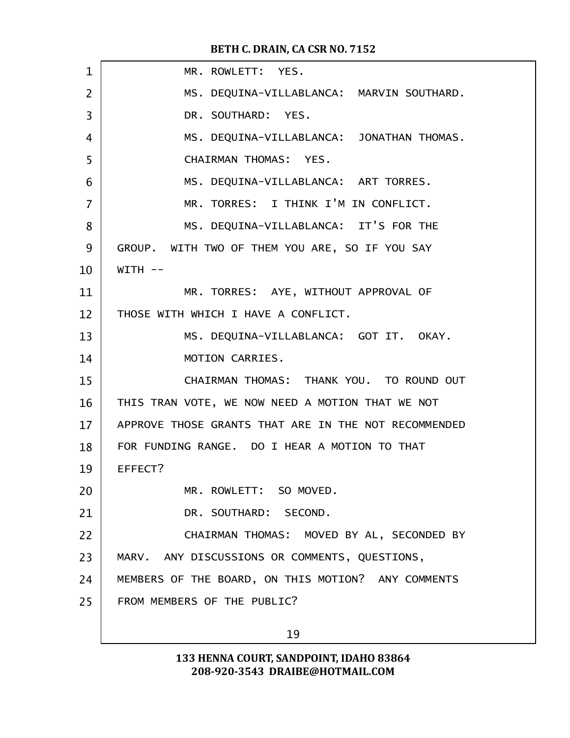MR. ROWLETT: YES.

MS. DEQUINA-VILLABLANCA: MARVIN SOUTHARD.

DR. SOUTHARD: YES.

MS. DEQUINA-VILLABLANCA: JONATHAN THOMAS.

CHAIRMAN THOMAS: YES.

MS. DEQUINA-VILLABLANCA: ART TORRES.

MR. TORRES: I THINK I'M IN CONFLICT.

MS. DEQUINA-VILLABLANCA: IT'S FOR THE GROUP. WITH TWO OF THEM YOU ARE, SO IF YOU SAY WITH --

MR. TORRES: AYE, WITHOUT APPROVAL OF THOSE WITH WHICH I HAVE A CONFLICT.

MS. DEQUINA-VILLABLANCA: GOT IT. OKAY. MOTION CARRIES.

CHAIRMAN THOMAS: THANK YOU. TO ROUND OUT THIS TRAN VOTE, WE NOW NEED A MOTION THAT WE NOT APPROVE THOSE GRANTS THAT ARE IN THE NOT RECOMMENDED FOR FUNDING RANGE. DO I HEAR A MOTION TO THAT EFFECT?

MR. ROWLETT: SO MOVED.

DR. SOUTHARD: SECOND.

CHAIRMAN THOMAS: MOVED BY AL, SECONDED BY MARV. ANY DISCUSSIONS OR COMMENTS, QUESTIONS, MEMBERS OF THE BOARD, ON THIS MOTION? ANY COMMENTS FROM MEMBERS OF THE PUBLIC?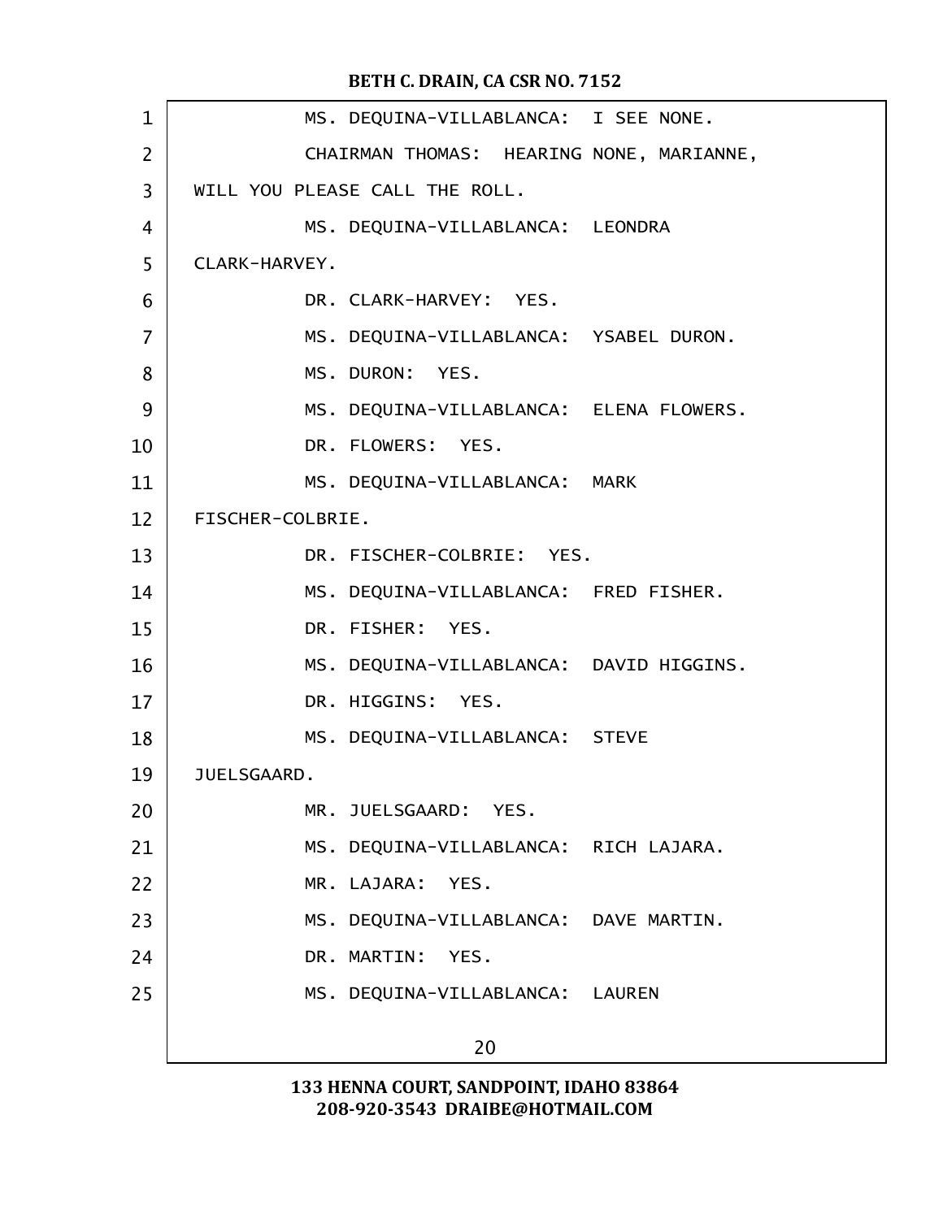MS. DEQUINA-VILLABLANCA: I SEE NONE.

CHAIRMAN THOMAS: HEARING NONE, MARIANNE, WILL YOU PLEASE CALL THE ROLL.

MS. DEQUINA-VILLABLANCA: LEONDRA CLARK-HARVEY.

DR. CLARK-HARVEY: YES.

MS. DEQUINA-VILLABLANCA: YSABEL DURON.

MS. DURON: YES.

MS. DEQUINA-VILLABLANCA: ELENA FLOWERS.

DR. FLOWERS: YES.

MS. DEQUINA-VILLABLANCA: MARK FISCHER-COLBRIE.

DR. FISCHER-COLBRIE: YES.

MS. DEQUINA-VILLABLANCA: FRED FISHER.

DR. FISHER: YES.

MS. DEQUINA-VILLABLANCA: DAVID HIGGINS.

DR. HIGGINS: YES.

MS. DEQUINA-VILLABLANCA: STEVE JUELSGAARD.

MR. JUELSGAARD: YES.

MS. DEQUINA-VILLABLANCA: RICH LAJARA.

MR. LAJARA: YES.

MS. DEQUINA-VILLABLANCA: DAVE MARTIN.

DR. MARTIN: YES.

MS. DEQUINA-VILLABLANCA: LAUREN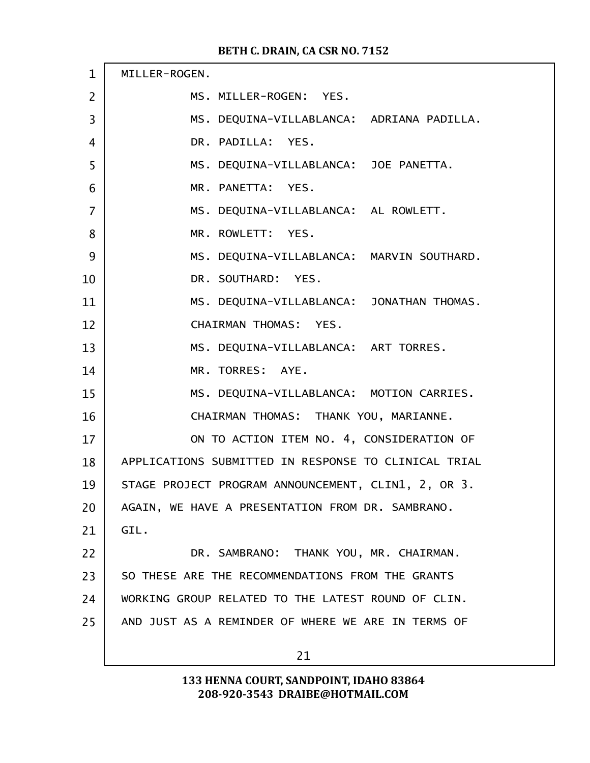MILLER-ROGEN.

MS. MILLER-ROGEN: YES.

MS. DEQUINA-VILLABLANCA: ADRIANA PADILLA.

DR. PADILLA: YES.

MS. DEQUINA-VILLABLANCA: JOE PANETTA.

MR. PANETTA: YES.

MS. DEQUINA-VILLABLANCA: AL ROWLETT.

MR. ROWLETT: YES.

MS. DEQUINA-VILLABLANCA: MARVIN SOUTHARD.

DR. SOUTHARD: YES.

MS. DEQUINA-VILLABLANCA: JONATHAN THOMAS.

CHAIRMAN THOMAS: YES.

MS. DEQUINA-VILLABLANCA: ART TORRES.

MR. TORRES: AYE.

MS. DEQUINA-VILLABLANCA: MOTION CARRIES.

CHAIRMAN THOMAS: THANK YOU, MARIANNE.

ON TO ACTION ITEM NO. 4, CONSIDERATION OF APPLICATIONS SUBMITTED IN RESPONSE TO CLINICAL TRIAL STAGE PROJECT PROGRAM ANNOUNCEMENT, CLIN1, 2, OR 3. AGAIN, WE HAVE A PRESENTATION FROM DR. SAMBRANO. GIL.

DR. SAMBRANO: THANK YOU, MR. CHAIRMAN. SO THESE ARE THE RECOMMENDATIONS FROM THE GRANTS WORKING GROUP RELATED TO THE LATEST ROUND OF CLIN. AND JUST AS A REMINDER OF WHERE WE ARE IN TERMS OF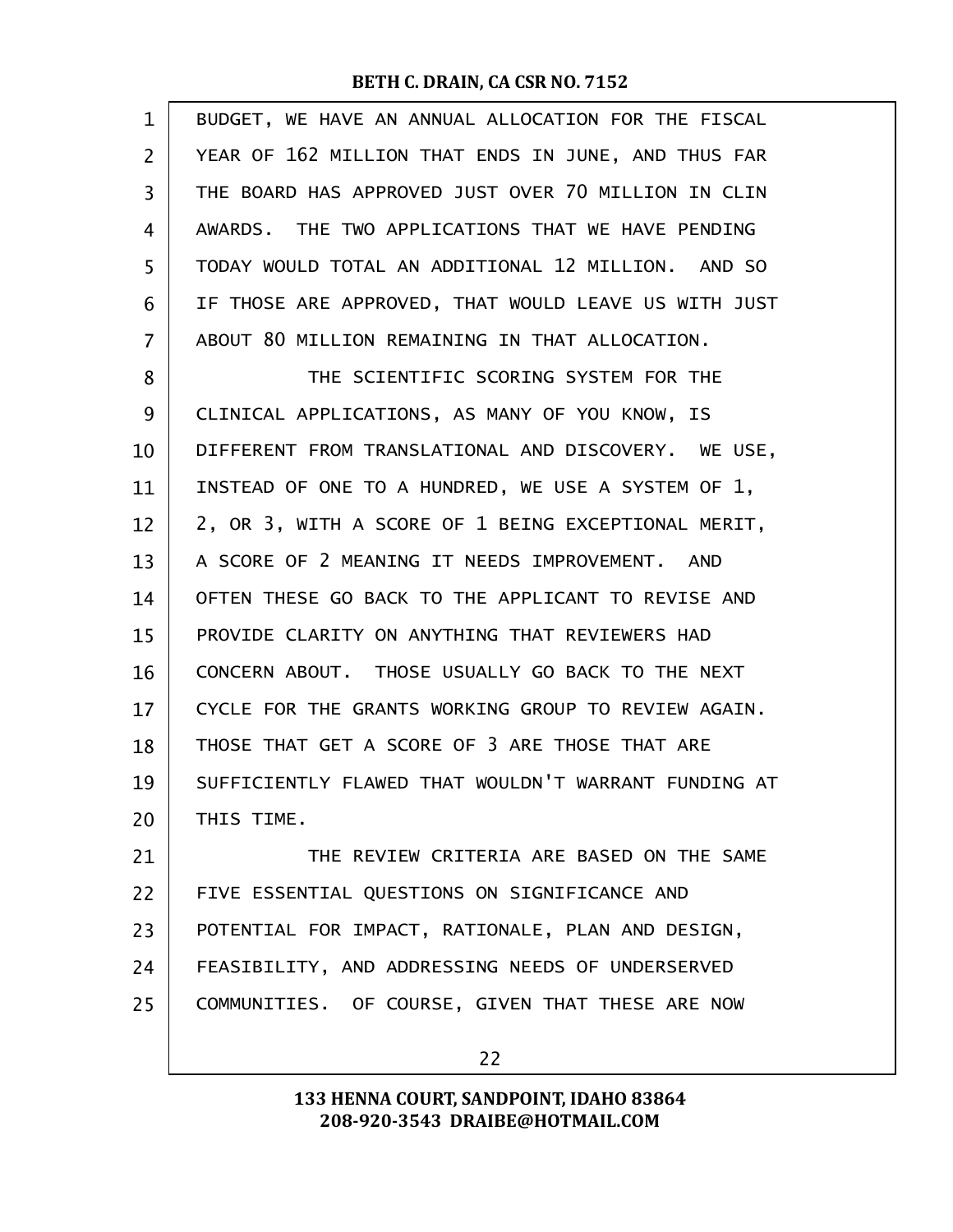BUDGET, WE HAVE AN ANNUAL ALLOCATION FOR THE FISCAL YEAR OF 162 MILLION THAT ENDS IN JUNE, AND THUS FAR THE BOARD HAS APPROVED JUST OVER 70 MILLION IN CLIN AWARDS. THE TWO APPLICATIONS THAT WE HAVE PENDING TODAY WOULD TOTAL AN ADDITIONAL 12 MILLION. AND SO IF THOSE ARE APPROVED, THAT WOULD LEAVE US WITH JUST ABOUT 80 MILLION REMAINING IN THAT ALLOCATION.

THE SCIENTIFIC SCORING SYSTEM FOR THE CLINICAL APPLICATIONS, AS MANY OF YOU KNOW, IS DIFFERENT FROM TRANSLATIONAL AND DISCOVERY. WE USE, INSTEAD OF ONE TO A HUNDRED, WE USE A SYSTEM OF 1, 2, OR 3, WITH A SCORE OF 1 BEING EXCEPTIONAL MERIT, A SCORE OF 2 MEANING IT NEEDS IMPROVEMENT. AND OFTEN THESE GO BACK TO THE APPLICANT TO REVISE AND PROVIDE CLARITY ON ANYTHING THAT REVIEWERS HAD CONCERN ABOUT. THOSE USUALLY GO BACK TO THE NEXT CYCLE FOR THE GRANTS WORKING GROUP TO REVIEW AGAIN. THOSE THAT GET A SCORE OF 3 ARE THOSE THAT ARE SUFFICIENTLY FLAWED THAT WOULDN'T WARRANT FUNDING AT THIS TIME.

THE REVIEW CRITERIA ARE BASED ON THE SAME FIVE ESSENTIAL QUESTIONS ON SIGNIFICANCE AND POTENTIAL FOR IMPACT, RATIONALE, PLAN AND DESIGN, FEASIBILITY, AND ADDRESSING NEEDS OF UNDERSERVED COMMUNITIES. OF COURSE, GIVEN THAT THESE ARE NOW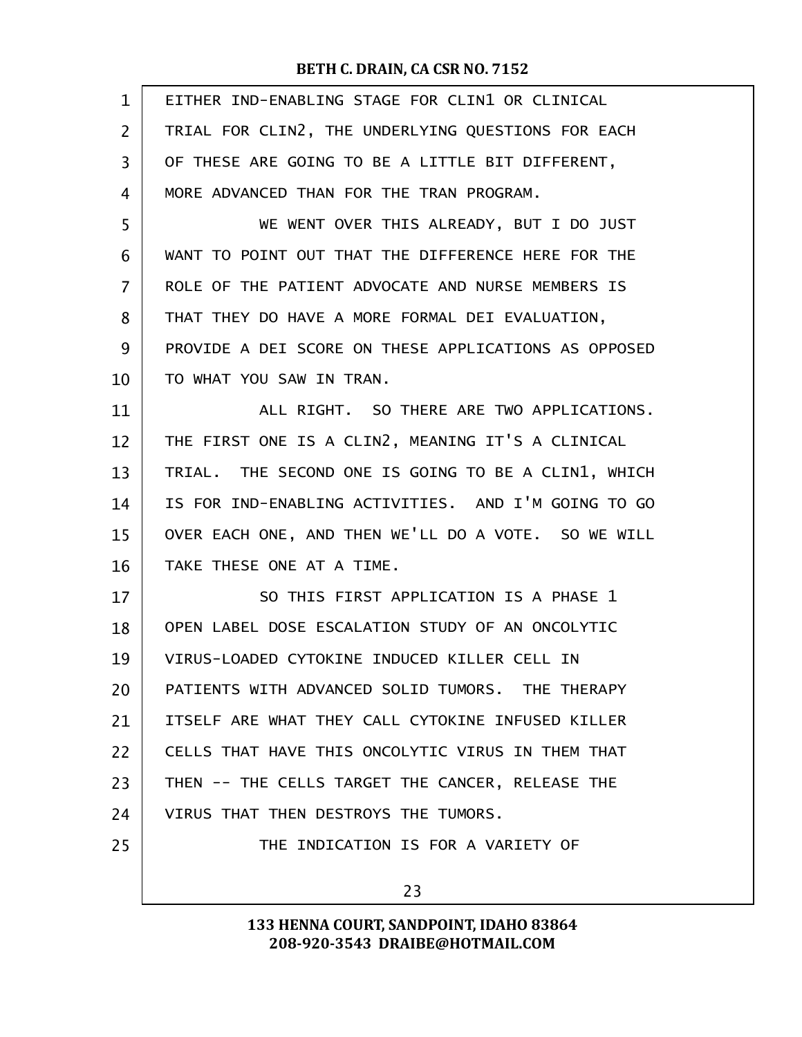EITHER IND-ENABLING STAGE FOR CLIN1 OR CLINICAL TRIAL FOR CLIN2, THE UNDERLYING QUESTIONS FOR EACH OF THESE ARE GOING TO BE A LITTLE BIT DIFFERENT, MORE ADVANCED THAN FOR THE TRAN PROGRAM.

WE WENT OVER THIS ALREADY, BUT I DO JUST WANT TO POINT OUT THAT THE DIFFERENCE HERE FOR THE ROLE OF THE PATIENT ADVOCATE AND NURSE MEMBERS IS THAT THEY DO HAVE A MORE FORMAL DEI EVALUATION, PROVIDE A DEI SCORE ON THESE APPLICATIONS AS OPPOSED TO WHAT YOU SAW IN TRAN.

ALL RIGHT. SO THERE ARE TWO APPLICATIONS. THE FIRST ONE IS A CLIN2, MEANING IT'S A CLINICAL TRIAL. THE SECOND ONE IS GOING TO BE A CLIN1, WHICH IS FOR IND-ENABLING ACTIVITIES. AND I'M GOING TO GO OVER EACH ONE, AND THEN WE'LL DO A VOTE. SO WE WILL TAKE THESE ONE AT A TIME.

SO THIS FIRST APPLICATION IS A PHASE 1 OPEN LABEL DOSE ESCALATION STUDY OF AN ONCOLYTIC VIRUS-LOADED CYTOKINE INDUCED KILLER CELL IN PATIENTS WITH ADVANCED SOLID TUMORS. THE THERAPY ITSELF ARE WHAT THEY CALL CYTOKINE INFUSED KILLER CELLS THAT HAVE THIS ONCOLYTIC VIRUS IN THEM THAT THEN -- THE CELLS TARGET THE CANCER, RELEASE THE VIRUS THAT THEN DESTROYS THE TUMORS.

THE INDICATION IS FOR A VARIETY OF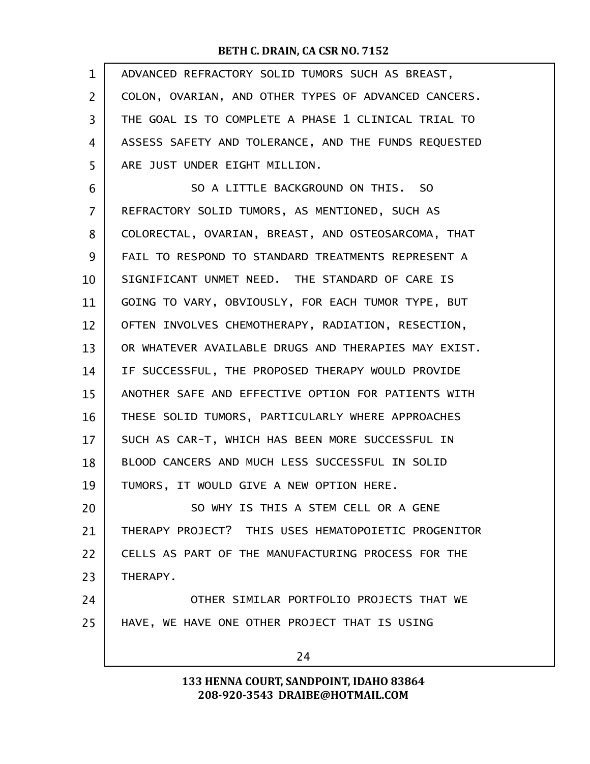ADVANCED REFRACTORY SOLID TUMORS SUCH AS BREAST, COLON, OVARIAN, AND OTHER TYPES OF ADVANCED CANCERS. THE GOAL IS TO COMPLETE A PHASE 1 CLINICAL TRIAL TO ASSESS SAFETY AND TOLERANCE, AND THE FUNDS REQUESTED ARE JUST UNDER EIGHT MILLION.

SO A LITTLE BACKGROUND ON THIS. SO REFRACTORY SOLID TUMORS, AS MENTIONED, SUCH AS COLORECTAL, OVARIAN, BREAST, AND OSTEOSARCOMA, THAT FAIL TO RESPOND TO STANDARD TREATMENTS REPRESENT A SIGNIFICANT UNMET NEED. THE STANDARD OF CARE IS GOING TO VARY, OBVIOUSLY, FOR EACH TUMOR TYPE, BUT OFTEN INVOLVES CHEMOTHERAPY, RADIATION, RESECTION, OR WHATEVER AVAILABLE DRUGS AND THERAPIES MAY EXIST. IF SUCCESSFUL, THE PROPOSED THERAPY WOULD PROVIDE ANOTHER SAFE AND EFFECTIVE OPTION FOR PATIENTS WITH THESE SOLID TUMORS, PARTICULARLY WHERE APPROACHES SUCH AS CAR-T, WHICH HAS BEEN MORE SUCCESSFUL IN BLOOD CANCERS AND MUCH LESS SUCCESSFUL IN SOLID TUMORS, IT WOULD GIVE A NEW OPTION HERE.

SO WHY IS THIS A STEM CELL OR A GENE THERAPY PROJECT? THIS USES HEMATOPOIETIC PROGENITOR CELLS AS PART OF THE MANUFACTURING PROCESS FOR THE THERAPY.

OTHER SIMILAR PORTFOLIO PROJECTS THAT WE HAVE, WE HAVE ONE OTHER PROJECT THAT IS USING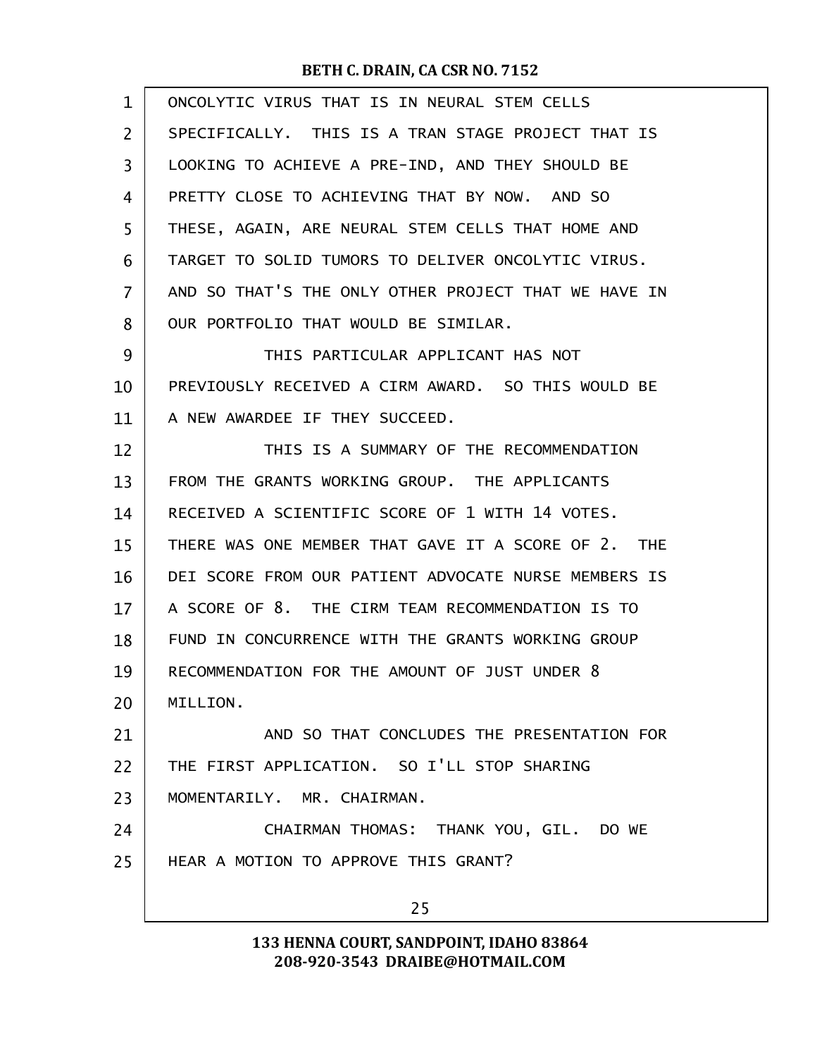ONCOLYTIC VIRUS THAT IS IN NEURAL STEM CELLS SPECIFICALLY. THIS IS A TRAN STAGE PROJECT THAT IS LOOKING TO ACHIEVE A PRE-IND, AND THEY SHOULD BE PRETTY CLOSE TO ACHIEVING THAT BY NOW. AND SO THESE, AGAIN, ARE NEURAL STEM CELLS THAT HOME AND TARGET TO SOLID TUMORS TO DELIVER ONCOLYTIC VIRUS. AND SO THAT'S THE ONLY OTHER PROJECT THAT WE HAVE IN OUR PORTFOLIO THAT WOULD BE SIMILAR.

THIS PARTICULAR APPLICANT HAS NOT PREVIOUSLY RECEIVED A CIRM AWARD. SO THIS WOULD BE A NEW AWARDEE IF THEY SUCCEED.

THIS IS A SUMMARY OF THE RECOMMENDATION FROM THE GRANTS WORKING GROUP. THE APPLICANTS RECEIVED A SCIENTIFIC SCORE OF 1 WITH 14 VOTES. THERE WAS ONE MEMBER THAT GAVE IT A SCORE OF 2. THE DEI SCORE FROM OUR PATIENT ADVOCATE NURSE MEMBERS IS A SCORE OF 8. THE CIRM TEAM RECOMMENDATION IS TO FUND IN CONCURRENCE WITH THE GRANTS WORKING GROUP RECOMMENDATION FOR THE AMOUNT OF JUST UNDER 8 MILLION.

AND SO THAT CONCLUDES THE PRESENTATION FOR THE FIRST APPLICATION. SO I'LL STOP SHARING MOMENTARILY. MR. CHAIRMAN.

CHAIRMAN THOMAS: THANK YOU, GIL. DO WE HEAR A MOTION TO APPROVE THIS GRANT?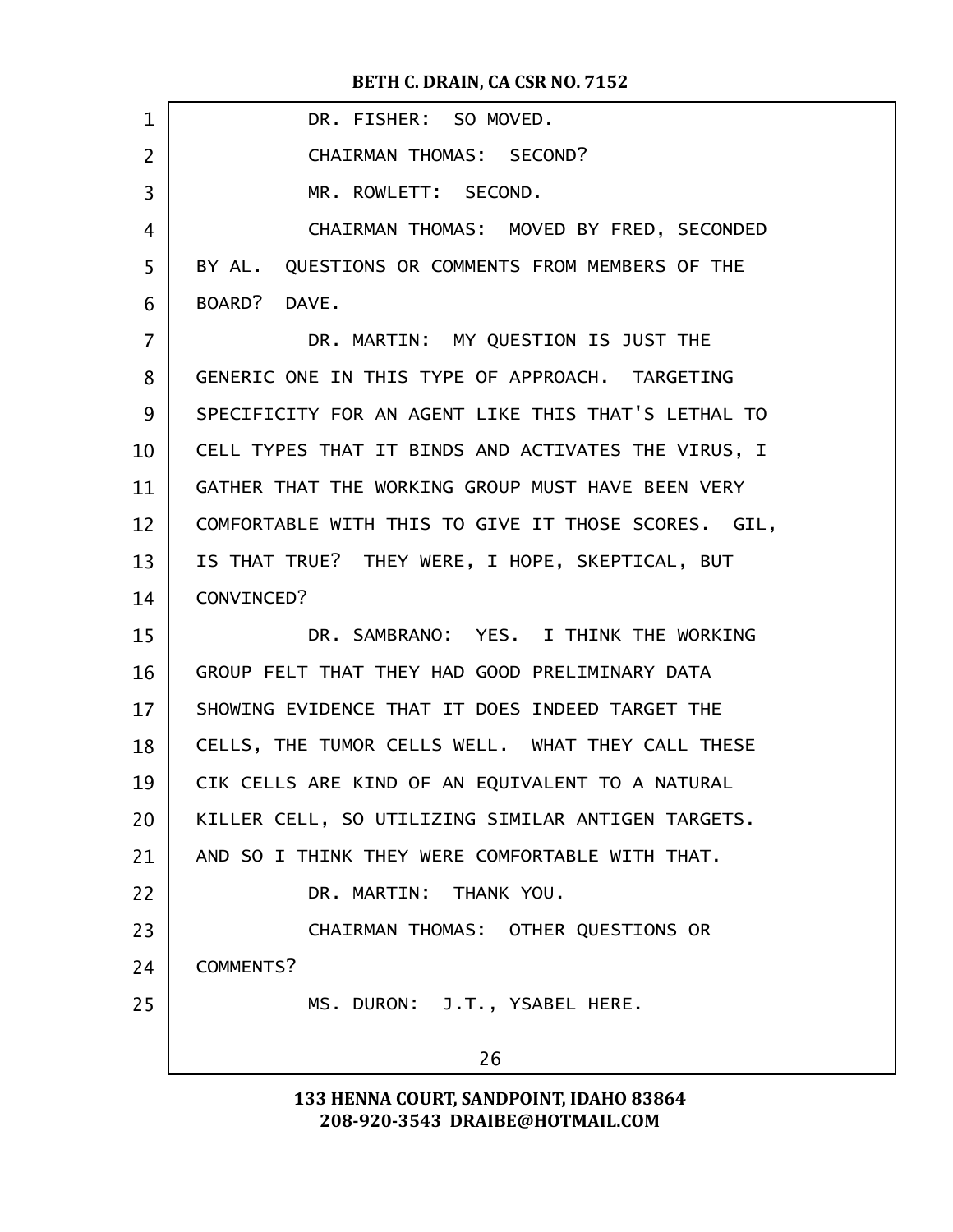DR. FISHER: SO MOVED.

CHAIRMAN THOMAS: SECOND?

MR. ROWLETT: SECOND.

CHAIRMAN THOMAS: MOVED BY FRED, SECONDED BY AL. QUESTIONS OR COMMENTS FROM MEMBERS OF THE BOARD? DAVE.

DR. MARTIN: MY QUESTION IS JUST THE GENERIC ONE IN THIS TYPE OF APPROACH. TARGETING SPECIFICITY FOR AN AGENT LIKE THIS THAT'S LETHAL TO CELL TYPES THAT IT BINDS AND ACTIVATES THE VIRUS, I GATHER THAT THE WORKING GROUP MUST HAVE BEEN VERY COMFORTABLE WITH THIS TO GIVE IT THOSE SCORES. GIL, IS THAT TRUE? THEY WERE, I HOPE, SKEPTICAL, BUT CONVINCED?

DR. SAMBRANO: YES. I THINK THE WORKING GROUP FELT THAT THEY HAD GOOD PRELIMINARY DATA SHOWING EVIDENCE THAT IT DOES INDEED TARGET THE CELLS, THE TUMOR CELLS WELL. WHAT THEY CALL THESE CIK CELLS ARE KIND OF AN EQUIVALENT TO A NATURAL KILLER CELL, SO UTILIZING SIMILAR ANTIGEN TARGETS. AND SO I THINK THEY WERE COMFORTABLE WITH THAT.

DR. MARTIN: THANK YOU.

CHAIRMAN THOMAS: OTHER QUESTIONS OR COMMENTS?

MS. DURON: J.T., YSABEL HERE.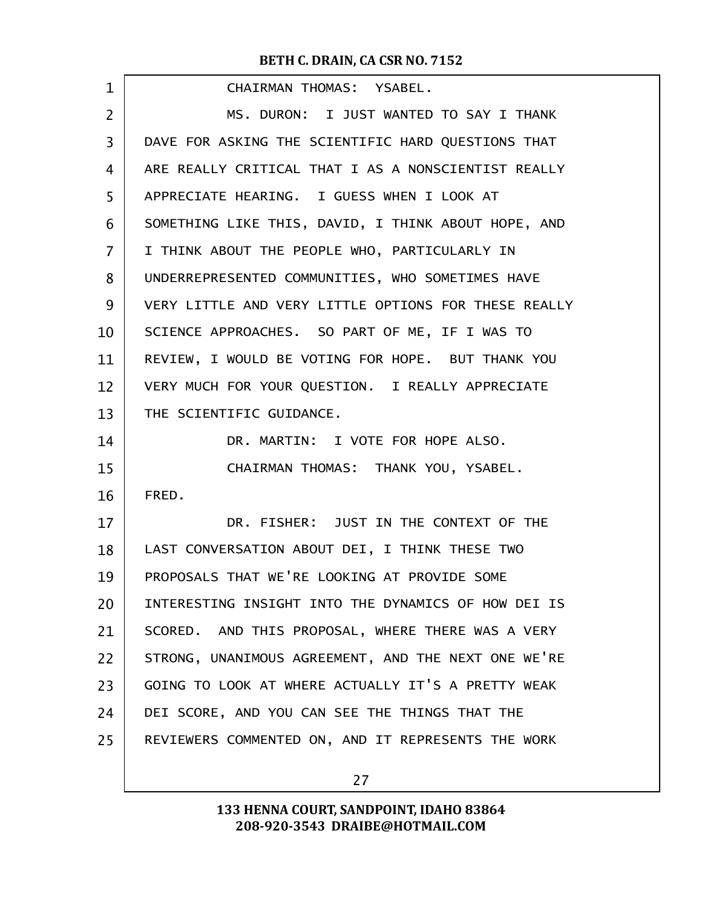CHAIRMAN THOMAS: YSABEL.

MS. DURON: I JUST WANTED TO SAY I THANK DAVE FOR ASKING THE SCIENTIFIC HARD QUESTIONS THAT ARE REALLY CRITICAL THAT I AS A NONSCIENTIST REALLY APPRECIATE HEARING. I GUESS WHEN I LOOK AT SOMETHING LIKE THIS, DAVID, I THINK ABOUT HOPE, AND I THINK ABOUT THE PEOPLE WHO, PARTICULARLY IN UNDERREPRESENTED COMMUNITIES, WHO SOMETIMES HAVE VERY LITTLE AND VERY LITTLE OPTIONS FOR THESE REALLY SCIENCE APPROACHES. SO PART OF ME, IF I WAS TO REVIEW, I WOULD BE VOTING FOR HOPE. BUT THANK YOU VERY MUCH FOR YOUR QUESTION. I REALLY APPRECIATE THE SCIENTIFIC GUIDANCE.

DR. MARTIN: I VOTE FOR HOPE ALSO.

CHAIRMAN THOMAS: THANK YOU, YSABEL. FRED.

DR. FISHER: JUST IN THE CONTEXT OF THE LAST CONVERSATION ABOUT DEI, I THINK THESE TWO PROPOSALS THAT WE'RE LOOKING AT PROVIDE SOME INTERESTING INSIGHT INTO THE DYNAMICS OF HOW DEI IS SCORED. AND THIS PROPOSAL, WHERE THERE WAS A VERY STRONG, UNANIMOUS AGREEMENT, AND THE NEXT ONE WE'RE GOING TO LOOK AT WHERE ACTUALLY IT'S A PRETTY WEAK DEI SCORE, AND YOU CAN SEE THE THINGS THAT THE REVIEWERS COMMENTED ON, AND IT REPRESENTS THE WORK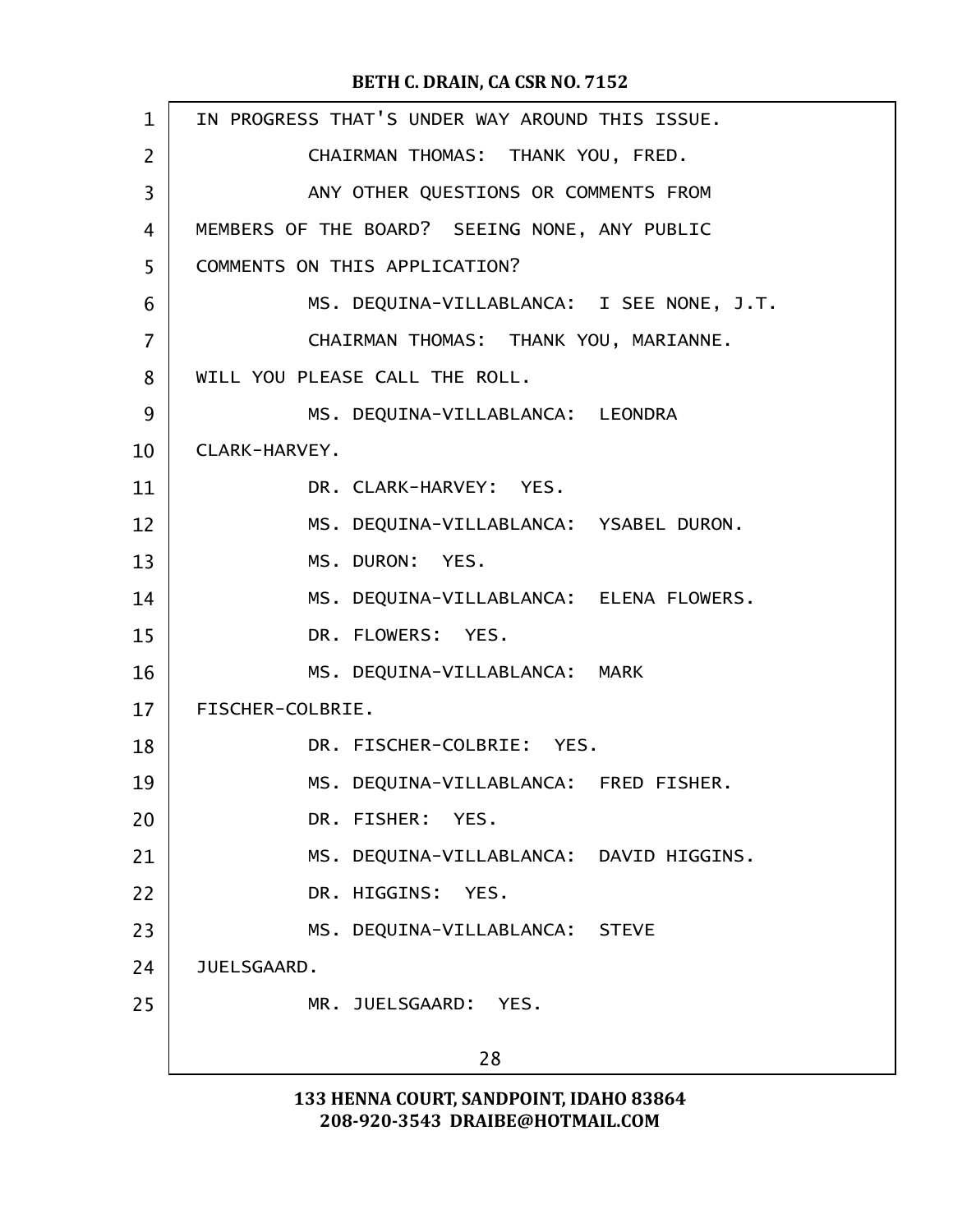IN PROGRESS THAT'S UNDER WAY AROUND THIS ISSUE.

CHAIRMAN THOMAS: THANK YOU, FRED.

ANY OTHER QUESTIONS OR COMMENTS FROM MEMBERS OF THE BOARD? SEEING NONE, ANY PUBLIC COMMENTS ON THIS APPLICATION?

MS. DEQUINA-VILLABLANCA: I SEE NONE, J.T.

CHAIRMAN THOMAS: THANK YOU, MARIANNE. WILL YOU PLEASE CALL THE ROLL.

MS. DEQUINA-VILLABLANCA: LEONDRA CLARK-HARVEY.

DR. CLARK-HARVEY: YES.

MS. DEQUINA-VILLABLANCA: YSABEL DURON.

MS. DURON: YES.

MS. DEQUINA-VILLABLANCA: ELENA FLOWERS.

DR. FLOWERS: YES.

MS. DEQUINA-VILLABLANCA: MARK FISCHER-COLBRIE.

DR. FISCHER-COLBRIE: YES.

MS. DEQUINA-VILLABLANCA: FRED FISHER.

DR. FISHER: YES.

MS. DEQUINA-VILLABLANCA: DAVID HIGGINS.

DR. HIGGINS: YES.

MS. DEQUINA-VILLABLANCA: STEVE JUELSGAARD.

MR. JUELSGAARD: YES.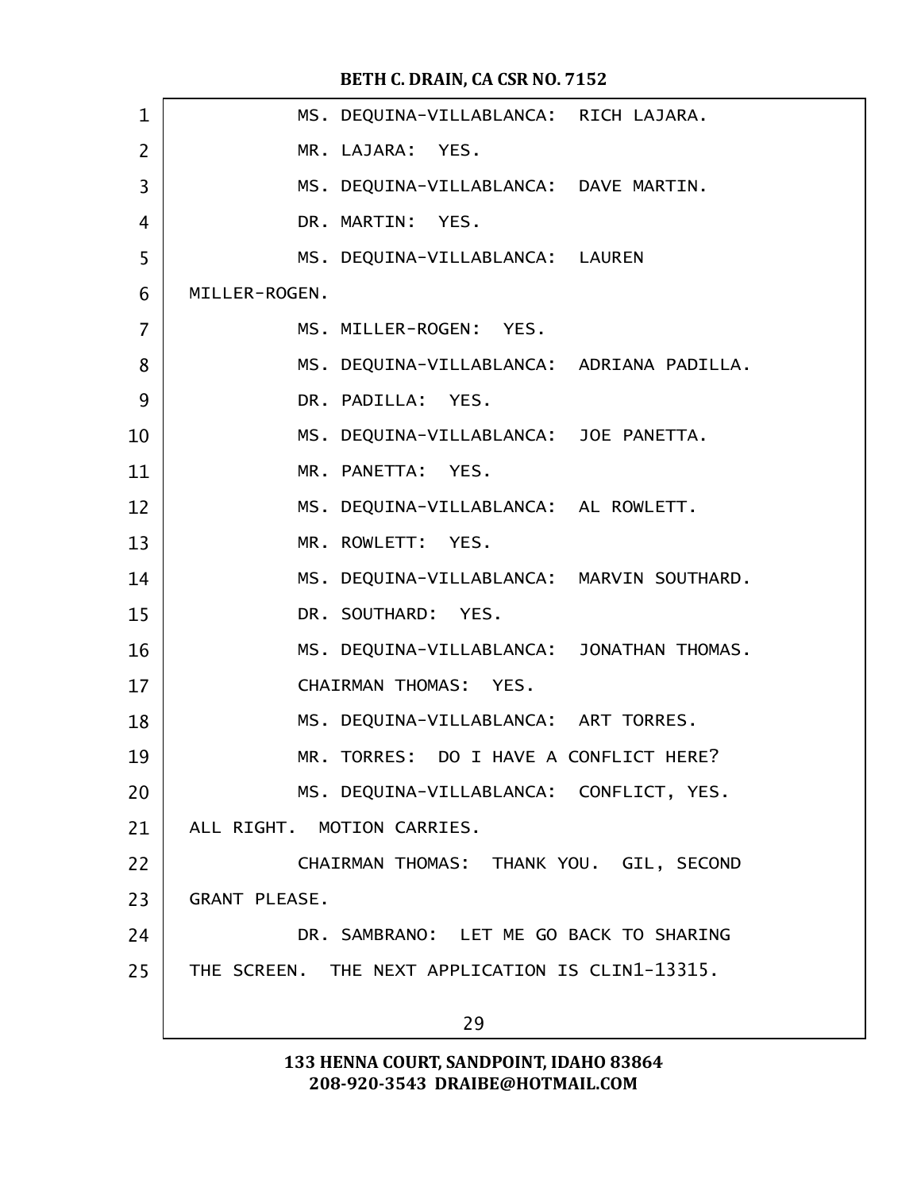MS. DEQUINA-VILLABLANCA: RICH LAJARA.

MR. LAJARA: YES.

MS. DEQUINA-VILLABLANCA: DAVE MARTIN.

DR. MARTIN: YES.

MS. DEQUINA-VILLABLANCA: LAUREN MILLER-ROGEN.

MS. MILLER-ROGEN: YES.

MS. DEQUINA-VILLABLANCA: ADRIANA PADILLA.

DR. PADILLA: YES.

MS. DEQUINA-VILLABLANCA: JOE PANETTA.

MR. PANETTA: YES.

MS. DEQUINA-VILLABLANCA: AL ROWLETT.

MR. ROWLETT: YES.

MS. DEQUINA-VILLABLANCA: MARVIN SOUTHARD.

DR. SOUTHARD: YES.

MS. DEQUINA-VILLABLANCA: JONATHAN THOMAS.

CHAIRMAN THOMAS: YES.

MS. DEQUINA-VILLABLANCA: ART TORRES.

MR. TORRES: DO I HAVE A CONFLICT HERE?

MS. DEQUINA-VILLABLANCA: CONFLICT, YES. ALL RIGHT. MOTION CARRIES.

CHAIRMAN THOMAS: THANK YOU. GIL, SECOND GRANT PLEASE.

DR. SAMBRANO: LET ME GO BACK TO SHARING THE SCREEN. THE NEXT APPLICATION IS CLIN1-13315.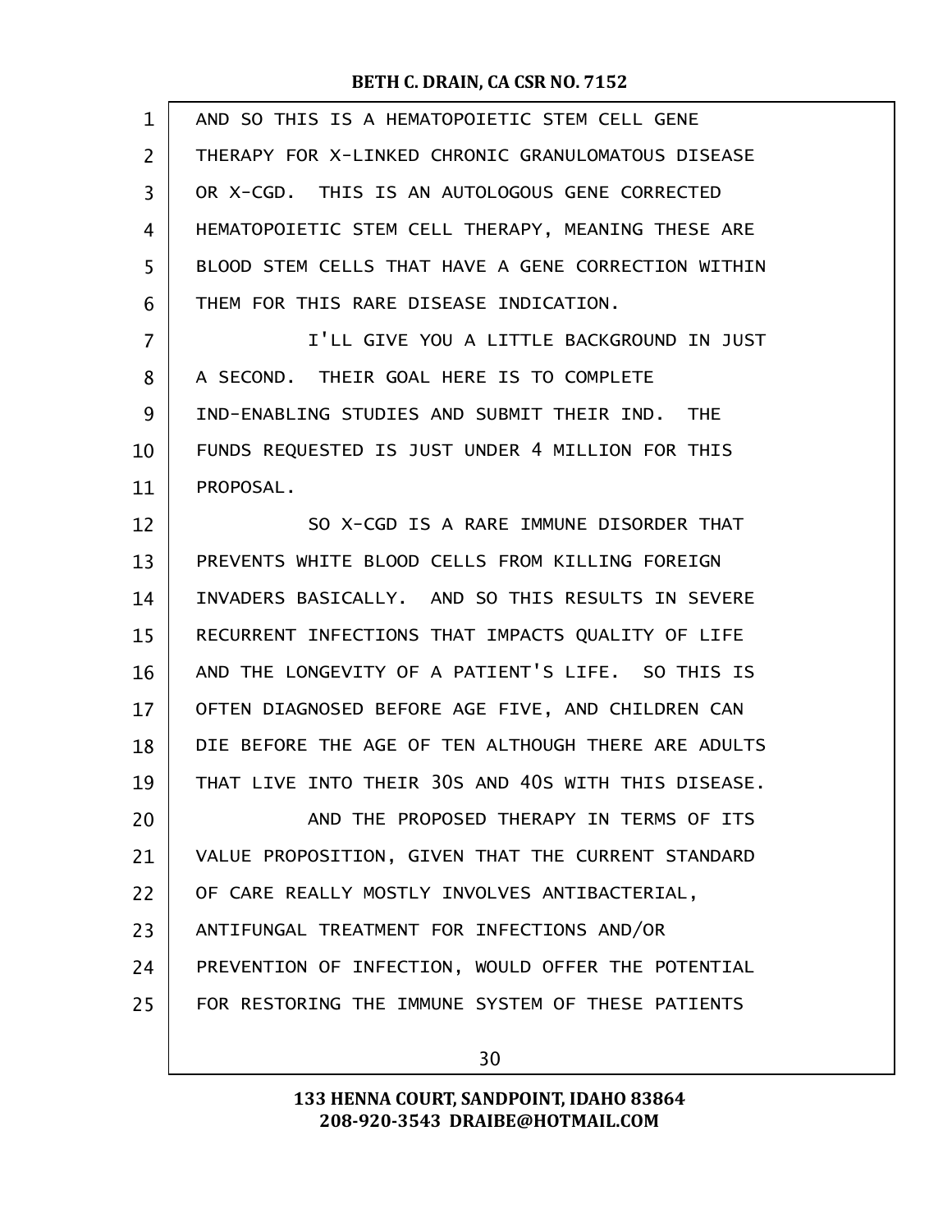AND SO THIS IS A HEMATOPOIETIC STEM CELL GENE THERAPY FOR X-LINKED CHRONIC GRANULOMATOUS DISEASE OR X-CGD. THIS IS AN AUTOLOGOUS GENE CORRECTED HEMATOPOIETIC STEM CELL THERAPY, MEANING THESE ARE BLOOD STEM CELLS THAT HAVE A GENE CORRECTION WITHIN THEM FOR THIS RARE DISEASE INDICATION.

I'LL GIVE YOU A LITTLE BACKGROUND IN JUST A SECOND. THEIR GOAL HERE IS TO COMPLETE IND-ENABLING STUDIES AND SUBMIT THEIR IND. THE FUNDS REQUESTED IS JUST UNDER 4 MILLION FOR THIS PROPOSAL.

SO X-CGD IS A RARE IMMUNE DISORDER THAT PREVENTS WHITE BLOOD CELLS FROM KILLING FOREIGN INVADERS BASICALLY. AND SO THIS RESULTS IN SEVERE RECURRENT INFECTIONS THAT IMPACTS QUALITY OF LIFE AND THE LONGEVITY OF A PATIENT'S LIFE. SO THIS IS OFTEN DIAGNOSED BEFORE AGE FIVE, AND CHILDREN CAN DIE BEFORE THE AGE OF TEN ALTHOUGH THERE ARE ADULTS THAT LIVE INTO THEIR 30S AND 40S WITH THIS DISEASE.

AND THE PROPOSED THERAPY IN TERMS OF ITS VALUE PROPOSITION, GIVEN THAT THE CURRENT STANDARD OF CARE REALLY MOSTLY INVOLVES ANTIBACTERIAL, ANTIFUNGAL TREATMENT FOR INFECTIONS AND/OR PREVENTION OF INFECTION, WOULD OFFER THE POTENTIAL FOR RESTORING THE IMMUNE SYSTEM OF THESE PATIENTS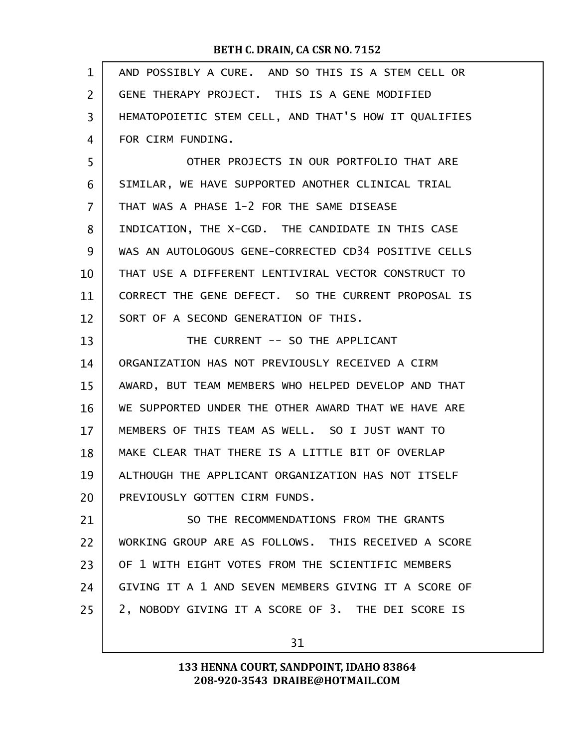AND POSSIBLY A CURE. AND SO THIS IS A STEM CELL OR GENE THERAPY PROJECT. THIS IS A GENE MODIFIED HEMATOPOIETIC STEM CELL, AND THAT'S HOW IT QUALIFIES FOR CIRM FUNDING.

OTHER PROJECTS IN OUR PORTFOLIO THAT ARE SIMILAR, WE HAVE SUPPORTED ANOTHER CLINICAL TRIAL THAT WAS A PHASE 1-2 FOR THE SAME DISEASE INDICATION, THE X-CGD. THE CANDIDATE IN THIS CASE WAS AN AUTOLOGOUS GENE-CORRECTED CD34 POSITIVE CELLS THAT USE A DIFFERENT LENTIVIRAL VECTOR CONSTRUCT TO CORRECT THE GENE DEFECT. SO THE CURRENT PROPOSAL IS SORT OF A SECOND GENERATION OF THIS.

THE CURRENT -- SO THE APPLICANT ORGANIZATION HAS NOT PREVIOUSLY RECEIVED A CIRM AWARD, BUT TEAM MEMBERS WHO HELPED DEVELOP AND THAT WE SUPPORTED UNDER THE OTHER AWARD THAT WE HAVE ARE MEMBERS OF THIS TEAM AS WELL. SO I JUST WANT TO MAKE CLEAR THAT THERE IS A LITTLE BIT OF OVERLAP ALTHOUGH THE APPLICANT ORGANIZATION HAS NOT ITSELF PREVIOUSLY GOTTEN CIRM FUNDS.

SO THE RECOMMENDATIONS FROM THE GRANTS WORKING GROUP ARE AS FOLLOWS. THIS RECEIVED A SCORE OF 1 WITH EIGHT VOTES FROM THE SCIENTIFIC MEMBERS GIVING IT A 1 AND SEVEN MEMBERS GIVING IT A SCORE OF 2, NOBODY GIVING IT A SCORE OF 3. THE DEI SCORE IS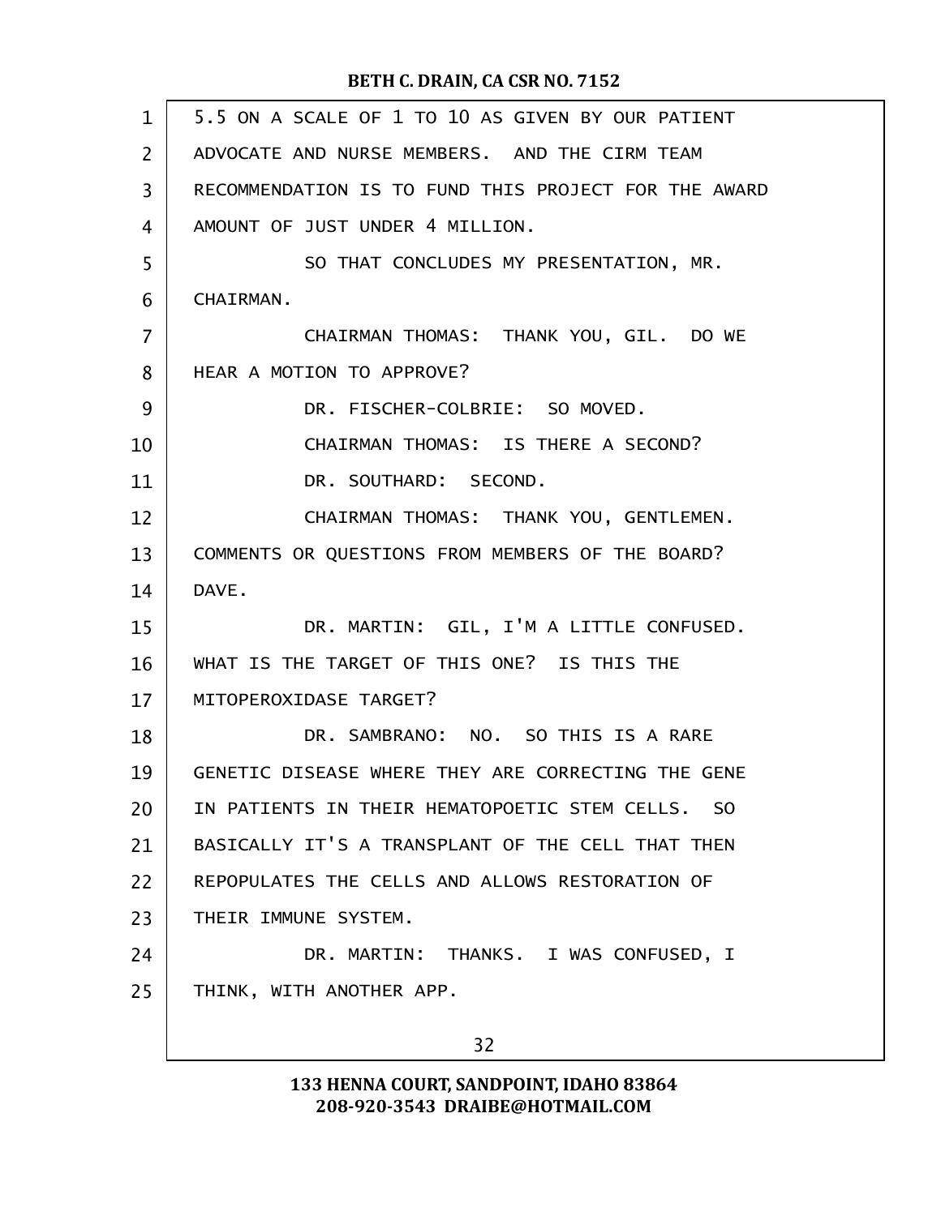5.5 ON A SCALE OF 1 TO 10 AS GIVEN BY OUR PATIENT ADVOCATE AND NURSE MEMBERS. AND THE CIRM TEAM RECOMMENDATION IS TO FUND THIS PROJECT FOR THE AWARD AMOUNT OF JUST UNDER 4 MILLION.

SO THAT CONCLUDES MY PRESENTATION, MR. CHAIRMAN.

CHAIRMAN THOMAS: THANK YOU, GIL. DO WE HEAR A MOTION TO APPROVE?

DR. FISCHER-COLBRIE: SO MOVED.

CHAIRMAN THOMAS: IS THERE A SECOND?

DR. SOUTHARD: SECOND.

CHAIRMAN THOMAS: THANK YOU, GENTLEMEN. COMMENTS OR QUESTIONS FROM MEMBERS OF THE BOARD? DAVE.

DR. MARTIN: GIL, I'M A LITTLE CONFUSED. WHAT IS THE TARGET OF THIS ONE? IS THIS THE MITOPEROXIDASE TARGET?

DR. SAMBRANO: NO. SO THIS IS A RARE GENETIC DISEASE WHERE THEY ARE CORRECTING THE GENE IN PATIENTS IN THEIR HEMATOPOETIC STEM CELLS. SO BASICALLY IT'S A TRANSPLANT OF THE CELL THAT THEN REPOPULATES THE CELLS AND ALLOWS RESTORATION OF THEIR IMMUNE SYSTEM.

DR. MARTIN: THANKS. I WAS CONFUSED, I THINK, WITH ANOTHER APP.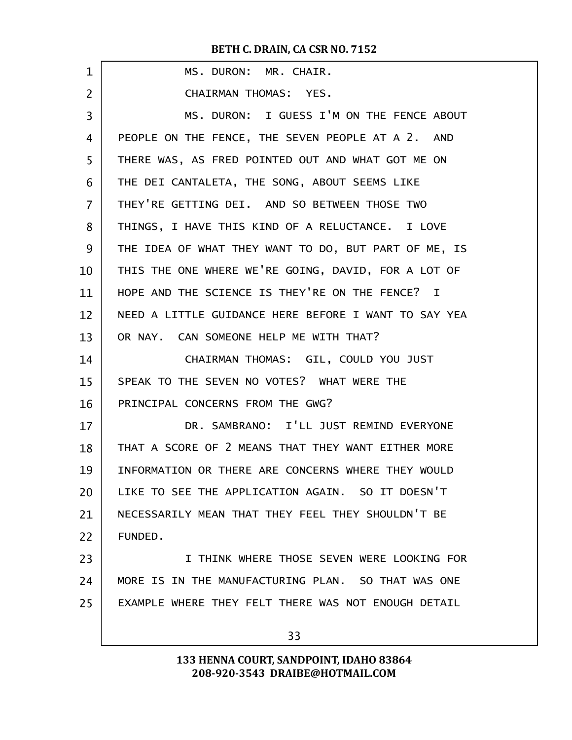MS. DURON: MR. CHAIR.

CHAIRMAN THOMAS: YES.

MS. DURON: I GUESS I'M ON THE FENCE ABOUT PEOPLE ON THE FENCE, THE SEVEN PEOPLE AT A 2. AND THERE WAS, AS FRED POINTED OUT AND WHAT GOT ME ON THE DEI CANTALETA, THE SONG, ABOUT SEEMS LIKE THEY'RE GETTING DEI. AND SO BETWEEN THOSE TWO THINGS, I HAVE THIS KIND OF A RELUCTANCE. I LOVE THE IDEA OF WHAT THEY WANT TO DO, BUT PART OF ME, IS THIS THE ONE WHERE WE'RE GOING, DAVID, FOR A LOT OF HOPE AND THE SCIENCE IS THEY'RE ON THE FENCE? I NEED A LITTLE GUIDANCE HERE BEFORE I WANT TO SAY YEA OR NAY. CAN SOMEONE HELP ME WITH THAT?

CHAIRMAN THOMAS: GIL, COULD YOU JUST SPEAK TO THE SEVEN NO VOTES? WHAT WERE THE PRINCIPAL CONCERNS FROM THE GWG?

DR. SAMBRANO: I'LL JUST REMIND EVERYONE THAT A SCORE OF 2 MEANS THAT THEY WANT EITHER MORE INFORMATION OR THERE ARE CONCERNS WHERE THEY WOULD LIKE TO SEE THE APPLICATION AGAIN. SO IT DOESN'T NECESSARILY MEAN THAT THEY FEEL THEY SHOULDN'T BE FUNDED.

I THINK WHERE THOSE SEVEN WERE LOOKING FOR MORE IS IN THE MANUFACTURING PLAN. SO THAT WAS ONE EXAMPLE WHERE THEY FELT THERE WAS NOT ENOUGH DETAIL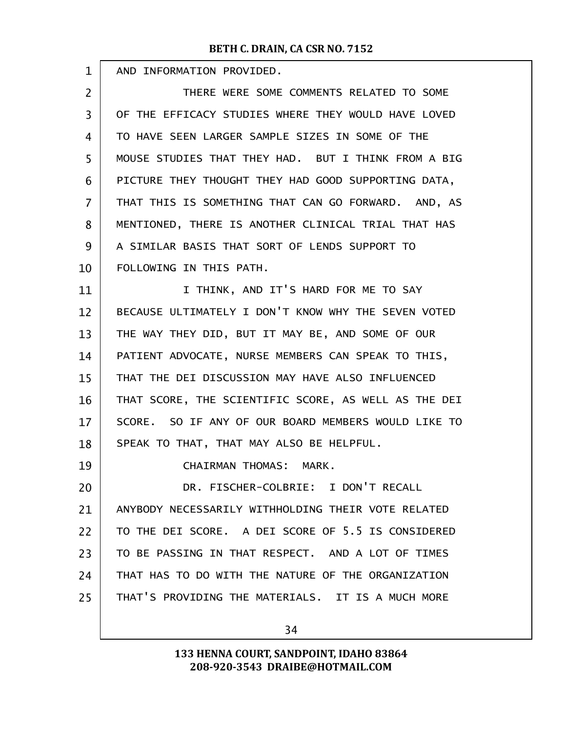AND INFORMATION PROVIDED.

THERE WERE SOME COMMENTS RELATED TO SOME OF THE EFFICACY STUDIES WHERE THEY WOULD HAVE LOVED TO HAVE SEEN LARGER SAMPLE SIZES IN SOME OF THE MOUSE STUDIES THAT THEY HAD. BUT I THINK FROM A BIG PICTURE THEY THOUGHT THEY HAD GOOD SUPPORTING DATA, THAT THIS IS SOMETHING THAT CAN GO FORWARD. AND, AS MENTIONED, THERE IS ANOTHER CLINICAL TRIAL THAT HAS A SIMILAR BASIS THAT SORT OF LENDS SUPPORT TO FOLLOWING IN THIS PATH.

I THINK, AND IT'S HARD FOR ME TO SAY BECAUSE ULTIMATELY I DON'T KNOW WHY THE SEVEN VOTED THE WAY THEY DID, BUT IT MAY BE, AND SOME OF OUR PATIENT ADVOCATE, NURSE MEMBERS CAN SPEAK TO THIS, THAT THE DEI DISCUSSION MAY HAVE ALSO INFLUENCED THAT SCORE, THE SCIENTIFIC SCORE, AS WELL AS THE DEI SCORE. SO IF ANY OF OUR BOARD MEMBERS WOULD LIKE TO SPEAK TO THAT, THAT MAY ALSO BE HELPFUL.

CHAIRMAN THOMAS: MARK.

DR. FISCHER-COLBRIE: I DON'T RECALL ANYBODY NECESSARILY WITHHOLDING THEIR VOTE RELATED TO THE DEI SCORE. A DEI SCORE OF 5.5 IS CONSIDERED TO BE PASSING IN THAT RESPECT. AND A LOT OF TIMES THAT HAS TO DO WITH THE NATURE OF THE ORGANIZATION THAT'S PROVIDING THE MATERIALS. IT IS A MUCH MORE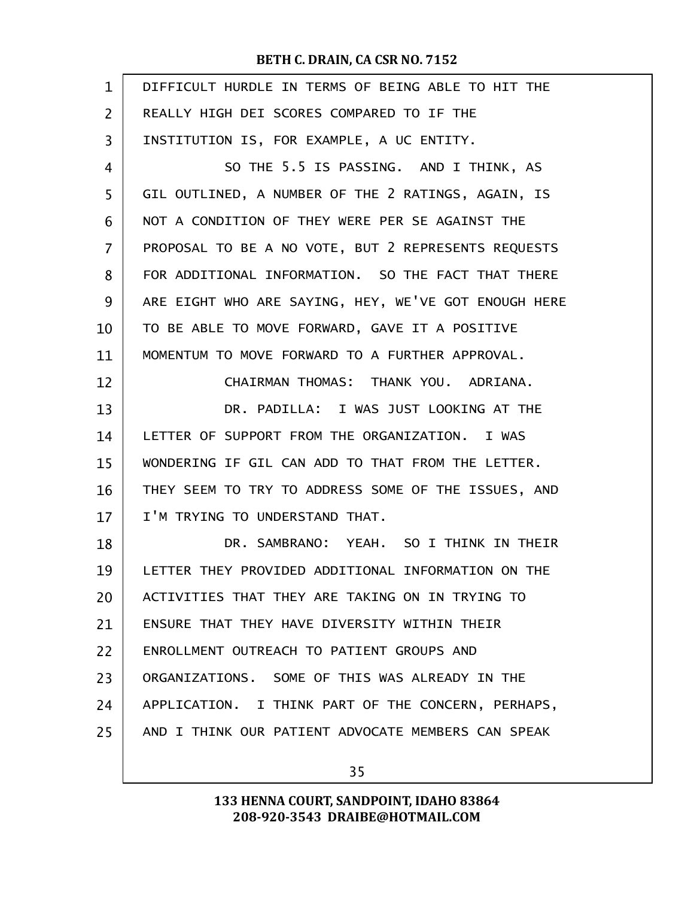DIFFICULT HURDLE IN TERMS OF BEING ABLE TO HIT THE REALLY HIGH DEI SCORES COMPARED TO IF THE INSTITUTION IS, FOR EXAMPLE, A UC ENTITY.

SO THE 5.5 IS PASSING. AND I THINK, AS GIL OUTLINED, A NUMBER OF THE 2 RATINGS, AGAIN, IS NOT A CONDITION OF THEY WERE PER SE AGAINST THE PROPOSAL TO BE A NO VOTE, BUT 2 REPRESENTS REQUESTS FOR ADDITIONAL INFORMATION. SO THE FACT THAT THERE ARE EIGHT WHO ARE SAYING, HEY, WE'VE GOT ENOUGH HERE TO BE ABLE TO MOVE FORWARD, GAVE IT A POSITIVE MOMENTUM TO MOVE FORWARD TO A FURTHER APPROVAL.

CHAIRMAN THOMAS: THANK YOU. ADRIANA.

DR. PADILLA: I WAS JUST LOOKING AT THE LETTER OF SUPPORT FROM THE ORGANIZATION. I WAS WONDERING IF GIL CAN ADD TO THAT FROM THE LETTER. THEY SEEM TO TRY TO ADDRESS SOME OF THE ISSUES, AND I'M TRYING TO UNDERSTAND THAT.

DR. SAMBRANO: YEAH. SO I THINK IN THEIR LETTER THEY PROVIDED ADDITIONAL INFORMATION ON THE ACTIVITIES THAT THEY ARE TAKING ON IN TRYING TO ENSURE THAT THEY HAVE DIVERSITY WITHIN THEIR ENROLLMENT OUTREACH TO PATIENT GROUPS AND ORGANIZATIONS. SOME OF THIS WAS ALREADY IN THE APPLICATION. I THINK PART OF THE CONCERN, PERHAPS, AND I THINK OUR PATIENT ADVOCATE MEMBERS CAN SPEAK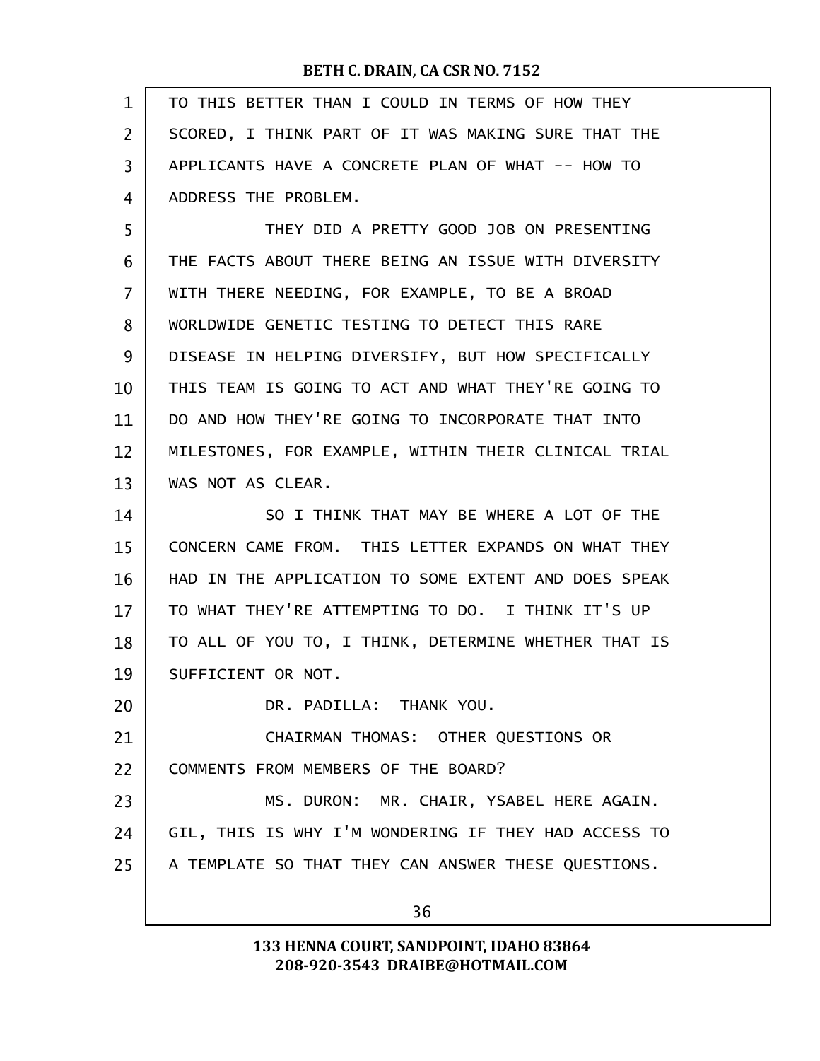TO THIS BETTER THAN I COULD IN TERMS OF HOW THEY SCORED, I THINK PART OF IT WAS MAKING SURE THAT THE APPLICANTS HAVE A CONCRETE PLAN OF WHAT -- HOW TO ADDRESS THE PROBLEM.

THEY DID A PRETTY GOOD JOB ON PRESENTING THE FACTS ABOUT THERE BEING AN ISSUE WITH DIVERSITY WITH THERE NEEDING, FOR EXAMPLE, TO BE A BROAD WORLDWIDE GENETIC TESTING TO DETECT THIS RARE DISEASE IN HELPING DIVERSIFY, BUT HOW SPECIFICALLY THIS TEAM IS GOING TO ACT AND WHAT THEY'RE GOING TO DO AND HOW THEY'RE GOING TO INCORPORATE THAT INTO MILESTONES, FOR EXAMPLE, WITHIN THEIR CLINICAL TRIAL WAS NOT AS CLEAR.

SO I THINK THAT MAY BE WHERE A LOT OF THE CONCERN CAME FROM. THIS LETTER EXPANDS ON WHAT THEY HAD IN THE APPLICATION TO SOME EXTENT AND DOES SPEAK TO WHAT THEY'RE ATTEMPTING TO DO. I THINK IT'S UP TO ALL OF YOU TO, I THINK, DETERMINE WHETHER THAT IS SUFFICIENT OR NOT.

DR. PADILLA: THANK YOU.

CHAIRMAN THOMAS: OTHER QUESTIONS OR COMMENTS FROM MEMBERS OF THE BOARD?

MS. DURON: MR. CHAIR, YSABEL HERE AGAIN. GIL, THIS IS WHY I'M WONDERING IF THEY HAD ACCESS TO A TEMPLATE SO THAT THEY CAN ANSWER THESE QUESTIONS.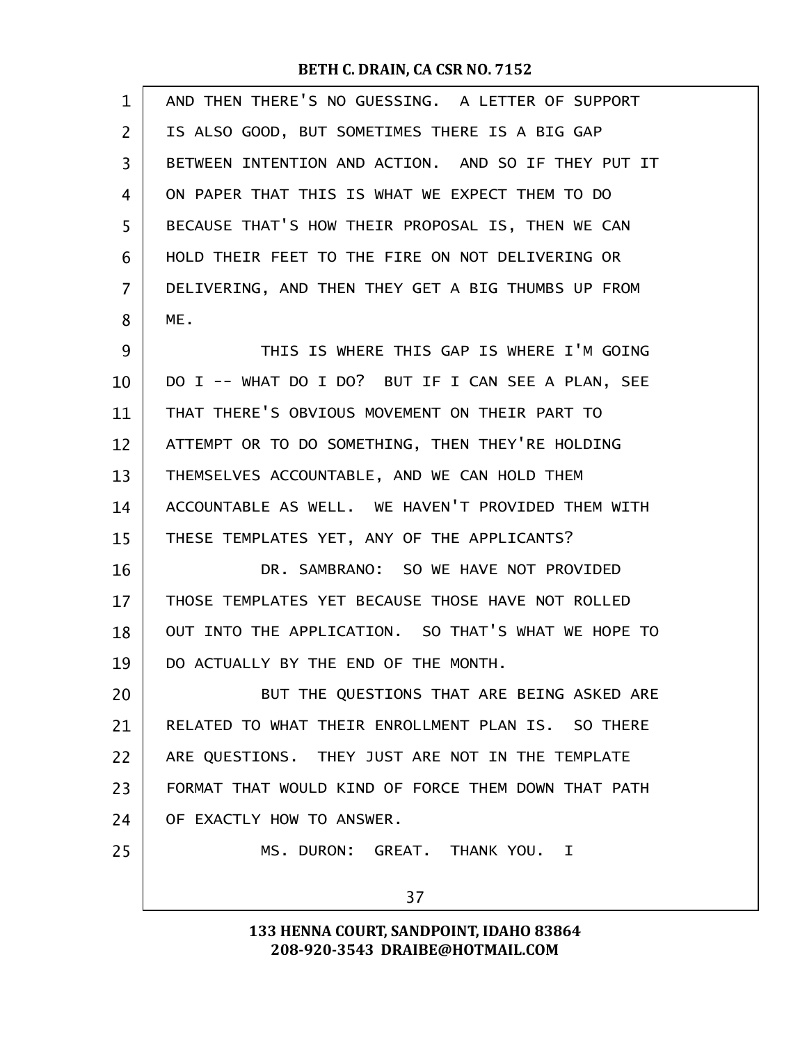AND THEN THERE'S NO GUESSING. A LETTER OF SUPPORT IS ALSO GOOD, BUT SOMETIMES THERE IS A BIG GAP BETWEEN INTENTION AND ACTION. AND SO IF THEY PUT IT ON PAPER THAT THIS IS WHAT WE EXPECT THEM TO DO BECAUSE THAT'S HOW THEIR PROPOSAL IS, THEN WE CAN HOLD THEIR FEET TO THE FIRE ON NOT DELIVERING OR DELIVERING, AND THEN THEY GET A BIG THUMBS UP FROM ME.

THIS IS WHERE THIS GAP IS WHERE I'M GOING DO I -- WHAT DO I DO? BUT IF I CAN SEE A PLAN, SEE THAT THERE'S OBVIOUS MOVEMENT ON THEIR PART TO ATTEMPT OR TO DO SOMETHING, THEN THEY'RE HOLDING THEMSELVES ACCOUNTABLE, AND WE CAN HOLD THEM ACCOUNTABLE AS WELL. WE HAVEN'T PROVIDED THEM WITH THESE TEMPLATES YET, ANY OF THE APPLICANTS?

DR. SAMBRANO: SO WE HAVE NOT PROVIDED THOSE TEMPLATES YET BECAUSE THOSE HAVE NOT ROLLED OUT INTO THE APPLICATION. SO THAT'S WHAT WE HOPE TO DO ACTUALLY BY THE END OF THE MONTH.

BUT THE QUESTIONS THAT ARE BEING ASKED ARE RELATED TO WHAT THEIR ENROLLMENT PLAN IS. SO THERE ARE QUESTIONS. THEY JUST ARE NOT IN THE TEMPLATE FORMAT THAT WOULD KIND OF FORCE THEM DOWN THAT PATH OF EXACTLY HOW TO ANSWER.

MS. DURON: GREAT. THANK YOU. I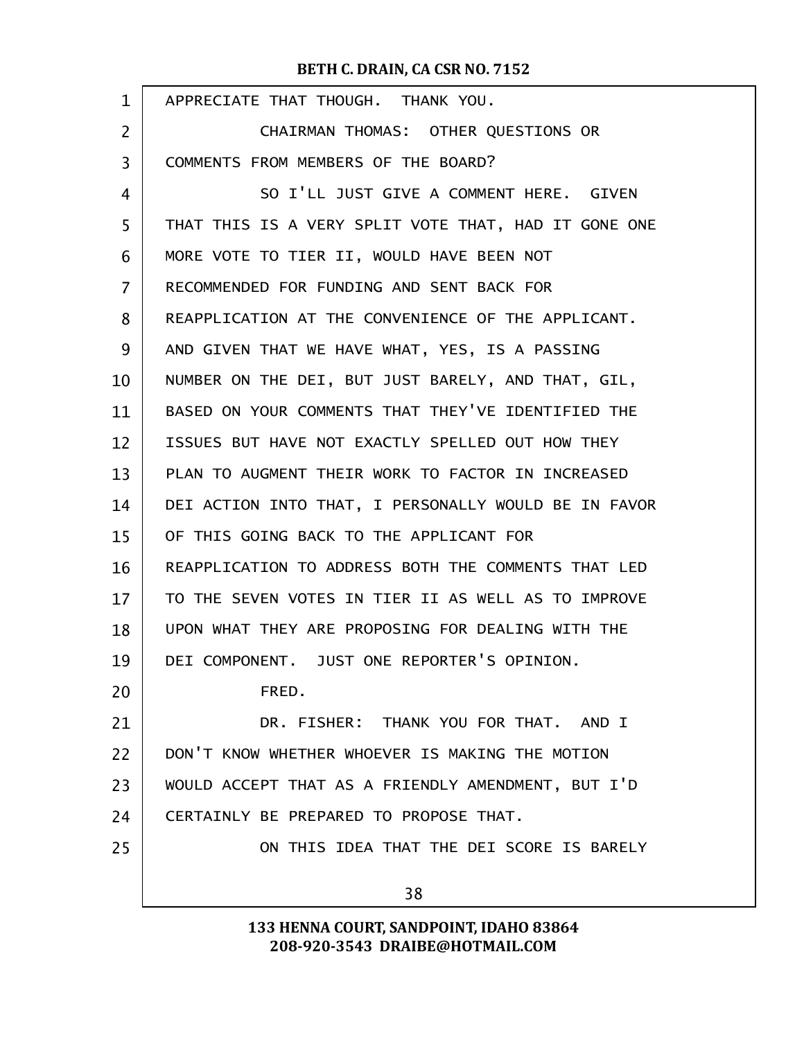APPRECIATE THAT THOUGH. THANK YOU.

CHAIRMAN THOMAS: OTHER QUESTIONS OR COMMENTS FROM MEMBERS OF THE BOARD?

SO I'LL JUST GIVE A COMMENT HERE. GIVEN THAT THIS IS A VERY SPLIT VOTE THAT, HAD IT GONE ONE MORE VOTE TO TIER II, WOULD HAVE BEEN NOT RECOMMENDED FOR FUNDING AND SENT BACK FOR REAPPLICATION AT THE CONVENIENCE OF THE APPLICANT. AND GIVEN THAT WE HAVE WHAT, YES, IS A PASSING NUMBER ON THE DEI, BUT JUST BARELY, AND THAT, GIL, BASED ON YOUR COMMENTS THAT THEY'VE IDENTIFIED THE ISSUES BUT HAVE NOT EXACTLY SPELLED OUT HOW THEY PLAN TO AUGMENT THEIR WORK TO FACTOR IN INCREASED DEI ACTION INTO THAT, I PERSONALLY WOULD BE IN FAVOR OF THIS GOING BACK TO THE APPLICANT FOR REAPPLICATION TO ADDRESS BOTH THE COMMENTS THAT LED TO THE SEVEN VOTES IN TIER II AS WELL AS TO IMPROVE UPON WHAT THEY ARE PROPOSING FOR DEALING WITH THE DEI COMPONENT. JUST ONE REPORTER'S OPINION.

FRED.

DR. FISHER: THANK YOU FOR THAT. AND I DON'T KNOW WHETHER WHOEVER IS MAKING THE MOTION WOULD ACCEPT THAT AS A FRIENDLY AMENDMENT, BUT I'D CERTAINLY BE PREPARED TO PROPOSE THAT.

ON THIS IDEA THAT THE DEI SCORE IS BARELY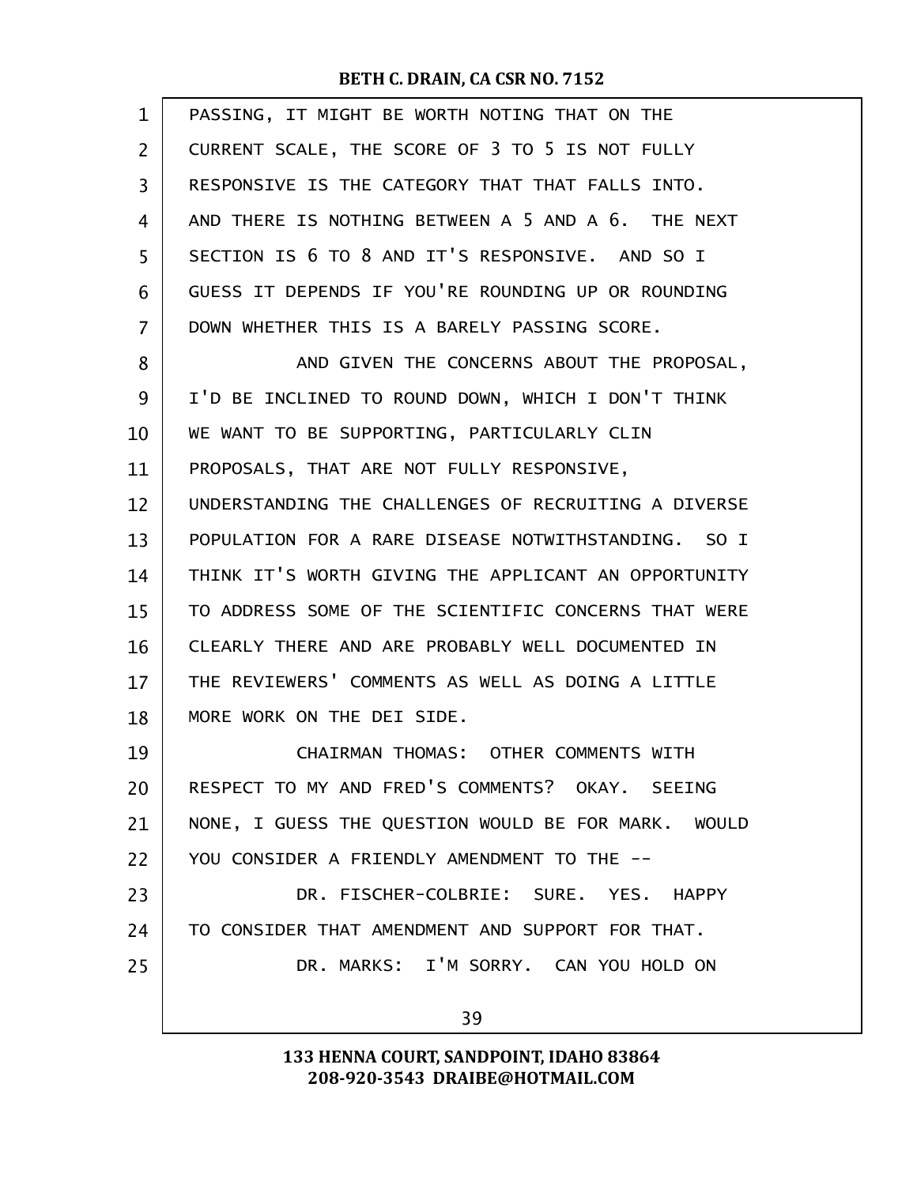PASSING, IT MIGHT BE WORTH NOTING THAT ON THE CURRENT SCALE, THE SCORE OF 3 TO 5 IS NOT FULLY RESPONSIVE IS THE CATEGORY THAT THAT FALLS INTO. AND THERE IS NOTHING BETWEEN A 5 AND A 6. THE NEXT SECTION IS 6 TO 8 AND IT'S RESPONSIVE. AND SO I GUESS IT DEPENDS IF YOU'RE ROUNDING UP OR ROUNDING DOWN WHETHER THIS IS A BARELY PASSING SCORE.

AND GIVEN THE CONCERNS ABOUT THE PROPOSAL, I'D BE INCLINED TO ROUND DOWN, WHICH I DON'T THINK WE WANT TO BE SUPPORTING, PARTICULARLY CLIN PROPOSALS, THAT ARE NOT FULLY RESPONSIVE, UNDERSTANDING THE CHALLENGES OF RECRUITING A DIVERSE POPULATION FOR A RARE DISEASE NOTWITHSTANDING. SO I THINK IT'S WORTH GIVING THE APPLICANT AN OPPORTUNITY TO ADDRESS SOME OF THE SCIENTIFIC CONCERNS THAT WERE CLEARLY THERE AND ARE PROBABLY WELL DOCUMENTED IN THE REVIEWERS' COMMENTS AS WELL AS DOING A LITTLE MORE WORK ON THE DEI SIDE.

CHAIRMAN THOMAS: OTHER COMMENTS WITH RESPECT TO MY AND FRED'S COMMENTS? OKAY. SEEING NONE, I GUESS THE QUESTION WOULD BE FOR MARK. WOULD YOU CONSIDER A FRIENDLY AMENDMENT TO THE --

DR. FISCHER-COLBRIE: SURE. YES. HAPPY TO CONSIDER THAT AMENDMENT AND SUPPORT FOR THAT.

DR. MARKS: I'M SORRY. CAN YOU HOLD ON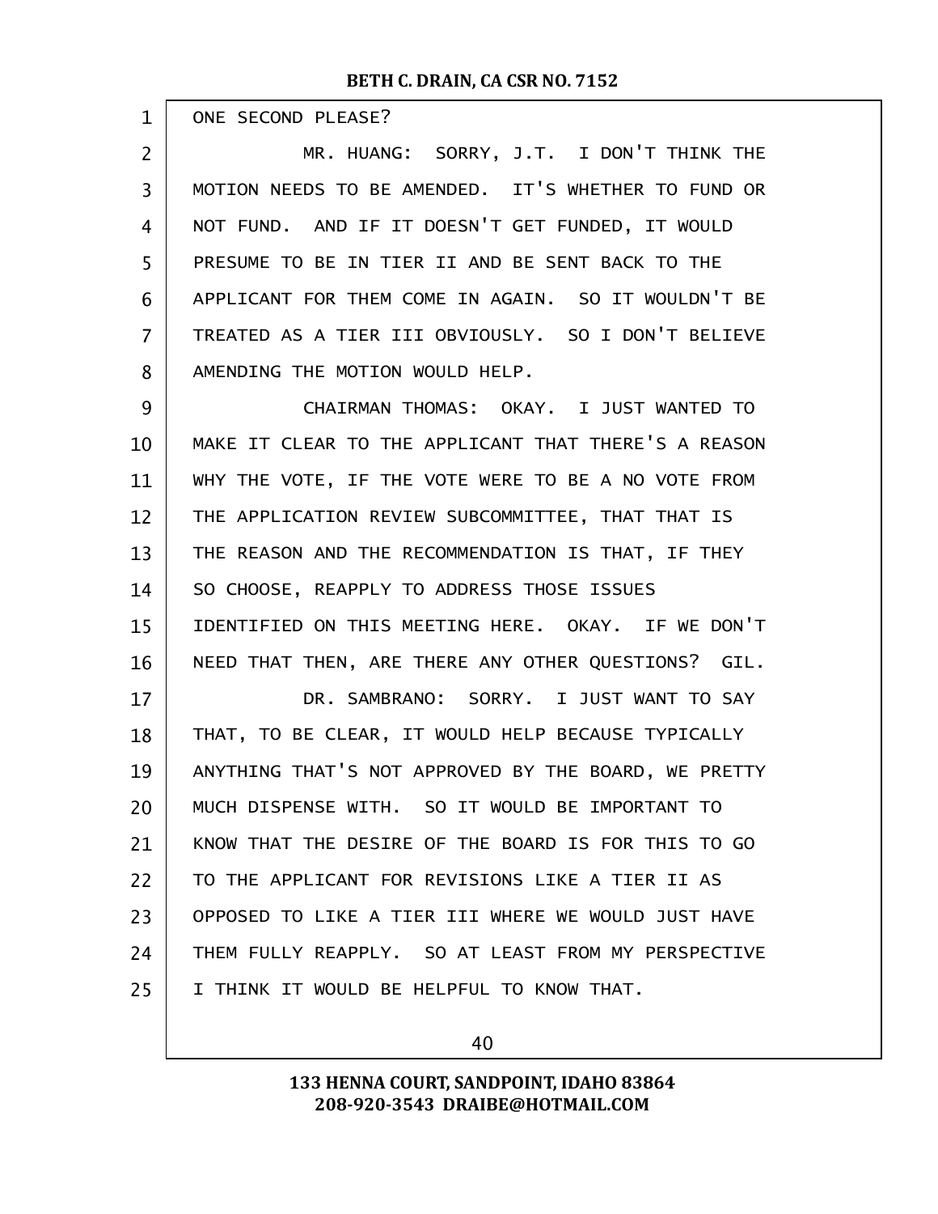ONE SECOND PLEASE?

MR. HUANG: SORRY, J.T. I DON'T THINK THE MOTION NEEDS TO BE AMENDED. IT'S WHETHER TO FUND OR NOT FUND. AND IF IT DOESN'T GET FUNDED, IT WOULD PRESUME TO BE IN TIER II AND BE SENT BACK TO THE APPLICANT FOR THEM COME IN AGAIN. SO IT WOULDN'T BE TREATED AS A TIER III OBVIOUSLY. SO I DON'T BELIEVE AMENDING THE MOTION WOULD HELP.

CHAIRMAN THOMAS: OKAY. I JUST WANTED TO MAKE IT CLEAR TO THE APPLICANT THAT THERE'S A REASON WHY THE VOTE, IF THE VOTE WERE TO BE A NO VOTE FROM THE APPLICATION REVIEW SUBCOMMITTEE, THAT THAT IS THE REASON AND THE RECOMMENDATION IS THAT, IF THEY SO CHOOSE, REAPPLY TO ADDRESS THOSE ISSUES IDENTIFIED ON THIS MEETING HERE. OKAY. IF WE DON'T NEED THAT THEN, ARE THERE ANY OTHER QUESTIONS? GIL.

DR. SAMBRANO: SORRY. I JUST WANT TO SAY THAT, TO BE CLEAR, IT WOULD HELP BECAUSE TYPICALLY ANYTHING THAT'S NOT APPROVED BY THE BOARD, WE PRETTY MUCH DISPENSE WITH. SO IT WOULD BE IMPORTANT TO KNOW THAT THE DESIRE OF THE BOARD IS FOR THIS TO GO TO THE APPLICANT FOR REVISIONS LIKE A TIER II AS OPPOSED TO LIKE A TIER III WHERE WE WOULD JUST HAVE THEM FULLY REAPPLY. SO AT LEAST FROM MY PERSPECTIVE I THINK IT WOULD BE HELPFUL TO KNOW THAT.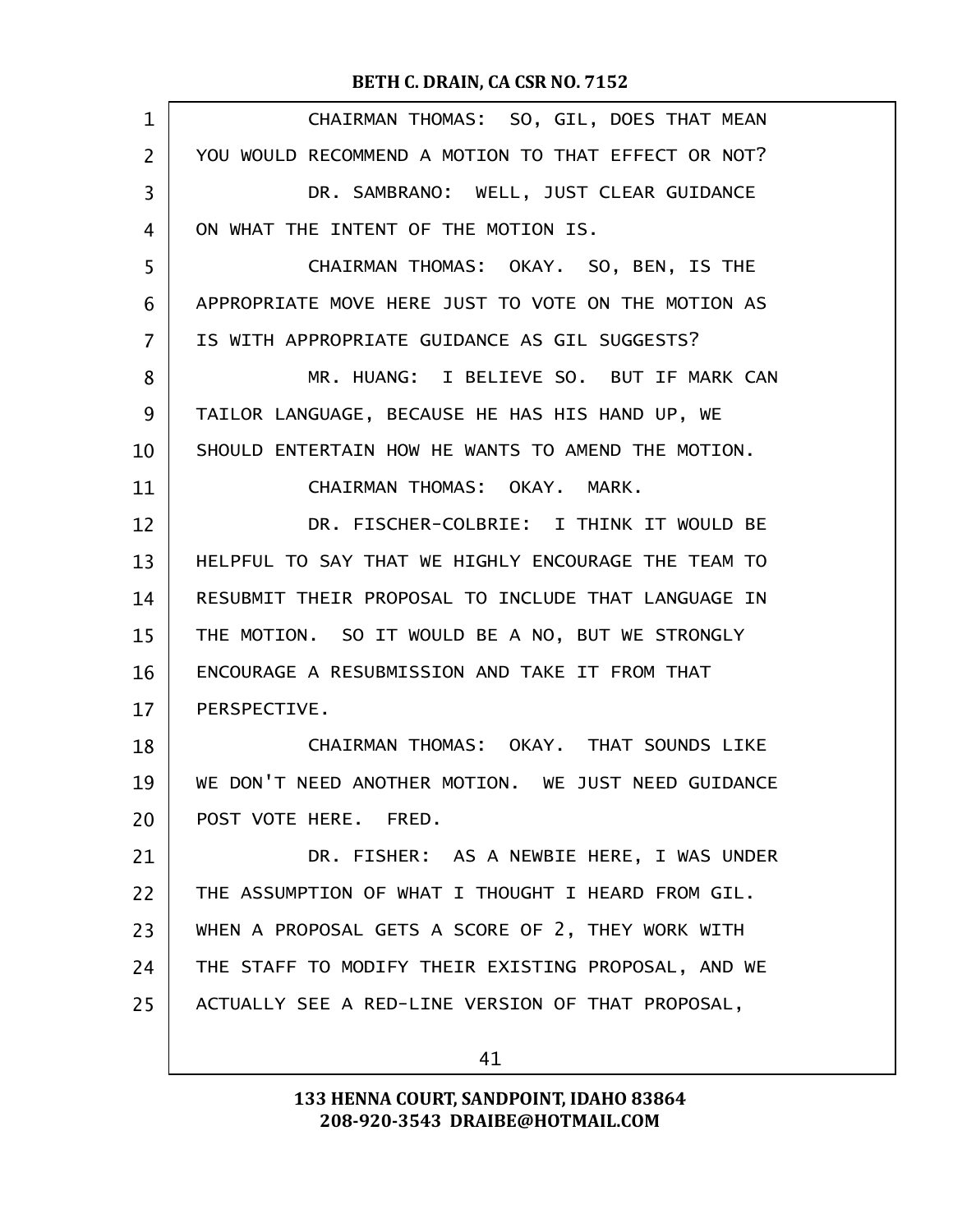CHAIRMAN THOMAS: SO, GIL, DOES THAT MEAN YOU WOULD RECOMMEND A MOTION TO THAT EFFECT OR NOT?

DR. SAMBRANO: WELL, JUST CLEAR GUIDANCE ON WHAT THE INTENT OF THE MOTION IS.

CHAIRMAN THOMAS: OKAY. SO, BEN, IS THE APPROPRIATE MOVE HERE JUST TO VOTE ON THE MOTION AS IS WITH APPROPRIATE GUIDANCE AS GIL SUGGESTS?

MR. HUANG: I BELIEVE SO. BUT IF MARK CAN TAILOR LANGUAGE, BECAUSE HE HAS HIS HAND UP, WE SHOULD ENTERTAIN HOW HE WANTS TO AMEND THE MOTION.

CHAIRMAN THOMAS: OKAY. MARK.

DR. FISCHER-COLBRIE: I THINK IT WOULD BE HELPFUL TO SAY THAT WE HIGHLY ENCOURAGE THE TEAM TO RESUBMIT THEIR PROPOSAL TO INCLUDE THAT LANGUAGE IN THE MOTION. SO IT WOULD BE A NO, BUT WE STRONGLY ENCOURAGE A RESUBMISSION AND TAKE IT FROM THAT PERSPECTIVE.

CHAIRMAN THOMAS: OKAY. THAT SOUNDS LIKE WE DON'T NEED ANOTHER MOTION. WE JUST NEED GUIDANCE POST VOTE HERE. FRED.

DR. FISHER: AS A NEWBIE HERE, I WAS UNDER THE ASSUMPTION OF WHAT I THOUGHT I HEARD FROM GIL. WHEN A PROPOSAL GETS A SCORE OF 2, THEY WORK WITH THE STAFF TO MODIFY THEIR EXISTING PROPOSAL, AND WE ACTUALLY SEE A RED-LINE VERSION OF THAT PROPOSAL,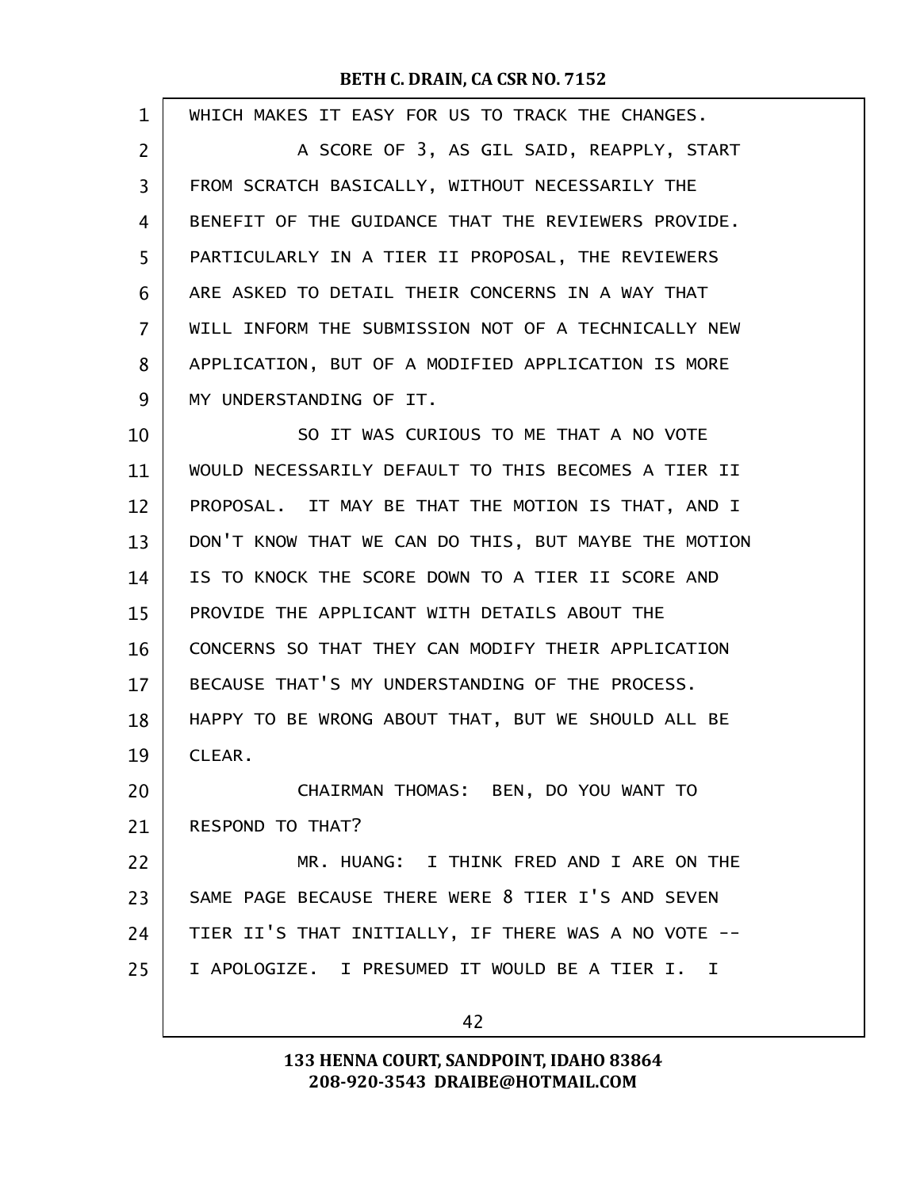WHICH MAKES IT EASY FOR US TO TRACK THE CHANGES.

A SCORE OF 3, AS GIL SAID, REAPPLY, START FROM SCRATCH BASICALLY, WITHOUT NECESSARILY THE BENEFIT OF THE GUIDANCE THAT THE REVIEWERS PROVIDE. PARTICULARLY IN A TIER II PROPOSAL, THE REVIEWERS ARE ASKED TO DETAIL THEIR CONCERNS IN A WAY THAT WILL INFORM THE SUBMISSION NOT OF A TECHNICALLY NEW APPLICATION, BUT OF A MODIFIED APPLICATION IS MORE MY UNDERSTANDING OF IT.

SO IT WAS CURIOUS TO ME THAT A NO VOTE WOULD NECESSARILY DEFAULT TO THIS BECOMES A TIER II PROPOSAL. IT MAY BE THAT THE MOTION IS THAT, AND I DON'T KNOW THAT WE CAN DO THIS, BUT MAYBE THE MOTION IS TO KNOCK THE SCORE DOWN TO A TIER II SCORE AND PROVIDE THE APPLICANT WITH DETAILS ABOUT THE CONCERNS SO THAT THEY CAN MODIFY THEIR APPLICATION BECAUSE THAT'S MY UNDERSTANDING OF THE PROCESS. HAPPY TO BE WRONG ABOUT THAT, BUT WE SHOULD ALL BE CLEAR.

CHAIRMAN THOMAS: BEN, DO YOU WANT TO RESPOND TO THAT?

MR. HUANG: I THINK FRED AND I ARE ON THE SAME PAGE BECAUSE THERE WERE 8 TIER I'S AND SEVEN TIER II'S THAT INITIALLY, IF THERE WAS A NO VOTE -- I APOLOGIZE. I PRESUMED IT WOULD BE A TIER I. I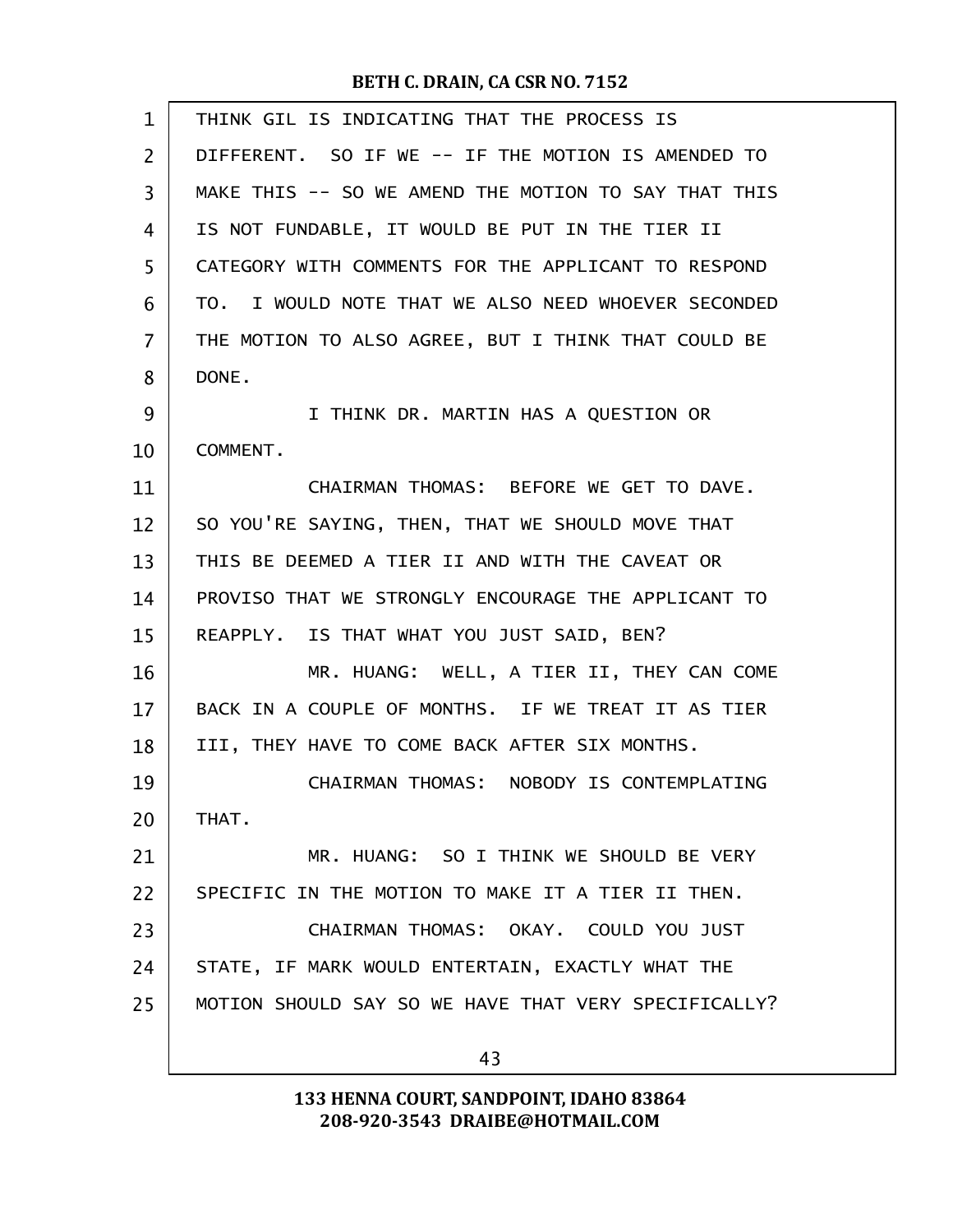THINK GIL IS INDICATING THAT THE PROCESS IS DIFFERENT. SO IF WE -- IF THE MOTION IS AMENDED TO MAKE THIS -- SO WE AMEND THE MOTION TO SAY THAT THIS IS NOT FUNDABLE, IT WOULD BE PUT IN THE TIER II CATEGORY WITH COMMENTS FOR THE APPLICANT TO RESPOND TO. I WOULD NOTE THAT WE ALSO NEED WHOEVER SECONDED THE MOTION TO ALSO AGREE, BUT I THINK THAT COULD BE DONE.

I THINK DR. MARTIN HAS A QUESTION OR COMMENT.

CHAIRMAN THOMAS: BEFORE WE GET TO DAVE. SO YOU'RE SAYING, THEN, THAT WE SHOULD MOVE THAT THIS BE DEEMED A TIER II AND WITH THE CAVEAT OR PROVISO THAT WE STRONGLY ENCOURAGE THE APPLICANT TO REAPPLY. IS THAT WHAT YOU JUST SAID, BEN?

MR. HUANG: WELL, A TIER II, THEY CAN COME BACK IN A COUPLE OF MONTHS. IF WE TREAT IT AS TIER III, THEY HAVE TO COME BACK AFTER SIX MONTHS.

CHAIRMAN THOMAS: NOBODY IS CONTEMPLATING THAT.

MR. HUANG: SO I THINK WE SHOULD BE VERY SPECIFIC IN THE MOTION TO MAKE IT A TIER II THEN.

CHAIRMAN THOMAS: OKAY. COULD YOU JUST STATE, IF MARK WOULD ENTERTAIN, EXACTLY WHAT THE MOTION SHOULD SAY SO WE HAVE THAT VERY SPECIFICALLY?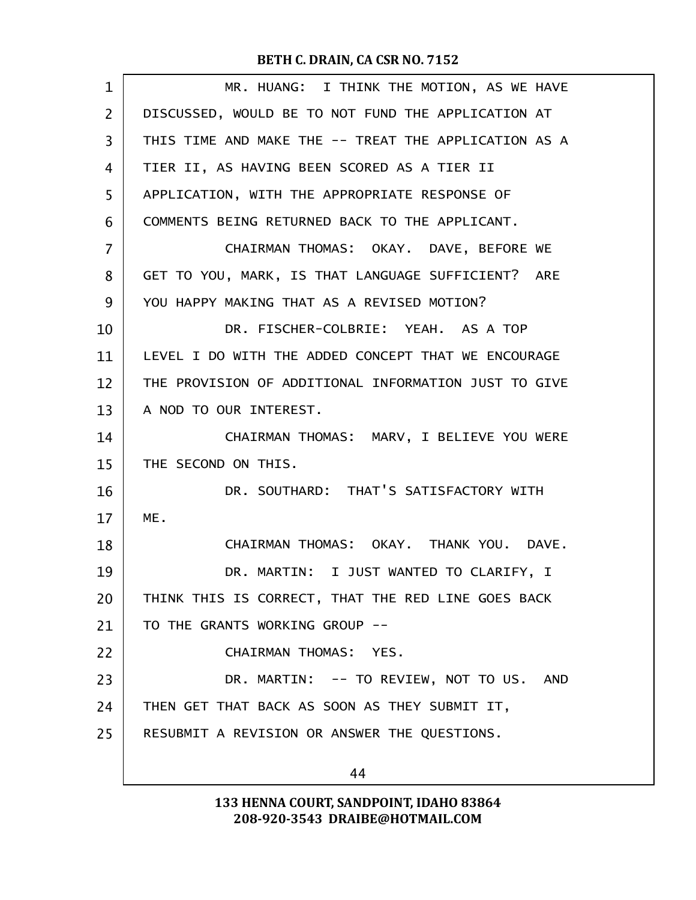MR. HUANG: I THINK THE MOTION, AS WE HAVE DISCUSSED, WOULD BE TO NOT FUND THE APPLICATION AT THIS TIME AND MAKE THE -- TREAT THE APPLICATION AS A TIER II, AS HAVING BEEN SCORED AS A TIER II APPLICATION, WITH THE APPROPRIATE RESPONSE OF COMMENTS BEING RETURNED BACK TO THE APPLICANT.

CHAIRMAN THOMAS: OKAY. DAVE, BEFORE WE GET TO YOU, MARK, IS THAT LANGUAGE SUFFICIENT? ARE YOU HAPPY MAKING THAT AS A REVISED MOTION?

DR. FISCHER-COLBRIE: YEAH. AS A TOP LEVEL I DO WITH THE ADDED CONCEPT THAT WE ENCOURAGE THE PROVISION OF ADDITIONAL INFORMATION JUST TO GIVE A NOD TO OUR INTEREST.

CHAIRMAN THOMAS: MARV, I BELIEVE YOU WERE THE SECOND ON THIS.

DR. SOUTHARD: THAT'S SATISFACTORY WITH ME.

CHAIRMAN THOMAS: OKAY. THANK YOU. DAVE.

DR. MARTIN: I JUST WANTED TO CLARIFY, I THINK THIS IS CORRECT, THAT THE RED LINE GOES BACK TO THE GRANTS WORKING GROUP --

CHAIRMAN THOMAS: YES.

DR. MARTIN: -- TO REVIEW, NOT TO US. AND THEN GET THAT BACK AS SOON AS THEY SUBMIT IT, RESUBMIT A REVISION OR ANSWER THE QUESTIONS.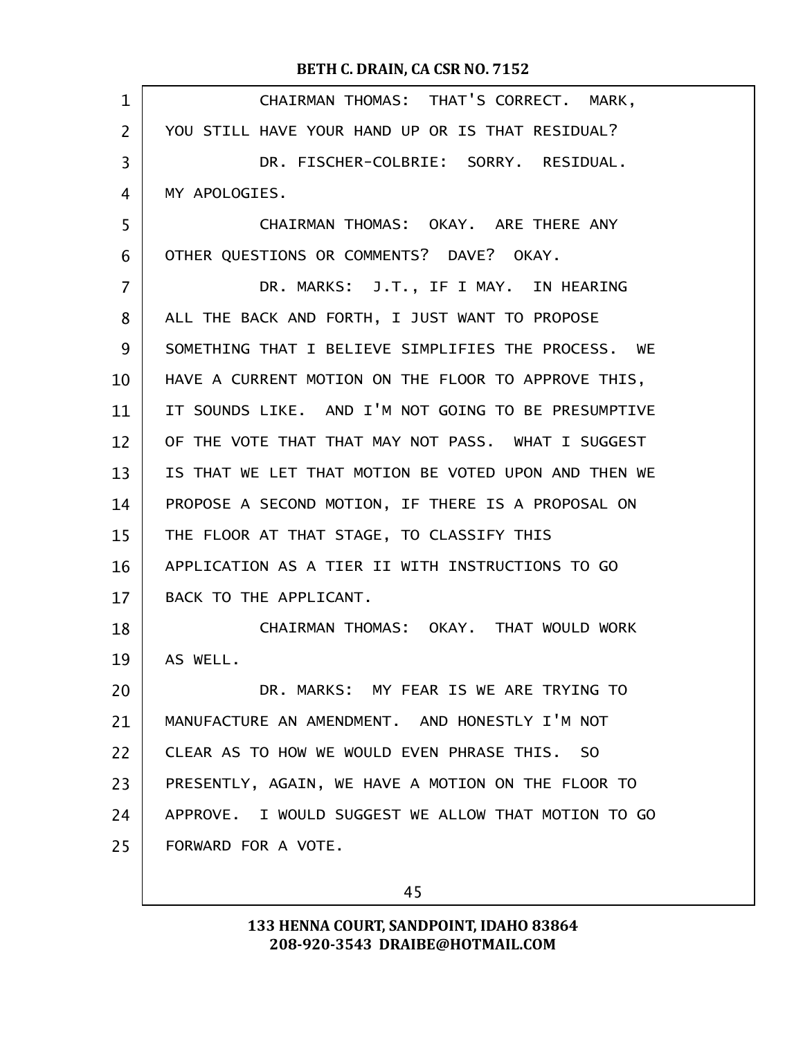CHAIRMAN THOMAS: THAT'S CORRECT. MARK, YOU STILL HAVE YOUR HAND UP OR IS THAT RESIDUAL?

DR. FISCHER-COLBRIE: SORRY. RESIDUAL. MY APOLOGIES.

CHAIRMAN THOMAS: OKAY. ARE THERE ANY OTHER QUESTIONS OR COMMENTS? DAVE? OKAY.

DR. MARKS: J.T., IF I MAY. IN HEARING ALL THE BACK AND FORTH, I JUST WANT TO PROPOSE SOMETHING THAT I BELIEVE SIMPLIFIES THE PROCESS. WE HAVE A CURRENT MOTION ON THE FLOOR TO APPROVE THIS, IT SOUNDS LIKE. AND I'M NOT GOING TO BE PRESUMPTIVE OF THE VOTE THAT THAT MAY NOT PASS. WHAT I SUGGEST IS THAT WE LET THAT MOTION BE VOTED UPON AND THEN WE PROPOSE A SECOND MOTION, IF THERE IS A PROPOSAL ON THE FLOOR AT THAT STAGE, TO CLASSIFY THIS APPLICATION AS A TIER II WITH INSTRUCTIONS TO GO BACK TO THE APPLICANT.

CHAIRMAN THOMAS: OKAY. THAT WOULD WORK AS WELL.

DR. MARKS: MY FEAR IS WE ARE TRYING TO MANUFACTURE AN AMENDMENT. AND HONESTLY I'M NOT CLEAR AS TO HOW WE WOULD EVEN PHRASE THIS. SO PRESENTLY, AGAIN, WE HAVE A MOTION ON THE FLOOR TO APPROVE. I WOULD SUGGEST WE ALLOW THAT MOTION TO GO FORWARD FOR A VOTE.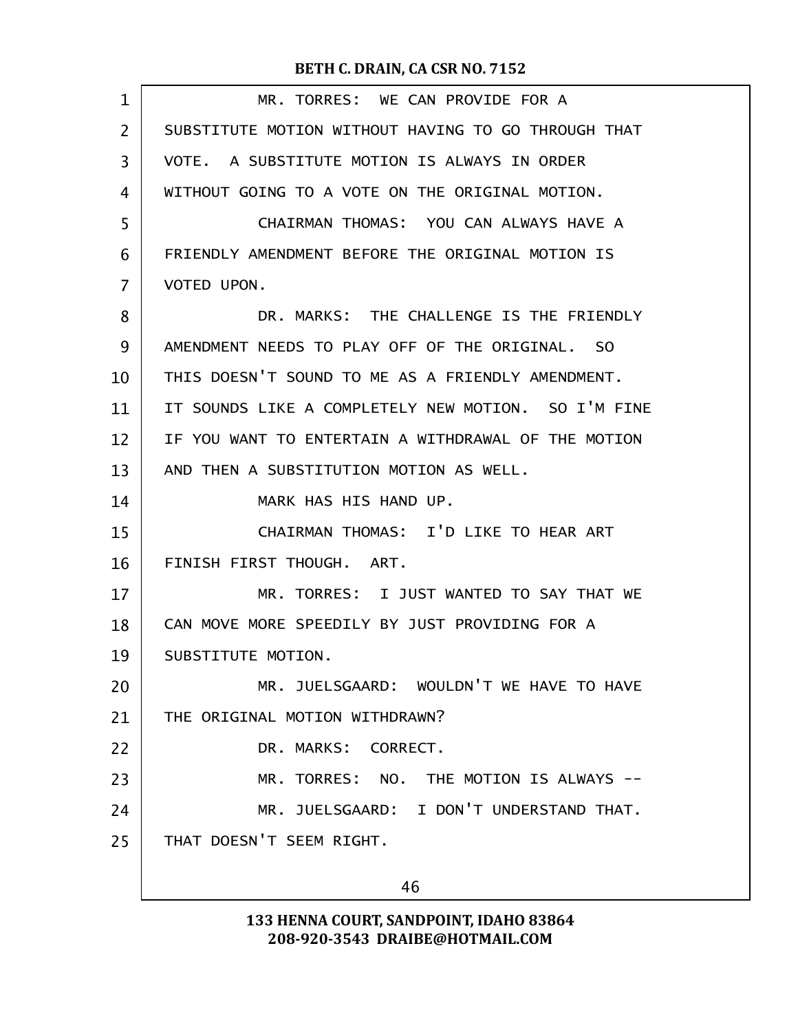MR. TORRES: WE CAN PROVIDE FOR A SUBSTITUTE MOTION WITHOUT HAVING TO GO THROUGH THAT VOTE. A SUBSTITUTE MOTION IS ALWAYS IN ORDER WITHOUT GOING TO A VOTE ON THE ORIGINAL MOTION.

CHAIRMAN THOMAS: YOU CAN ALWAYS HAVE A FRIENDLY AMENDMENT BEFORE THE ORIGINAL MOTION IS VOTED UPON.

DR. MARKS: THE CHALLENGE IS THE FRIENDLY AMENDMENT NEEDS TO PLAY OFF OF THE ORIGINAL. SO THIS DOESN'T SOUND TO ME AS A FRIENDLY AMENDMENT. IT SOUNDS LIKE A COMPLETELY NEW MOTION. SO I'M FINE IF YOU WANT TO ENTERTAIN A WITHDRAWAL OF THE MOTION AND THEN A SUBSTITUTION MOTION AS WELL.

MARK HAS HIS HAND UP.

CHAIRMAN THOMAS: I'D LIKE TO HEAR ART FINISH FIRST THOUGH. ART.

MR. TORRES: I JUST WANTED TO SAY THAT WE CAN MOVE MORE SPEEDILY BY JUST PROVIDING FOR A SUBSTITUTE MOTION.

MR. JUELSGAARD: WOULDN'T WE HAVE TO HAVE THE ORIGINAL MOTION WITHDRAWN?

DR. MARKS: CORRECT.

MR. TORRES: NO. THE MOTION IS ALWAYS --

MR. JUELSGAARD: I DON'T UNDERSTAND THAT. THAT DOESN'T SEEM RIGHT.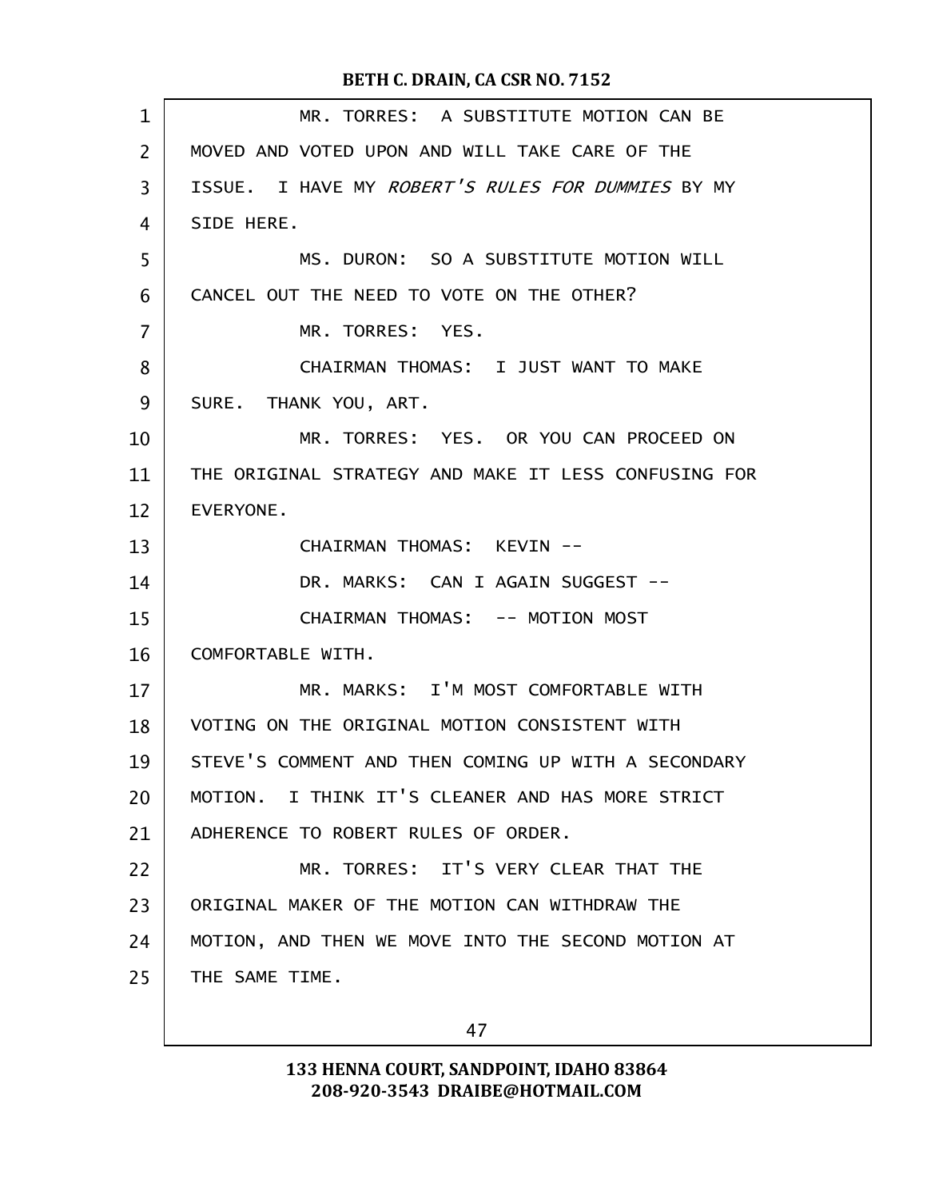MR. TORRES: A SUBSTITUTE MOTION CAN BE MOVED AND VOTED UPON AND WILL TAKE CARE OF THE ISSUE. I HAVE MY *ROBERT'S RULES FOR DUMMIES* BY MY SIDE HERE.

MS. DURON: SO A SUBSTITUTE MOTION WILL CANCEL OUT THE NEED TO VOTE ON THE OTHER?

MR. TORRES: YES.

CHAIRMAN THOMAS: I JUST WANT TO MAKE SURE. THANK YOU, ART.

MR. TORRES: YES. OR YOU CAN PROCEED ON THE ORIGINAL STRATEGY AND MAKE IT LESS CONFUSING FOR EVERYONE.

CHAIRMAN THOMAS: KEVIN --

DR. MARKS: CAN I AGAIN SUGGEST --

CHAIRMAN THOMAS: -- MOTION MOST COMFORTABLE WITH.

MR. MARKS: I'M MOST COMFORTABLE WITH VOTING ON THE ORIGINAL MOTION CONSISTENT WITH STEVE'S COMMENT AND THEN COMING UP WITH A SECONDARY MOTION. I THINK IT'S CLEANER AND HAS MORE STRICT ADHERENCE TO ROBERT RULES OF ORDER.

MR. TORRES: IT'S VERY CLEAR THAT THE ORIGINAL MAKER OF THE MOTION CAN WITHDRAW THE MOTION, AND THEN WE MOVE INTO THE SECOND MOTION AT THE SAME TIME.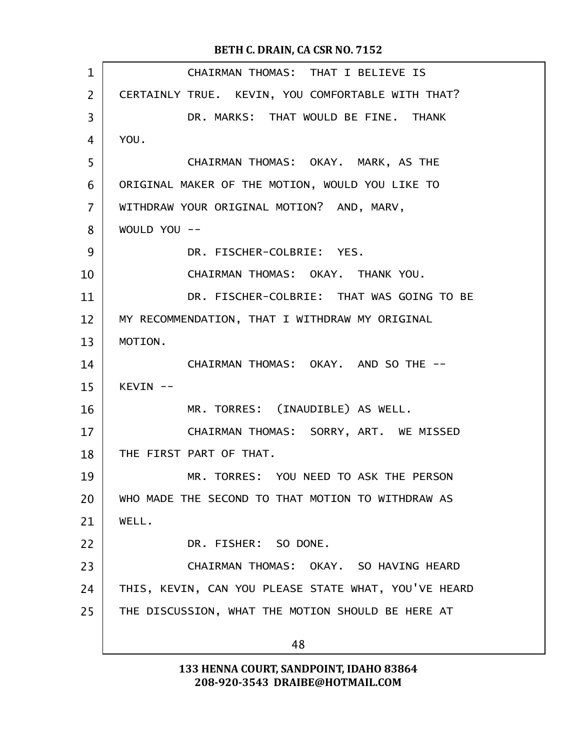CHAIRMAN THOMAS: THAT I BELIEVE IS CERTAINLY TRUE. KEVIN, YOU COMFORTABLE WITH THAT?

DR. MARKS: THAT WOULD BE FINE. THANK YOU.

CHAIRMAN THOMAS: OKAY. MARK, AS THE ORIGINAL MAKER OF THE MOTION, WOULD YOU LIKE TO WITHDRAW YOUR ORIGINAL MOTION? AND, MARV, WOULD YOU --

DR. FISCHER-COLBRIE: YES.

CHAIRMAN THOMAS: OKAY. THANK YOU.

DR. FISCHER-COLBRIE: THAT WAS GOING TO BE MY RECOMMENDATION, THAT I WITHDRAW MY ORIGINAL MOTION.

CHAIRMAN THOMAS: OKAY. AND SO THE -- KEVIN --

MR. TORRES: (INAUDIBLE) AS WELL.

CHAIRMAN THOMAS: SORRY, ART. WE MISSED THE FIRST PART OF THAT.

MR. TORRES: YOU NEED TO ASK THE PERSON WHO MADE THE SECOND TO THAT MOTION TO WITHDRAW AS WELL.

DR. FISHER: SO DONE.

CHAIRMAN THOMAS: OKAY. SO HAVING HEARD THIS, KEVIN, CAN YOU PLEASE STATE WHAT, YOU'VE HEARD THE DISCUSSION, WHAT THE MOTION SHOULD BE HERE AT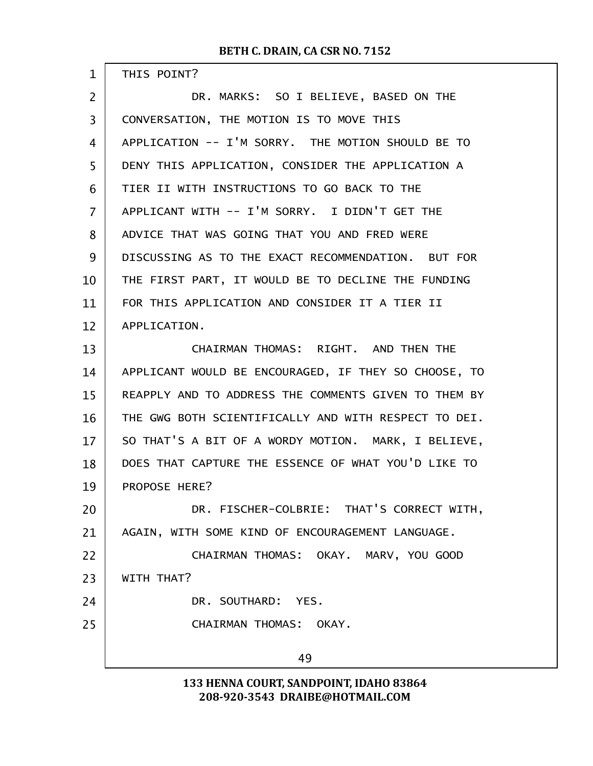THIS POINT?

DR. MARKS: SO I BELIEVE, BASED ON THE CONVERSATION, THE MOTION IS TO MOVE THIS APPLICATION -- I'M SORRY. THE MOTION SHOULD BE TO DENY THIS APPLICATION, CONSIDER THE APPLICATION A TIER II WITH INSTRUCTIONS TO GO BACK TO THE APPLICANT WITH -- I'M SORRY. I DIDN'T GET THE ADVICE THAT WAS GOING THAT YOU AND FRED WERE DISCUSSING AS TO THE EXACT RECOMMENDATION. BUT FOR THE FIRST PART, IT WOULD BE TO DECLINE THE FUNDING FOR THIS APPLICATION AND CONSIDER IT A TIER II APPLICATION.

CHAIRMAN THOMAS: RIGHT. AND THEN THE APPLICANT WOULD BE ENCOURAGED, IF THEY SO CHOOSE, TO REAPPLY AND TO ADDRESS THE COMMENTS GIVEN TO THEM BY THE GWG BOTH SCIENTIFICALLY AND WITH RESPECT TO DEI. SO THAT'S A BIT OF A WORDY MOTION. MARK, I BELIEVE, DOES THAT CAPTURE THE ESSENCE OF WHAT YOU'D LIKE TO PROPOSE HERE?

DR. FISCHER-COLBRIE: THAT'S CORRECT WITH, AGAIN, WITH SOME KIND OF ENCOURAGEMENT LANGUAGE.

CHAIRMAN THOMAS: OKAY. MARV, YOU GOOD WITH THAT?

DR. SOUTHARD: YES.

CHAIRMAN THOMAS: OKAY.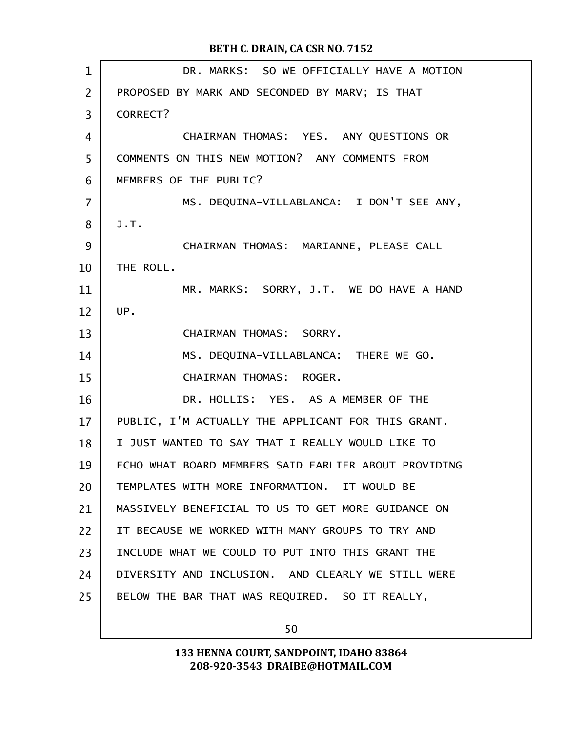DR. MARKS: SO WE OFFICIALLY HAVE A MOTION PROPOSED BY MARK AND SECONDED BY MARV; IS THAT CORRECT?

CHAIRMAN THOMAS: YES. ANY QUESTIONS OR COMMENTS ON THIS NEW MOTION? ANY COMMENTS FROM MEMBERS OF THE PUBLIC?

MS. DEQUINA-VILLABLANCA: I DON'T SEE ANY, J.T.

CHAIRMAN THOMAS: MARIANNE, PLEASE CALL THE ROLL.

MR. MARKS: SORRY, J.T. WE DO HAVE A HAND UP.

CHAIRMAN THOMAS: SORRY.

MS. DEQUINA-VILLABLANCA: THERE WE GO.

CHAIRMAN THOMAS: ROGER.

DR. HOLLIS: YES. AS A MEMBER OF THE PUBLIC, I'M ACTUALLY THE APPLICANT FOR THIS GRANT. I JUST WANTED TO SAY THAT I REALLY WOULD LIKE TO ECHO WHAT BOARD MEMBERS SAID EARLIER ABOUT PROVIDING TEMPLATES WITH MORE INFORMATION. IT WOULD BE MASSIVELY BENEFICIAL TO US TO GET MORE GUIDANCE ON IT BECAUSE WE WORKED WITH MANY GROUPS TO TRY AND INCLUDE WHAT WE COULD TO PUT INTO THIS GRANT THE DIVERSITY AND INCLUSION. AND CLEARLY WE STILL WERE BELOW THE BAR THAT WAS REQUIRED. SO IT REALLY,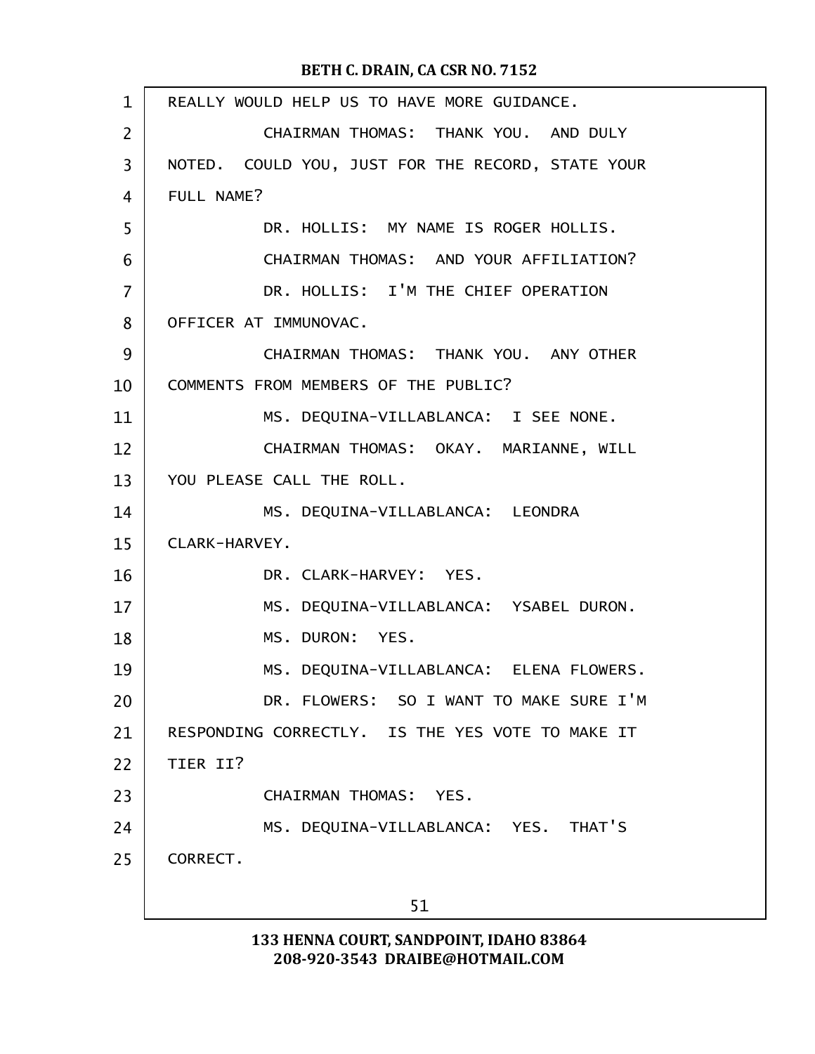REALLY WOULD HELP US TO HAVE MORE GUIDANCE.

CHAIRMAN THOMAS: THANK YOU. AND DULY NOTED. COULD YOU, JUST FOR THE RECORD, STATE YOUR FULL NAME?

DR. HOLLIS: MY NAME IS ROGER HOLLIS.

CHAIRMAN THOMAS: AND YOUR AFFILIATION?

DR. HOLLIS: I'M THE CHIEF OPERATION OFFICER AT IMMUNOVAC.

CHAIRMAN THOMAS: THANK YOU. ANY OTHER COMMENTS FROM MEMBERS OF THE PUBLIC?

MS. DEQUINA-VILLABLANCA: I SEE NONE.

CHAIRMAN THOMAS: OKAY. MARIANNE, WILL YOU PLEASE CALL THE ROLL.

MS. DEQUINA-VILLABLANCA: LEONDRA CLARK-HARVEY.

DR. CLARK-HARVEY: YES.

MS. DEQUINA-VILLABLANCA: YSABEL DURON.

MS. DURON: YES.

MS. DEQUINA-VILLABLANCA: ELENA FLOWERS.

DR. FLOWERS: SO I WANT TO MAKE SURE I'M RESPONDING CORRECTLY. IS THE YES VOTE TO MAKE IT TIER II?

CHAIRMAN THOMAS: YES.

MS. DEQUINA-VILLABLANCA: YES. THAT'S CORRECT.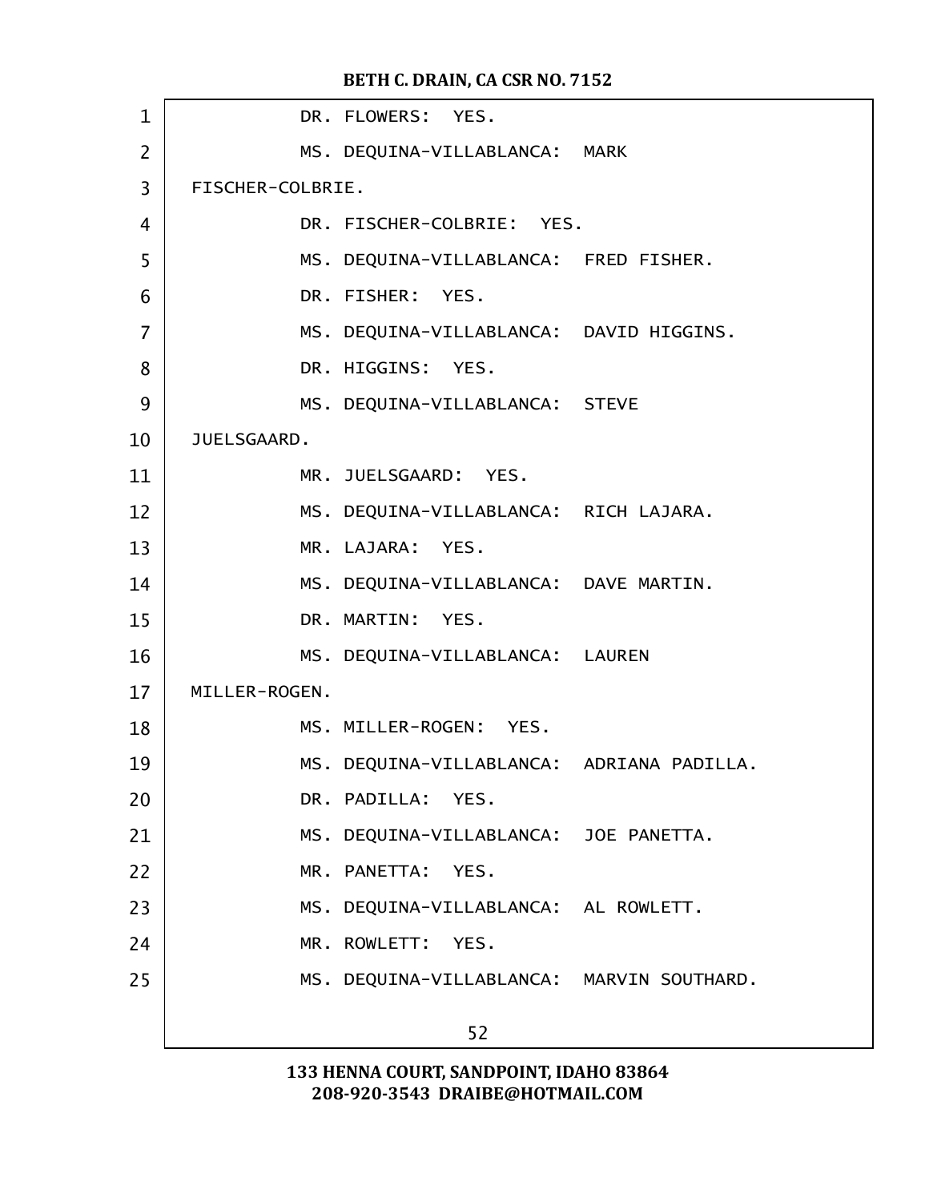DR. FLOWERS: YES.

MS. DEQUINA-VILLABLANCA: MARK FISCHER-COLBRIE.

DR. FISCHER-COLBRIE: YES.

MS. DEQUINA-VILLABLANCA: FRED FISHER.

DR. FISHER: YES.

MS. DEQUINA-VILLABLANCA: DAVID HIGGINS.

DR. HIGGINS: YES.

MS. DEQUINA-VILLABLANCA: STEVE JUELSGAARD.

MR. JUELSGAARD: YES.

MS. DEQUINA-VILLABLANCA: RICH LAJARA.

MR. LAJARA: YES.

MS. DEQUINA-VILLABLANCA: DAVE MARTIN.

DR. MARTIN: YES.

MS. DEQUINA-VILLABLANCA: LAUREN MILLER-ROGEN.

MS. MILLER-ROGEN: YES.

MS. DEQUINA-VILLABLANCA: ADRIANA PADILLA.

DR. PADILLA: YES.

MS. DEQUINA-VILLABLANCA: JOE PANETTA.

MR. PANETTA: YES.

MS. DEQUINA-VILLABLANCA: AL ROWLETT.

MR. ROWLETT: YES.

MS. DEQUINA-VILLABLANCA: MARVIN SOUTHARD.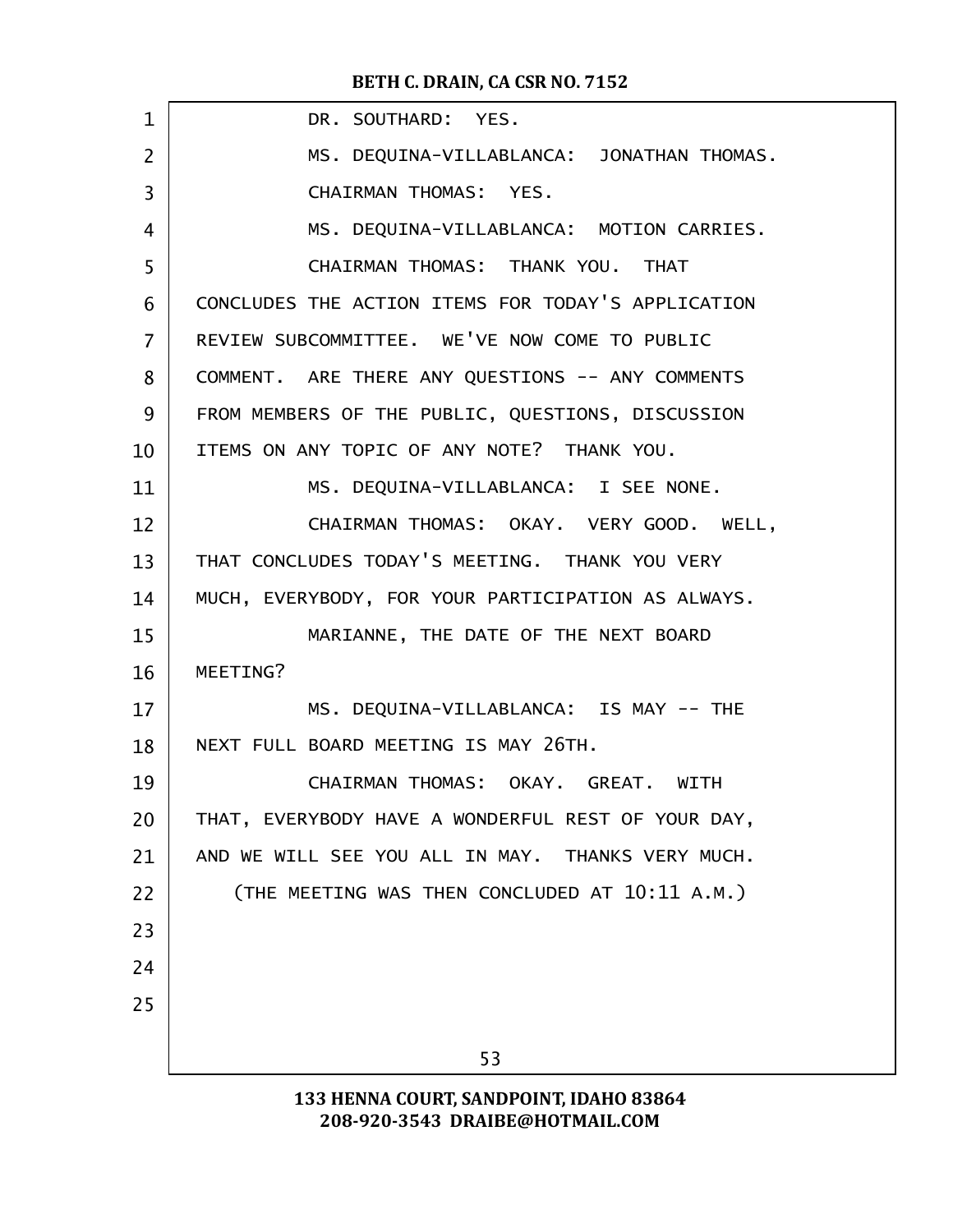DR. SOUTHARD: YES.

MS. DEQUINA-VILLABLANCA: JONATHAN THOMAS.

CHAIRMAN THOMAS: YES.

MS. DEQUINA-VILLABLANCA: MOTION CARRIES.

CHAIRMAN THOMAS: THANK YOU. THAT CONCLUDES THE ACTION ITEMS FOR TODAY'S APPLICATION REVIEW SUBCOMMITTEE. WE'VE NOW COME TO PUBLIC COMMENT. ARE THERE ANY QUESTIONS -- ANY COMMENTS FROM MEMBERS OF THE PUBLIC, QUESTIONS, DISCUSSION ITEMS ON ANY TOPIC OF ANY NOTE? THANK YOU.

MS. DEQUINA-VILLABLANCA: I SEE NONE.

CHAIRMAN THOMAS: OKAY. VERY GOOD. WELL, THAT CONCLUDES TODAY'S MEETING. THANK YOU VERY MUCH, EVERYBODY, FOR YOUR PARTICIPATION AS ALWAYS.

MARIANNE, THE DATE OF THE NEXT BOARD MEETING?

MS. DEQUINA-VILLABLANCA: IS MAY -- THE NEXT FULL BOARD MEETING IS MAY 26TH.

CHAIRMAN THOMAS: OKAY. GREAT. WITH THAT, EVERYBODY HAVE A WONDERFUL REST OF YOUR DAY, AND WE WILL SEE YOU ALL IN MAY. THANKS VERY MUCH.

(THE MEETING WAS THEN CONCLUDED AT 10:11 A.M.)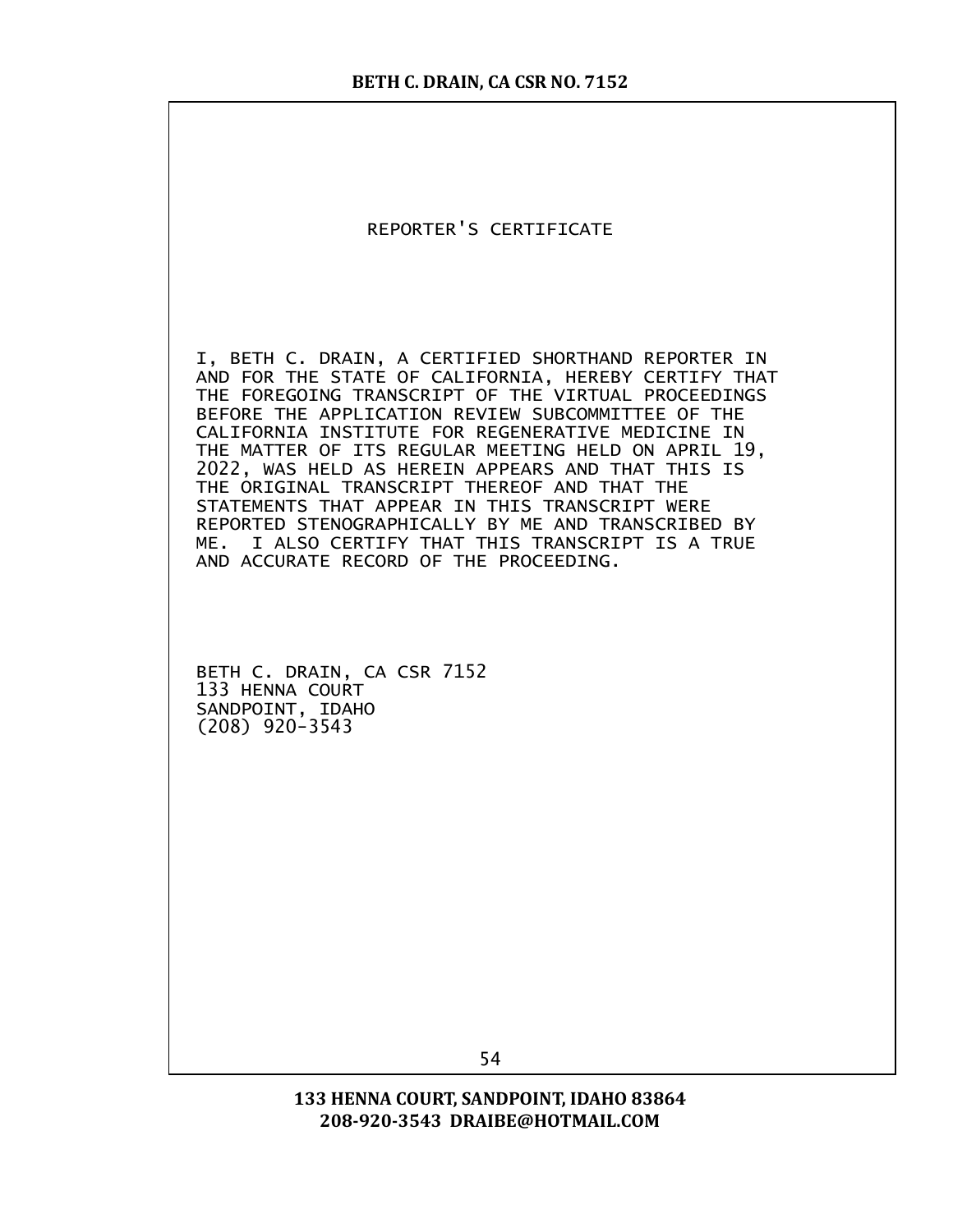## REPORTER'S CERTIFICATE

I, BETH C. DRAIN, A CERTIFIED SHORTHAND REPORTER IN AND FOR THE STATE OF CALIFORNIA, HEREBY CERTIFY THAT THE FOREGOING TRANSCRIPT OF THE VIRTUAL PROCEEDINGS BEFORE THE APPLICATION REVIEW SUBCOMMITTEE OF THE CALIFORNIA INSTITUTE FOR REGENERATIVE MEDICINE IN THE MATTER OF ITS REGULAR MEETING HELD ON APRIL 19, 2022, WAS HELD AS HEREIN APPEARS AND THAT THIS IS THE ORIGINAL TRANSCRIPT THEREOF AND THAT THE STATEMENTS THAT APPEAR IN THIS TRANSCRIPT WERE REPORTED STENOGRAPHICALLY BY ME AND TRANSCRIBED BY ME. I ALSO CERTIFY THAT THIS TRANSCRIPT IS A TRUE AND ACCURATE RECORD OF THE PROCEEDING.

BETH C. DRAIN, CA CSR 7152
133 HENNA COURT
SANDPOINT, IDAHO
(208) 920-3543